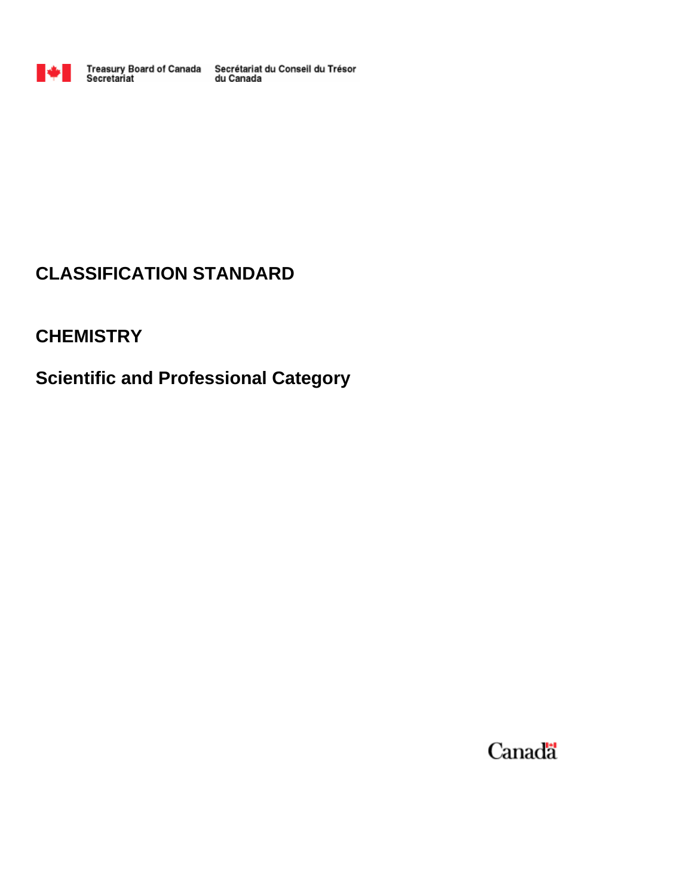Treasury Board of Canada Secretariat | Secrétariat du Conseil du Trésor du Canada

# CLASSIFICATION STANDARD

## CHEMISTRY

## Scientific and Professional Category

Canada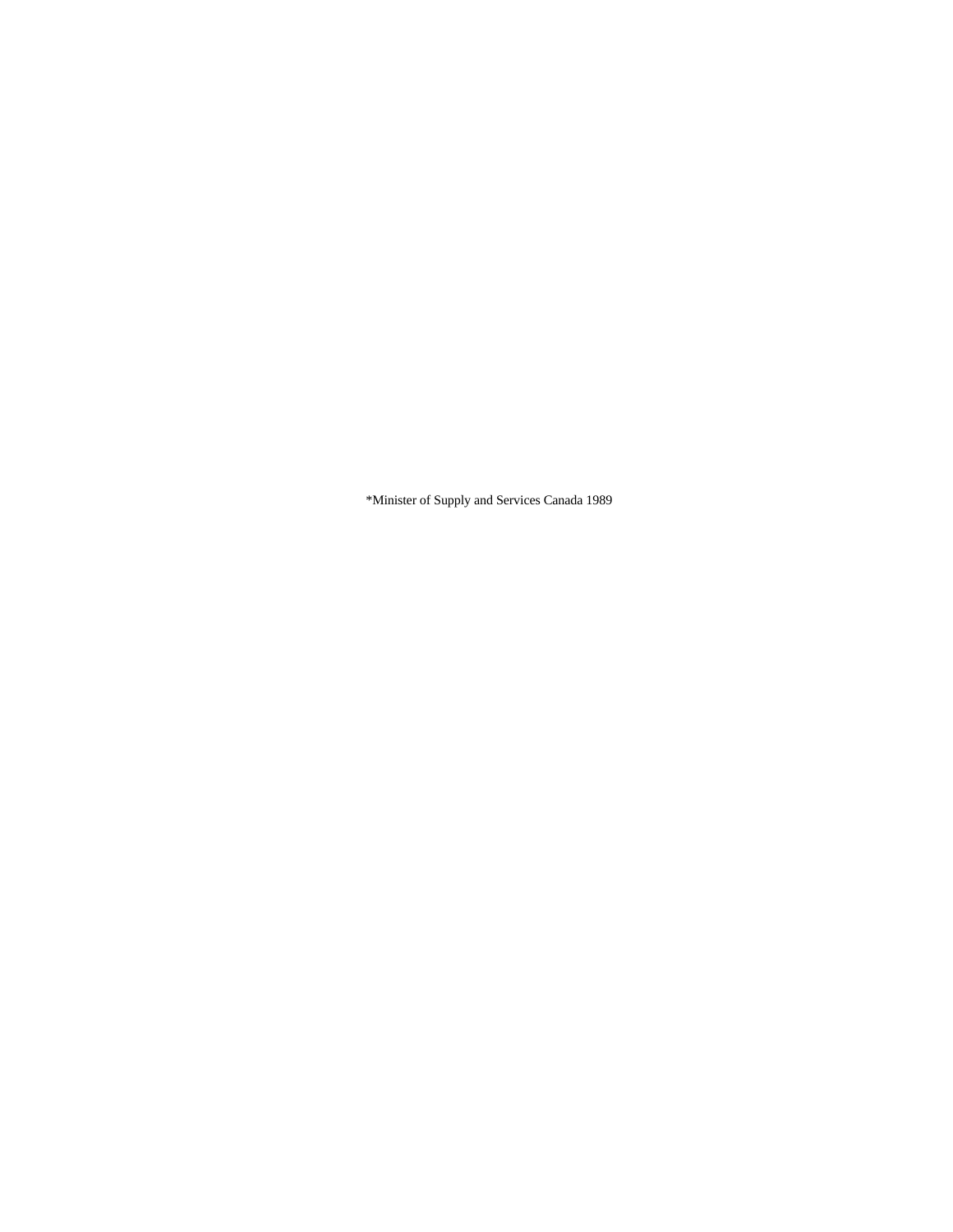*Minister of Supply and Services Canada 1989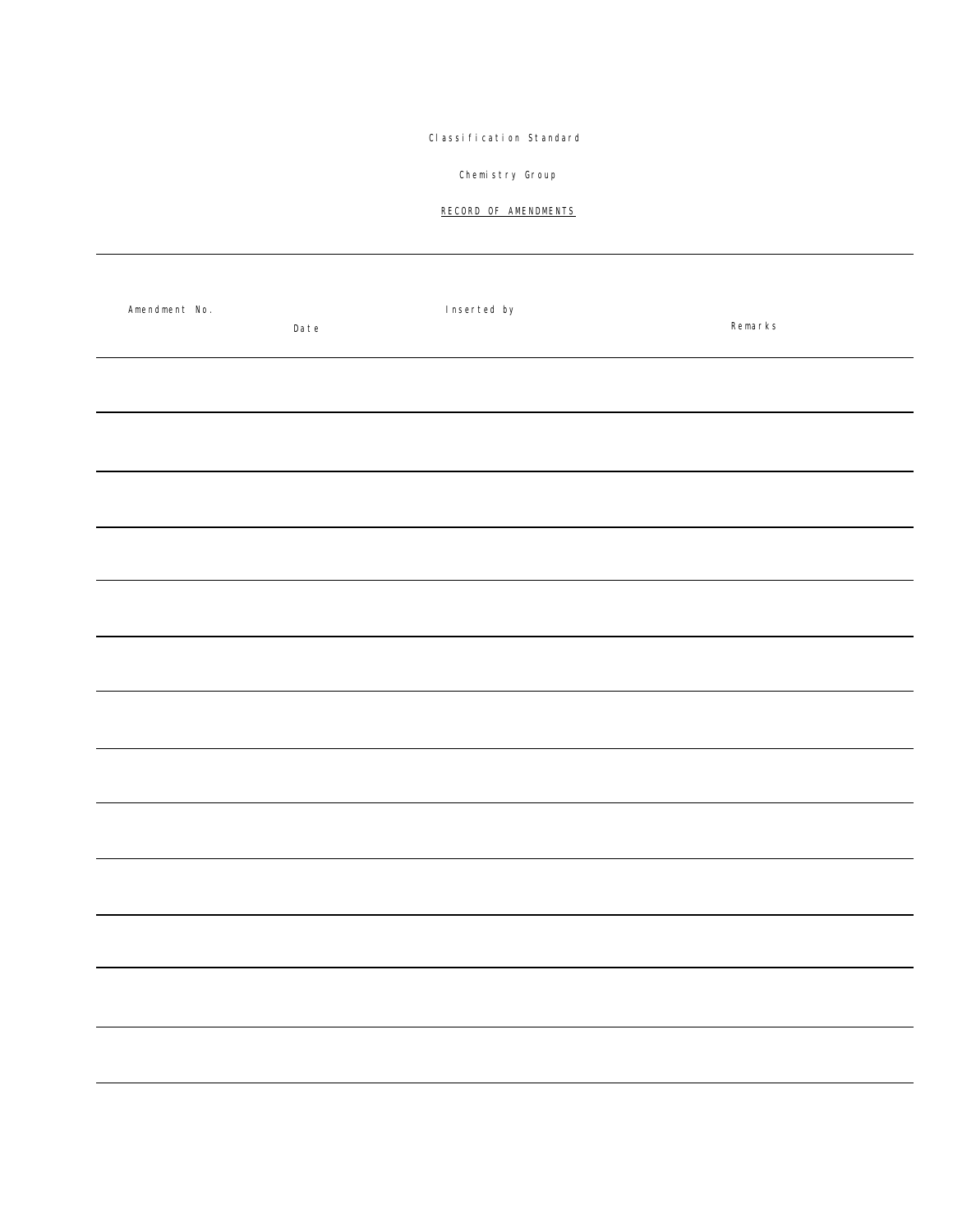Classification Standard

Chemistry Group

RECORD OF AMENDMENTS

| Amendment No. | Date | Inserted by | Remarks |
|---|---|---|---|
| | | | |
| | | | |
| | | | |
| | | | |
| | | | |
| | | | |
| | | | |
| | | | |
| | | | |
| | | | |
| | | | |
| | | | |
| | | | |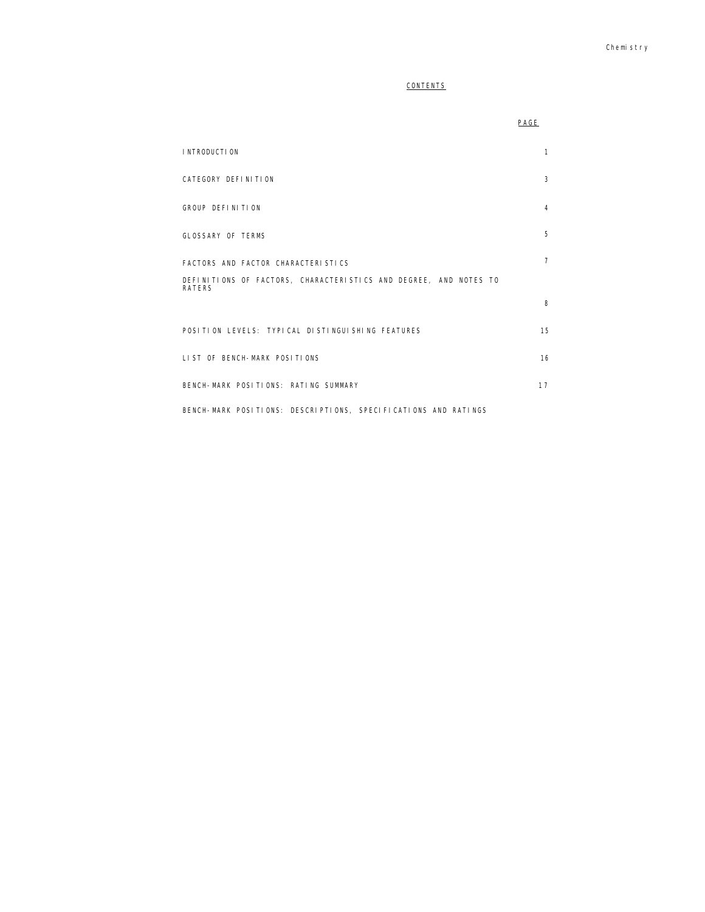## CONTENTS

| | PAGE |
|---|---|
| INTRODUCTION | 1 |
| CATEGORY DEFINITION | 3 |
| GROUP DEFINITION | 4 |
| GLOSSARY OF TERMS | 5 |
| FACTORS AND FACTOR CHARACTERISTICS | 7 |
| DEFINITIONS OF FACTORS, CHARACTERISTICS AND DEGREE, AND NOTES TO RATERS | 8 |
| POSITION LEVELS: TYPICAL DISTINGUISHING FEATURES | 15 |
| LIST OF BENCH-MARK POSITIONS | 16 |
| BENCH-MARK POSITIONS: RATING SUMMARY | 17 |
| BENCH-MARK POSITIONS: DESCRIPTIONS, SPECIFICATIONS AND RATINGS | |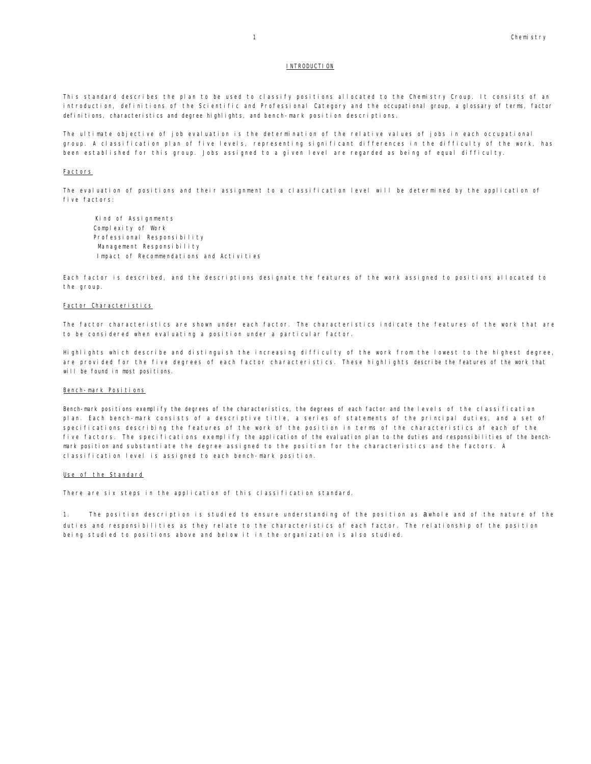## INTRODUCTION

This standard describes the plan to be used to classify positions allocated to the Chemistry Croup. It consists of an introduction, definitions of the Scientific and Professional Category and the occupational group, a glossary of terms, factor definitions, characteristics and degree highlights, and bench-mark position descriptions.

The ultimate objective of job evaluation is the determination of the relative values of jobs in each occupational group. A classification plan of five levels, representing significant differences in the difficulty of the work, has been established for this group. Jobs assigned to a given level are regarded as being of equal difficulty.

### Factors

The evaluation of positions and their assignment to a classification level will be determined by the application of five factors:

- Kind of Assignments
- Complexity of Work
- Professional Responsibility
- Management Responsibility
- Impact of Recommendations and Activities

Each factor is described, and the descriptions designate the features of the work assigned to positions allocated to the group.

### Factor Characteristics

The factor characteristics are shown under each factor. The characteristics indicate the features of the work that are to be considered when evaluating a position under a particular factor.

Highlights which describe and distinguish the increasing difficulty of the work from the lowest to the highest degree, are provided for the five degrees of each factor characteristics. These highlights describe the features of the work that will be found in most positions.

### Bench-mark Positions

Bench-mark positions exemplify the degrees of the characteristics, the degrees of each factor and the levels of the classification plan. Each bench-mark consists of a descriptive title, a series of statements of the principal duties, and a set of specifications describing the features of the work of the position in terms of the characteristics of each of the five factors. The specifications exemplify the application of the evaluation plan to the duties and responsibilities of the bench-mark position and substantiate the degree assigned to the position for the characteristics and the factors. A classification level is assigned to each bench-mark position.

### Use of the Standard

There are six steps in the application of this classification standard.

1. The position description is studied to ensure understanding of the position as a whole and of the nature of the duties and responsibilities as they relate to the characteristics of each factor. The relationship of the position being studied to positions above and below it in the organization is also studied.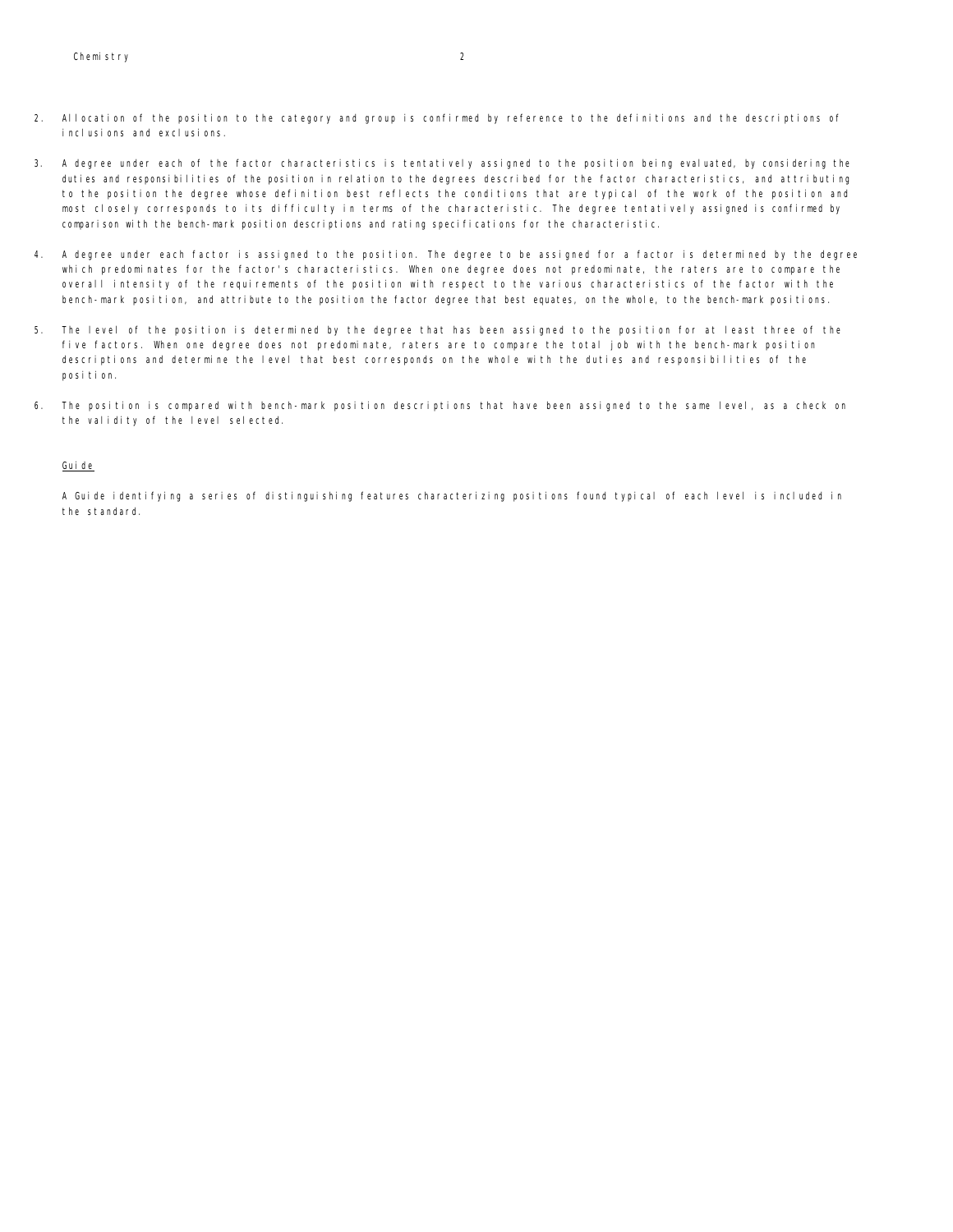2. Allocation of the position to the category and group is confirmed by reference to the definitions and the descriptions of inclusions and exclusions.

3. A degree under each of the factor characteristics is tentatively assigned to the position being evaluated, by considering the duties and responsibilities of the position in relation to the degrees described for the factor characteristics, and attributing to the position the degree whose definition best reflects the conditions that are typical of the work of the position and most closely corresponds to its difficulty in terms of the characteristic. The degree tentatively assigned is confirmed by comparison with the bench-mark position descriptions and rating specifications for the characteristic.

4. A degree under each factor is assigned to the position. The degree to be assigned for a factor is determined by the degree which predominates for the factor's characteristics. When one degree does not predominate, the raters are to compare the overall intensity of the requirements of the position with respect to the various characteristics of the factor with the bench-mark position, and attribute to the position the factor degree that best equates, on the whole, to the bench-mark positions.

5. The level of the position is determined by the degree that has been assigned to the position for at least three of the five factors. When one degree does not predominate, raters are to compare the total job with the bench-mark position descriptions and determine the level that best corresponds on the whole with the duties and responsibilities of the position.

6. The position is compared with bench-mark position descriptions that have been assigned to the same level, as a check on the validity of the level selected.

Guide

A Guide identifying a series of distinguishing features characterizing positions found typical of each level is included in the standard.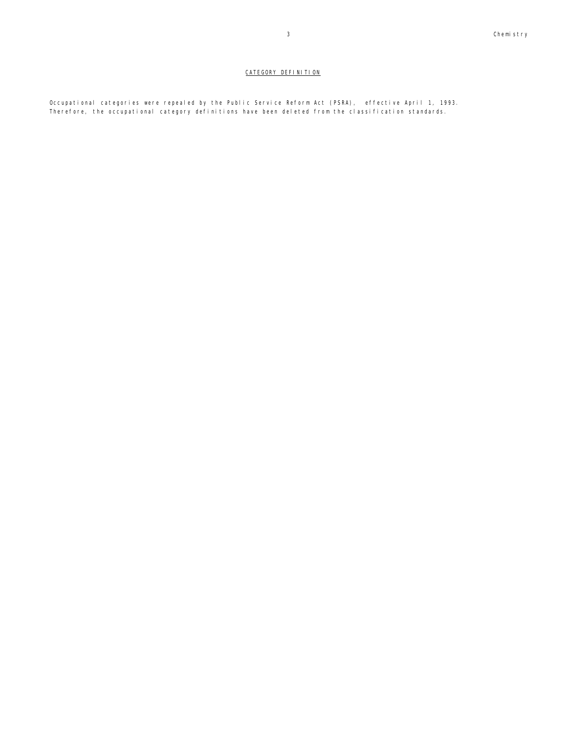## CATEGORY DEFINITION

Occupational categories were repealed by the Public Service Reform Act (PSRA), effective April 1, 1993. Therefore, the occupational category definitions have been deleted from the classification standards.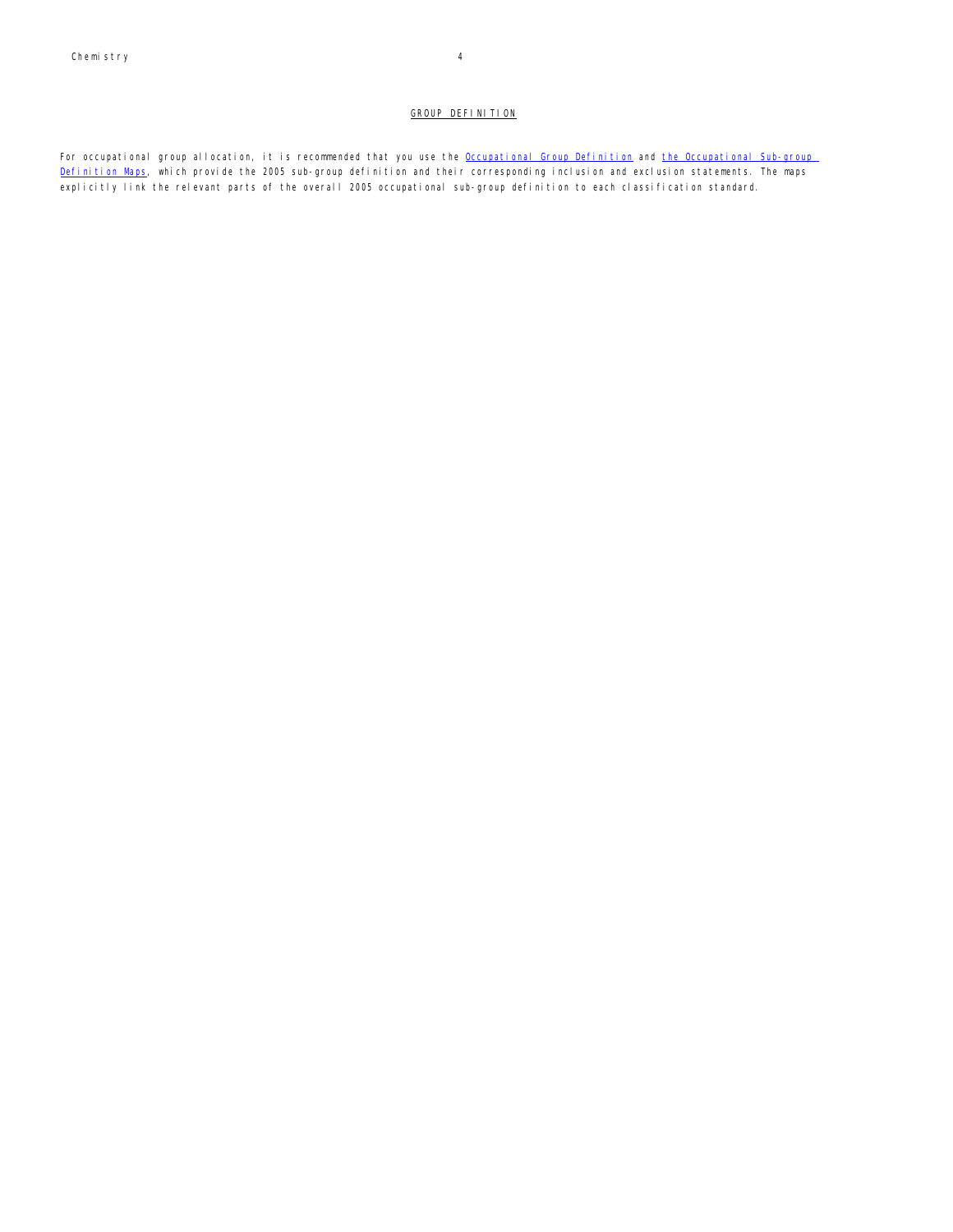## GROUP DEFINITION

For occupational group allocation, it is recommended that you use the Occupational Group Definition and the Occupational Sub-group Definition Maps, which provide the 2005 sub-group definition and their corresponding inclusion and exclusion statements. The maps explicitly link the relevant parts of the overall 2005 occupational sub-group definition to each classification standard.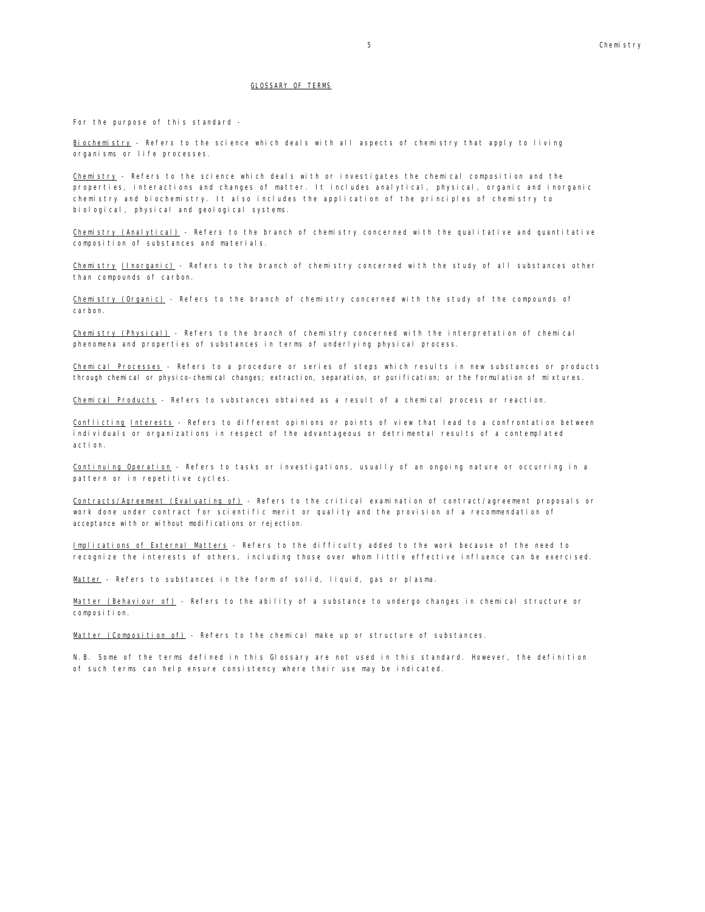## GLOSSARY OF TERMS

For the purpose of this standard -

Biochemistry - Refers to the science which deals with all aspects of chemistry that apply to living organisms or life processes.

Chemistry - Refers to the science which deals with or investigates the chemical composition and the properties, interactions and changes of matter. It includes analytical, physical, organic and inorganic chemistry and biochemistry. It also includes the application of the principles of chemistry to biological, physical and geological systems.

Chemistry (Analytical) - Refers to the branch of chemistry concerned with the qualitative and quantitative composition of substances and materials.

Chemistry (Inorganic) - Refers to the branch of chemistry concerned with the study of all substances other than compounds of carbon.

Chemistry (Organic) - Refers to the branch of chemistry concerned with the study of the compounds of carbon.

Chemistry (Physical) - Refers to the branch of chemistry concerned with the interpretation of chemical phenomena and properties of substances in terms of underlying physical process.

Chemical Processes - Refers to a procedure or series of steps which results in new substances or products through chemical or physico-chemical changes; extraction, separation, or purification; or the formulation of mixtures.

Chemical Products - Refers to substances obtained as a result of a chemical process or reaction.

Conflicting Interests - Refers to different opinions or points of view that lead to a confrontation between individuals or organizations in respect of the advantageous or detrimental results of a contemplated action.

Continuing Operation - Refers to tasks or investigations, usually of an ongoing nature or occurring in a pattern or in repetitive cycles.

Contracts/Agreement (Evaluating of) - Refers to the critical examination of contract/agreement proposals or work done under contract for scientific merit or quality and the provision of a recommendation of acceptance with or without modifications or rejection.

Implications of External Matters - Refers to the difficulty added to the work because of the need to recognize the interests of others, including those over whom little effective influence can be exercised.

Matter - Refers to substances in the form of solid, liquid, gas or plasma.

Matter (Behaviour of) - Refers to the ability of a substance to undergo changes in chemical structure or composition.

Matter (Composition of) - Refers to the chemical make up or structure of substances.

N.B. Some of the terms defined in this Glossary are not used in this standard. However, the definition of such terms can help ensure consistency where their use may be indicated.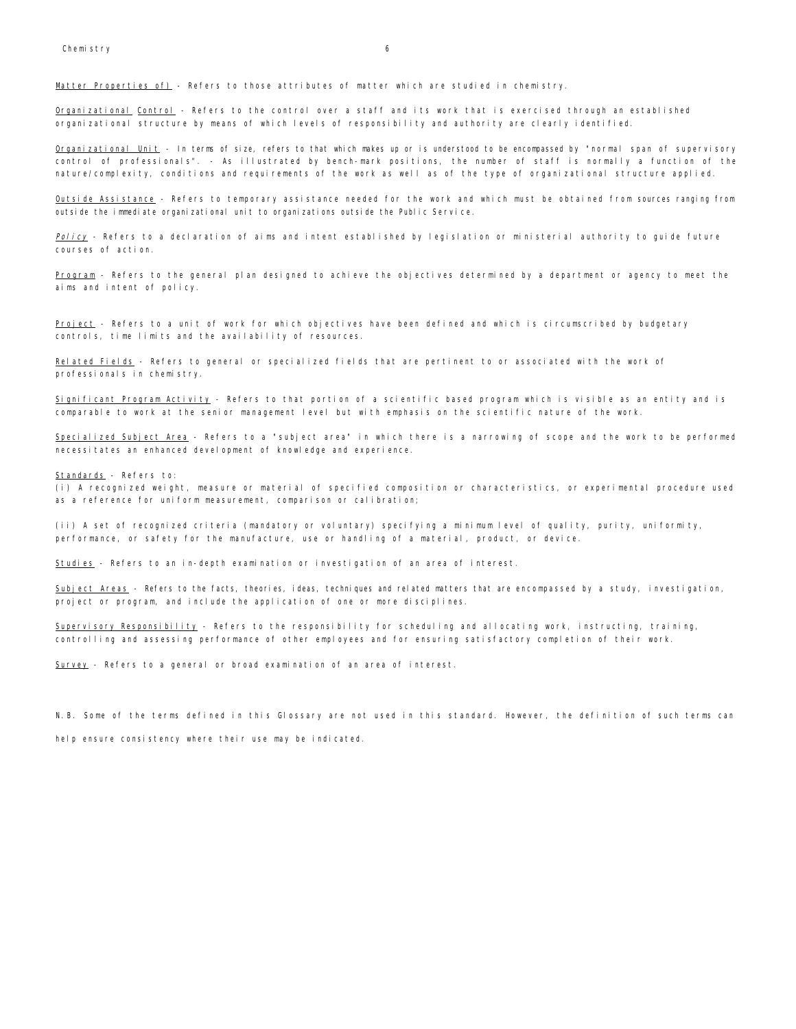<u>Matter Properties of)</u> - Refers to those attributes of matter which are studied in chemistry.

<u>Organizational Control</u> - Refers to the control over a staff and its work that is exercised through an established organizational structure by means of which levels of responsibility and authority are clearly identified.

<u>Organizational Unit</u> - In terms of size, refers to that which makes up or is understood to be encompassed by "normal span of supervisory control of professionals". - As illustrated by bench-mark positions, the number of staff is normally a function of the nature/complexity, conditions and requirements of the work as well as of the type of organizational structure applied.

<u>Outside Assistance</u> - Refers to temporary assistance needed for the work and which must be obtained from sources ranging from outside the immediate organizational unit to organizations outside the Public Service.

<u>*Policy*</u> - Refers to a declaration of aims and intent established by legislation or ministerial authority to guide future courses of action.

<u>Program</u> - Refers to the general plan designed to achieve the objectives determined by a department or agency to meet the aims and intent of policy.

<u>Project</u> - Refers to a unit of work for which objectives have been defined and which is circumscribed by budgetary controls, time limits and the availability of resources.

<u>Related Fields</u> - Refers to general or specialized fields that are pertinent to or associated with the work of professionals in chemistry.

<u>Significant Program Activity</u> - Refers to that portion of a scientific based program which is visible as an entity and is comparable to work at the senior management level but with emphasis on the scientific nature of the work.

<u>Specialized Subject Area</u> - Refers to a "subject area" in which there is a narrowing of scope and the work to be performed necessitates an enhanced development of knowledge and experience.

<u>Standards</u> - Refers to:
(i) A recognized weight, measure or material of specified composition or characteristics, or experimental procedure used as a reference for uniform measurement, comparison or calibration;

(ii) A set of recognized criteria (mandatory or voluntary) specifying a minimum level of quality, purity, uniformity, performance, or safety for the manufacture, use or handling of a material, product, or device.

<u>Studies</u> - Refers to an in-depth examination or investigation of an area of interest.

<u>Subject Areas</u> - Refers to the facts, theories, ideas, techniques and related matters that are encompassed by a study, investigation, project or program, and include the application of one or more disciplines.

<u>Supervisory Responsibility</u> - Refers to the responsibility for scheduling and allocating work, instructing, training, controlling and assessing performance of other employees and for ensuring satisfactory completion of their work.

<u>Survey</u> - Refers to a general or broad examination of an area of interest.

N.B. Some of the terms defined in this Glossary are not used in this standard. However, the definition of such terms can help ensure consistency where their use may be indicated.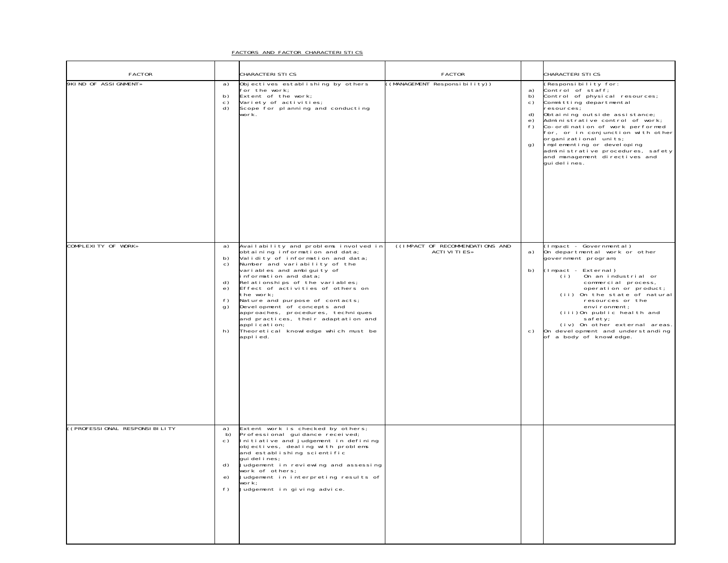FACTORS AND FACTOR CHARACTERISTICS

| FACTOR | | CHARACTERISTICS | FACTOR | | CHARACTERISTICS |
|---|---|---|---|---|---|
| 9KIND OF ASSIGNMENT» | a)<br>b)<br>c)<br>d) | Objectives establishing by others for the work;<br>Extent of the work;<br>Variety of activities;<br>Scope for planning and conducting work. | ((MANAGEMENT Responsibility)) | <br>a)<br>b)<br>c)<br>d)<br>e)<br>f)<br>g) | (Responsibility for:<br>Control of staff;<br>Control of physical resources;<br>Committing departmental resources;<br>Obtaining outside assistance;<br>Administrative control of work;<br>Co-ordination of work performed for, or in conjunction with other organizational units;<br>Implementing or developing administrative procedures, safety and management directives and guidelines. |
| COMPLEXITY OF WORK» | a)<br>b)<br>c)<br>d)<br>e)<br>f)<br>g)<br>h) | Availability and problems involved in obtaining information and data;<br>Validity of information and data;<br>Number and variability of the variables and ambiguity of information and data;<br>Relationships of the variables;<br>Effect of activities of others on the work;<br>Nature and purpose of contacts;<br>Development of concepts and approaches, procedures, techniques and practices, their adaptation and application;<br>Theoretical knowledge which must be applied. | ((IMPACT OF RECOMMENDATIONS AND ACTIVITIES» | <br>a)<br>b)<br><br><br><br><br>c) | (Impact - Governmental)<br>On departmental work or other government program;<br>(Impact - External)<br>(i) On an industrial or commercial process, operation or product;<br>(ii) On the state of natural resources or the environment;<br>(iii) On public health and safety;<br>(iv) On other external areas.<br>On development and understanding of a body of knowledge. |
| ((PROFESSIONAL RESPONSIBILITY | a)<br>b)<br>c)<br>d)<br>e)<br>f) | Extent work is checked by others;<br>Professional guidance received;<br>Initiative and judgement in defining objectives, dealing with problems and establishing scientific guidelines;<br>Judgement in reviewing and assessing work of others;<br>Judgement in interpreting results of work;<br>Judgement in giving advice. | | | |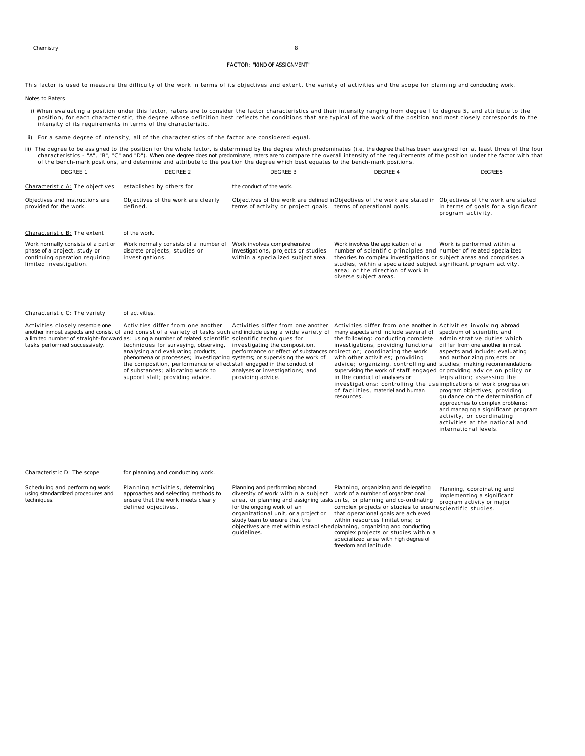## FACTOR: "KIND OF ASSIGNMENT"

This factor is used to measure the difficulty of the work in terms of its objectives and extent, the variety of activities and the scope for planning and conducting work.

Notes to Raters

i) When evaluating a position under this factor, raters are to consider the factor characteristics and their intensity ranging from degree I to degree 5, and attribute to the position, for each characteristic, the degree whose definition best reflects the conditions that are typical of the work of the position and most closely corresponds to the intensity of its requirements in terms of the characteristic.

ii) For a same degree of intensity, all of the characteristics of the factor are considered equal.

iii) The degree to be assigned to the position for the whole factor, is determined by the degree which predominates (i.e. the degree that has been assigned for at least three of the four characteristics - "A", "B", "C" and "D"). When one degree does not predominate, raters are to compare the overall intensity of the requirements of the position under the factor with that of the bench-mark positions, and determine and attribute to the position the degree which best equates to the bench-mark positions.

| DEGREE 1 | DEGREE 2 | DEGREE 3 | DEGREE 4 | DEGREE 5 |
|---|---|---|---|---|
| Characteristic A: The objectives established by others for the conduct of the work. | | | | |
| Objectives and instructions are provided for the work. | Objectives of the work are clearly defined. | Objectives of the work are defined in terms of activity or project goals. | Objectives of the work are stated in terms of operational goals. | Objectives of the work are stated in terms of goals for a significant program activity. |
| Characteristic B: The extent of the work. | | | | |
| Work normally consists of a part or phase of a project, study or continuing operation requiring limited investigation. | Work normally consists of a number of discrete projects, studies or investigations. | Work involves comprehensive investigations, projects or studies within a specialized subject area. | Work involves the application of a number of scientific principles and theories to complex investigations or studies, within a specialized subject area; or the direction of work in diverse subject areas. | Work is performed within a number of related specialized subject areas and comprises a significant program activity. |
| Characteristic C: The variety of activities. | | | | |
| Activities closely resemble one another inmost aspects and consist of a limited number of straight-forward tasks performed successively. | Activities differ from one another and consist of a variety of tasks such as: using a number of related scientific techniques for surveying, observing, analysing and evaluating products, phenomena or processes; investigating the composition, performance or effect of substances; allocating work to support staff; providing advice. | Activities differ from one another and include using a wide variety of scientific techniques for investigating the composition, performance or effect of substances or systems; or supervising the work of staff engaged in the conduct of analyses or investigations; and providing advice. | Activities differ from one another in many aspects and include several of the following: conducting complete investigations, providing functional direction; coordinating the work with other activities; providing advice; organizing, controlling and supervising the work of staff engaged in the conduct of analyses or investigations; controlling the use of facilities, materiel and human resources. | Activities involving abroad spectrum of scientific and administrative duties which differ from one another in most aspects and include: evaluating and authorizing projects or studies; making recommendations or providing advice on policy or legislation; assessing the implications of work progress on program objectives; providing guidance on the determination of approaches to complex problems; and managing a significant program activity, or coordinating activities at the national and international levels. |
| Characteristic D: The scope for planning and conducting work. | | | | |
| Scheduling and performing work using standardized procedures and techniques. | Planning activities, determining approaches and selecting methods to ensure that the work meets clearly defined objectives. | Planning and performing abroad diversity of work within a subject area, or planning and assigning tasks for the ongoing work of an organizational unit, or a project or study team to ensure that the objectives are met within established guidelines. | Planning, organizing and delegating work of a number of organizational units, or planning and co-ordinating complex projects or studies to ensure that operational goals are achieved within resources limitations; or planning, organizing and conducting complex projects or studies within a specialized area with high degree of freedom and latitude. | Planning, coordinating and implementing a significant program activity or major scientific studies. |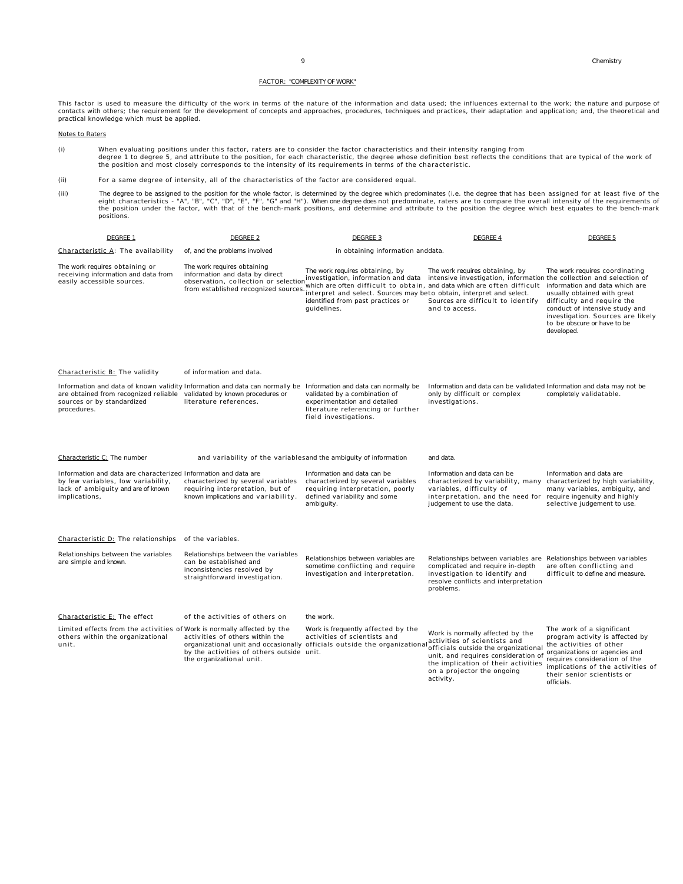## FACTOR: "COMPLEXITY OF WORK"

This factor is used to measure the difficulty of the work in terms of the nature of the information and data used; the influences external to the work; the nature and purpose of contacts with others; the requirement for the development of concepts and approaches, procedures, techniques and practices, their adaptation and application; and, the theoretical and practical knowledge which must be applied.

### Notes to Raters

(i) When evaluating positions under this factor, raters are to consider the factor characteristics and their intensity ranging from degree 1 to degree 5, and attribute to the position, for each characteristic, the degree whose definition best reflects the conditions that are typical of the work of the position and most closely corresponds to the intensity of its requirements in terms of the characteristic.

(ii) For a same degree of intensity, all of the characteristics of the factor are considered equal.

(iii) The degree to be assigned to the position for the whole factor, is determined by the degree which predominates (i.e. the degree that has been assigned for at least five of the eight characteristics - "A", "B", "C", "D", "E", "F", "G" and "H"). When one degree does not predominate, raters are to compare the overall intensity of the requirements of the position under the factor, with that of the bench-mark positions, and determine and attribute to the position the degree which best equates to the bench-mark positions.

| DEGREE 1 | DEGREE 2 | DEGREE 3 | DEGREE 4 | DEGREE 5 |
|---|---|---|---|---|
| **Characteristic A: The availability of, and the problems involved in obtaining information and data.** | | | | |
| The work requires obtaining or receiving information and data from easily accessible sources. | The work requires obtaining information and data by direct observation, collection or selection from established recognized sources. | The work requires obtaining, by investigation, information and data which are often difficult to obtain, interpret and select. Sources may be identified from past practices or guidelines. | The work requires obtaining, by intensive investigation, information and data which are often difficult to obtain, interpret and select. Sources are difficult to identify and to access. | The work requires coordinating the collection and selection of information and data which are usually obtained with great difficulty and require the conduct of intensive study and investigation. Sources are likely to be obscure or have to be developed. |
| **Characteristic B: The validity of information and data.** | | | | |
| Information and data of known validity are obtained from recognized reliable sources or by standardized procedures. | Information and data can normally be validated by known procedures or literature references. | Information and data can normally be validated by a combination of experimentation and detailed literature referencing or further field investigations. | Information and data can be validated only by difficult or complex investigations. | Information and data may not be completely validatable. |
| **Characteristic C: The number and variability of the variables and the ambiguity of information and data.** | | | | |
| Information and data are characterized by few variables, low variability, lack of ambiguity and are of known implications, | Information and data are characterized by several variables requiring interpretation, but of known implications and variability. | Information and data can be characterized by several variables requiring interpretation, poorly defined variability and some ambiguity. | Information and data can be characterized by variability, many variables, difficulty of interpretation, and the need for judgement to use the data. | Information and data are characterized by high variability, many variables, ambiguity, and require ingenuity and highly selective judgement to use. |
| **Characteristic D: The relationships of the variables.** | | | | |
| Relationships between the variables are simple and known. | Relationships between the variables can be established and inconsistencies resolved by straightforward investigation. | Relationships between variables are sometime conflicting and require investigation and interpretation. | Relationships between variables are complicated and require in-depth investigation to identify and resolve conflicts and interpretation problems. | Relationships between variables are often conflicting and difficult to define and measure. |
| **Characteristic E: The effect of the activities of others on the work.** | | | | |
| Limited effects from the activities of others within the organizational unit. | Work is normally affected by the activities of others within the organizational unit and occasionally by the activities of others outside the organizational unit. | Work is frequently affected by the activities of scientists and officials outside the organizational unit. | Work is normally affected by the activities of scientists and officials outside the organizational unit, and requires consideration of the implication of their activities on a projector the ongoing activity. | The work of a significant program activity is affected by the activities of other organizations or agencies and requires consideration of the implications of the activities of their senior scientists or officials. |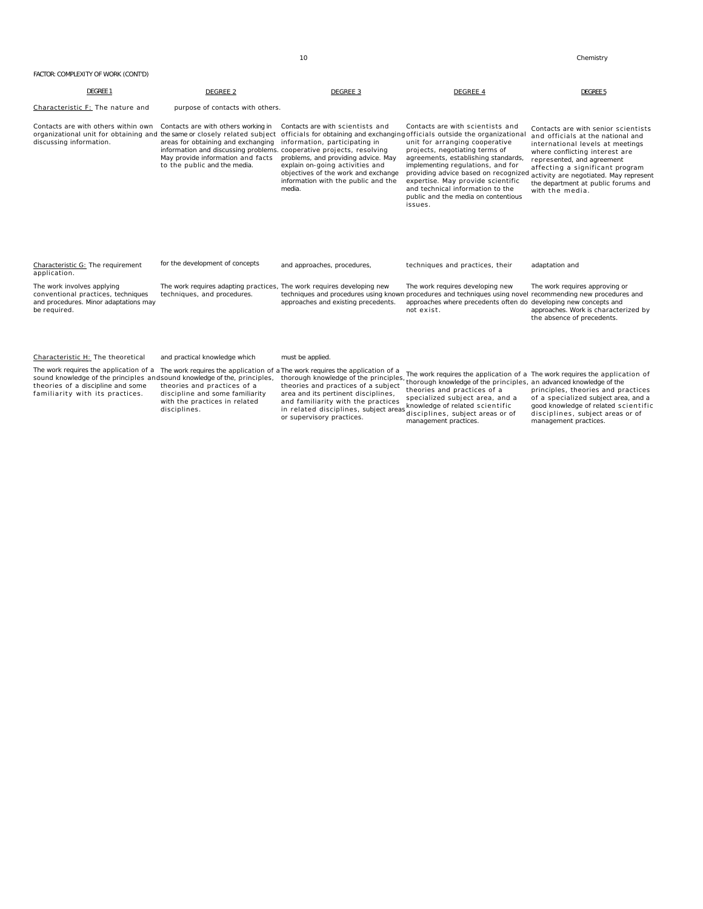FACTOR: COMPLEXITY OF WORK (CONT'D)

| DEGREE 1 | DEGREE 2 | DEGREE 3 | DEGREE 4 | DEGREE 5 |
|---|---|---|---|---|
| Characteristic F: The nature and | purpose of contacts with others. | | | |
| Contacts are with others within own organizational unit for obtaining and discussing information. | Contacts are with others working in the same or closely related subject areas for obtaining and exchanging information and discussing problems. May provide information and facts to the public and the media. | Contacts are with scientists and officials for obtaining and exchanging information, participating in cooperative projects, resolving problems, and providing advice. May explain on-going activities and objectives of the work and exchange information with the public and the media. | Contacts are with scientists and officials outside the organizational unit for arranging cooperative projects, negotiating terms of agreements, establishing standards, implementing regulations, and for providing advice based on recognized expertise. May provide scientific and technical information to the public and the media on contentious issues. | Contacts are with senior scientists and officials at the national and international levels at meetings where conflicting interest are represented, and agreement affecting a significant program activity are negotiated. May represent the department at public forums and with the media. |
| Characteristic G: The requirement | for the development of concepts | and approaches, procedures, | techniques and practices, their | adaptation and application. |
| The work involves applying conventional practices, techniques and procedures. Minor adaptations may be required. | The work requires adapting practices, techniques, and procedures. | The work requires developing new techniques and procedures using known approaches and existing precedents. | The work requires developing new procedures and techniques using novel approaches where precedents often do not exist. | The work requires approving or recommending new procedures and developing new concepts and approaches. Work is characterized by the absence of precedents. |
| Characteristic H: The theoretical | and practical knowledge which | must be applied. | | |
| The work requires the application of a sound knowledge of the principles and theories of a discipline and some familiarity with its practices. | The work requires the application of a sound knowledge of the, principles, theories and practices of a discipline and some familiarity with the practices in related disciplines. | The work requires the application of a thorough knowledge of the principles, theories and practices of a subject area and its pertinent disciplines, and familiarity with the practices in related disciplines, subject areas or supervisory practices. | The work requires the application of a thorough knowledge of the principles, theories and practices of a specialized subject area, and a knowledge of related scientific disciplines, subject areas or of management practices. | The work requires the application of an advanced knowledge of the principles, theories and practices of a specialized subject area, and a good knowledge of related scientific disciplines, subject areas or of management practices. |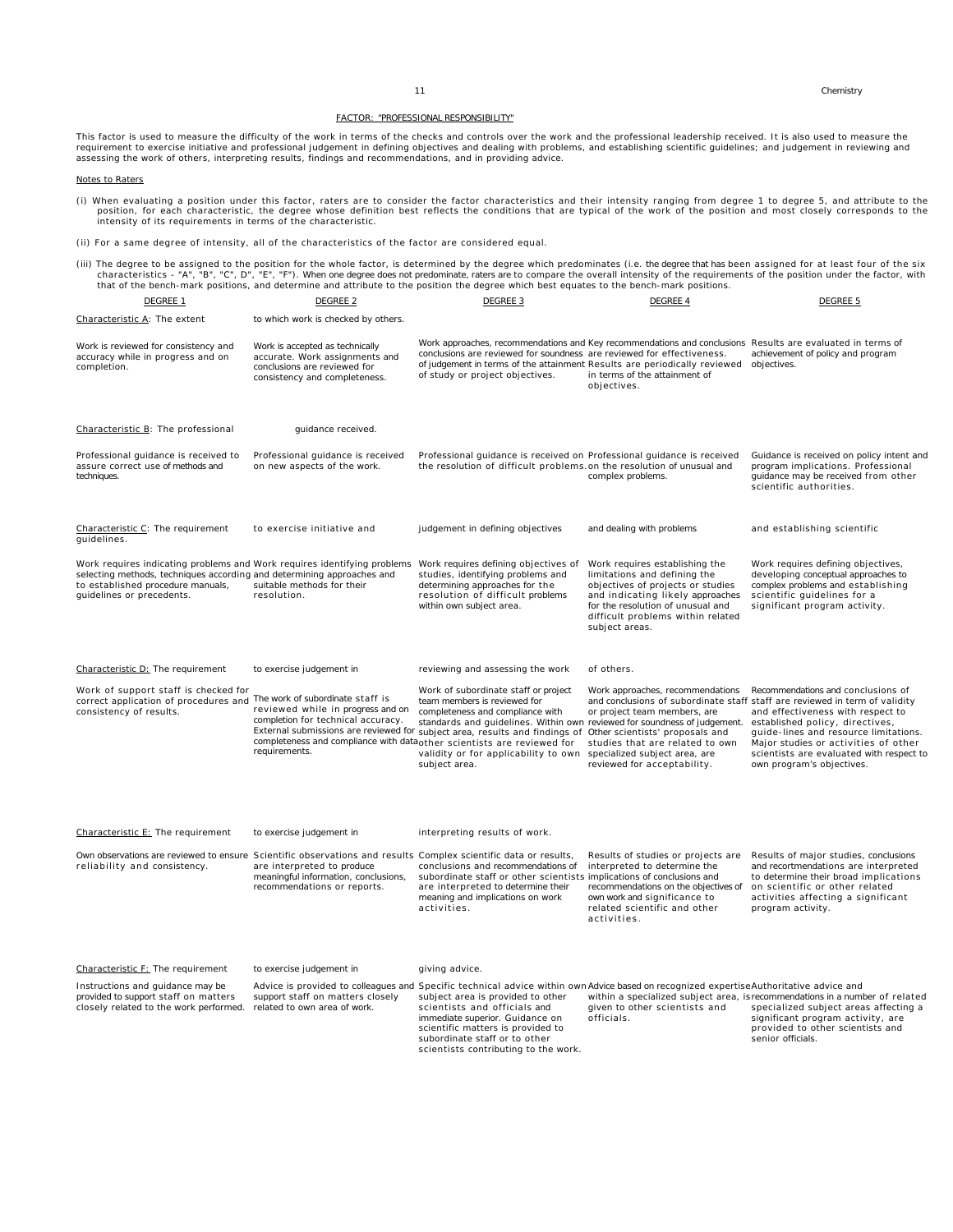## FACTOR: "PROFESSIONAL RESPONSIBILITY"

This factor is used to measure the difficulty of the work in terms of the checks and controls over the work and the professional leadership received. It is also used to measure the requirement to exercise initiative and professional judgement in defining objectives and dealing with problems, and establishing scientific guidelines; and judgement in reviewing and assessing the work of others, interpreting results, findings and recommendations, and in providing advice.

### Notes to Raters

(i) When evaluating a position under this factor, raters are to consider the factor characteristics and their intensity ranging from degree 1 to degree 5, and attribute to the position, for each characteristic, the degree whose definition best reflects the conditions that are typical of the work of the position and most closely corresponds to the intensity of its requirements in terms of the characteristic.

(ii) For a same degree of intensity, all of the characteristics of the factor are considered equal.

(iii) The degree to be assigned to the position for the whole factor, is determined by the degree which predominates (i.e. the degree that has been assigned for at least four of the six characteristics - "A", "B", "C", D", "E", "F"). When one degree does not predominate, raters are to compare the overall intensity of the requirements of the position under the factor, with that of the bench-mark positions, and determine and attribute to the position the degree which best equates to the bench-mark positions.

| DEGREE 1 | DEGREE 2 | DEGREE 3 | DEGREE 4 | DEGREE 5 |
|---|---|---|---|---|
| **Characteristic A:** The extent to which work is checked by others. | | | | |
| Work is reviewed for consistency and accuracy while in progress and on completion. | Work is accepted as technically accurate. Work assignments and conclusions are reviewed for consistency and completeness. | Work approaches, recommendations and conclusions are reviewed for soundness of judgement in terms of the attainment of study or project objectives. | Key recommendations and conclusions are reviewed for effectiveness. Results are periodically reviewed in terms of the attainment of objectives. | Results are evaluated in terms of achievement of policy and program objectives. |
| **Characteristic B:** The professional guidance received. | | | | |
| Professional guidance is received to assure correct use of methods and techniques. | Professional guidance is received on new aspects of the work. | Professional guidance is received on the resolution of difficult problems. | Professional guidance is received on the resolution of unusual and complex problems. | Guidance is received on policy intent and program implications. Professional guidance may be received from other scientific authorities. |
| **Characteristic C:** The requirement to exercise initiative and judgement in defining objectives and dealing with problems and establishing scientific guidelines. | | | | |
| Work requires indicating problems and selecting methods, techniques according to established procedure manuals, guidelines or precedents. | Work requires identifying problems and determining approaches and suitable methods for their resolution. | Work requires defining objectives of studies, identifying problems and determining approaches for the resolution of difficult problems within own subject area. | Work requires establishing the limitations and defining the objectives of projects or studies and indicating likely approaches for the resolution of unusual and difficult problems within related subject areas. | Work requires defining objectives, developing conceptual approaches to complex problems and establishing scientific guidelines for a significant program activity. |
| **Characteristic D:** The requirement to exercise judgement in reviewing and assessing the work of others. | | | | |
| Work of support staff is checked for correct application of procedures and consistency of results. | The work of subordinate staff is reviewed while in progress and on completion for technical accuracy. External submissions are reviewed for completeness and compliance with data requirements. | Work of subordinate staff or project team members is reviewed for completeness and compliance with standards and guidelines. Within own subject area, results and findings of other scientists are reviewed for validity or for applicability to own subject area. | Work approaches, recommendations and conclusions of subordinate staff or project team members, are reviewed for soundness of judgement. Other scientists' proposals and studies that are related to own specialized subject area, are reviewed for acceptability. | Recommendations and conclusions of staff are reviewed in term of validity and effectiveness with respect to established policy, directives, guide-lines and resource limitations. Major studies or activities of other scientists are evaluated with respect to own program's objectives. |
| **Characteristic E:** The requirement to exercise judgement in interpreting results of work. | | | | |
| Own observations are reviewed to ensure reliability and consistency. | Scientific observations and results are interpreted to produce meaningful information, conclusions, recommendations or reports. | Complex scientific data or results, conclusions and recommendations of subordinate staff or other scientists are interpreted to determine their meaning and implications on work activities. | Results of studies or projects are interpreted to determine the implications of conclusions and recommendations on the objectives of own work and significance to related scientific and other activities. | Results of major studies, conclusions and recortmendations are interpreted to determine their broad implications on scientific or other related activities affecting a significant program activity. |
| **Characteristic F:** The requirement to exercise judgement in giving advice. | | | | |
| Instructions and guidance may be provided to support staff on matters closely related to the work performed. | Advice is provided to colleagues and support staff on matters closely related to own area of work. | Specific technical advice within own subject area is provided to other scientists and officials and immediate superior. Guidance on scientific matters is provided to subordinate staff or to other scientists contributing to the work. | Advice based on recognized expertise within a specialized subject area, is given to other scientists and officials. | Authoritative advice and recommendations in a number of related specialized subject areas affecting a significant program activity, are provided to other scientists and senior officials. |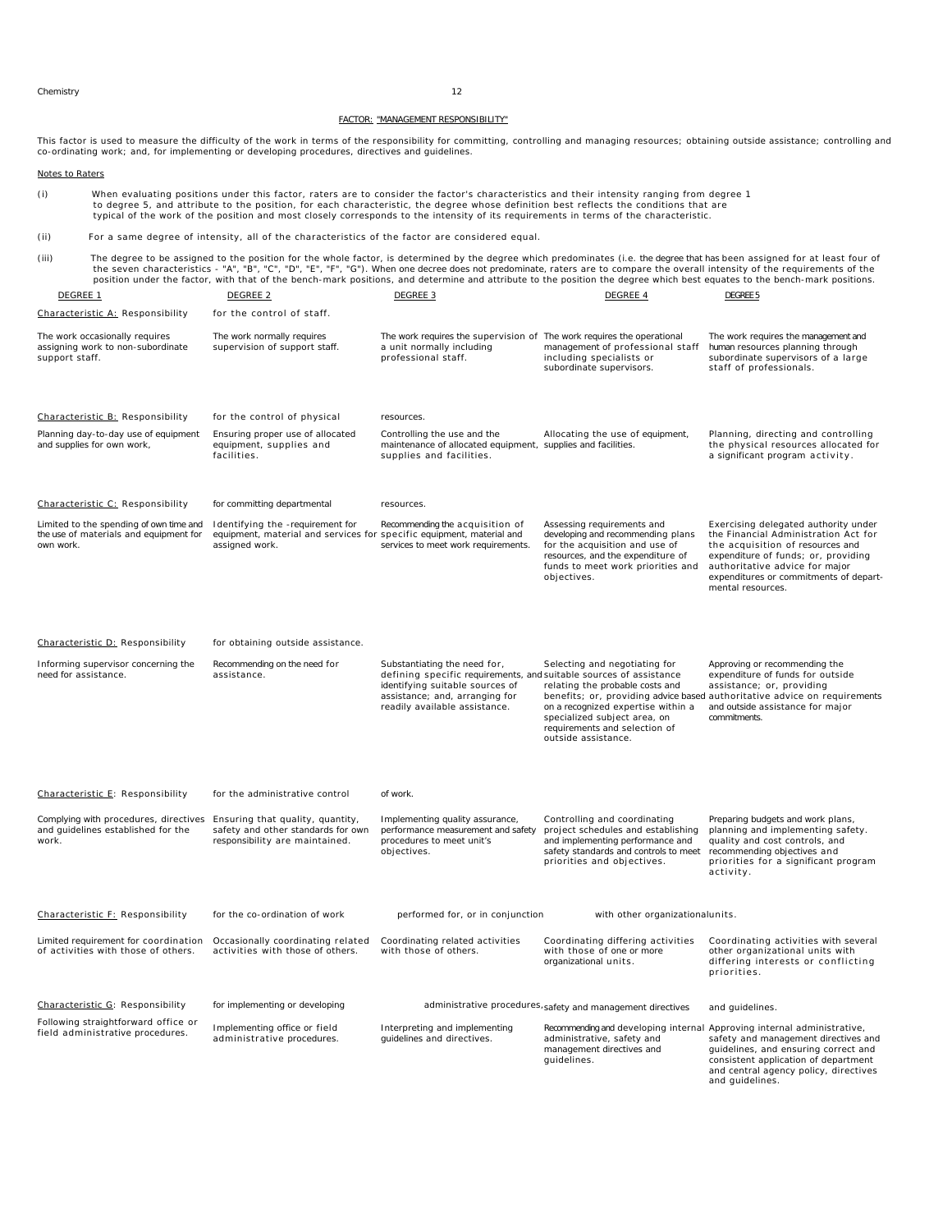## FACTOR: "MANAGEMENT RESPONSIBILITY"

This factor is used to measure the difficulty of the work in terms of the responsibility for committing, controlling and managing resources; obtaining outside assistance; controlling and co-ordinating work; and, for implementing or developing procedures, directives and guidelines.

### Notes to Raters

(i) When evaluating positions under this factor, raters are to consider the factor's characteristics and their intensity ranging from degree 1 to degree 5, and attribute to the position, for each characteristic, the degree whose definition best reflects the conditions that are typical of the work of the position and most closely corresponds to the intensity of its requirements in terms of the characteristic.

(ii) For a same degree of intensity, all of the characteristics of the factor are considered equal.

(iii) The degree to be assigned to the position for the whole factor, is determined by the degree which predominates (i.e. the degree that has been assigned for at least four of the seven characteristics - "A", "B", "C", "D", "E", "F", "G"). When one decree does not predominate, raters are to compare the overall intensity of the requirements of the position under the factor, with that of the bench-mark positions, and determine and attribute to the position the degree which best equates to the bench-mark positions.

| DEGREE 1 | DEGREE 2 | DEGREE 3 | DEGREE 4 | DEGREE 5 |
|---|---|---|---|---|
| **Characteristic A: Responsibility for the control of staff.** | | | | |
| The work occasionally requires assigning work to non-subordinate support staff. | The work normally requires supervision of support staff. | The work requires the supervision of a unit normally including professional staff. | The work requires the operational management of professional staff including specialists or subordinate supervisors. | The work requires the management and human resources planning through subordinate supervisors of a large staff of professionals. |
| **Characteristic B: Responsibility for the control of physical resources.** | | | | |
| Planning day-to-day use of equipment and supplies for own work, | Ensuring proper use of allocated equipment, supplies and facilities. | Controlling the use and the maintenance of allocated equipment, supplies and facilities. | Allocating the use of equipment, supplies and facilities. | Planning, directing and controlling the physical resources allocated for a significant program activity. |
| **Characteristic C: Responsibility for committing departmental resources.** | | | | |
| Limited to the spending of own time and the use of materials and equipment for own work. | Identifying the -requirement for equipment, material and services for assigned work. | Recommending the acquisition of specific equipment, material and services to meet work requirements. | Assessing requirements and developing and recommending plans for the acquisition and use of resources, and the expenditure of funds to meet work priorities and objectives. | Exercising delegated authority under the Financial Administration Act for the acquisition of resources and expenditure of funds; or, providing authoritative advice for major expenditures or commitments of departmental resources. |
| **Characteristic D: Responsibility for obtaining outside assistance.** | | | | |
| Informing supervisor concerning the need for assistance. | Recommending on the need for assistance. | Substantiating the need for, defining specific requirements, and identifying suitable sources of assistance; and, arranging for readily available assistance. | Selecting and negotiating for suitable sources of assistance relating the probable costs and benefits; or, providing advice based on a recognized expertise within a specialized subject area, on requirements and selection of outside assistance. | Approving or recommending the expenditure of funds for outside assistance; or, providing authoritative advice on requirements and outside assistance for major commitments. |
| **Characteristic E: Responsibility for the administrative control of work.** | | | | |
| Complying with procedures, directives and guidelines established for the work. | Ensuring that quality, quantity, safety and other standards for own responsibility are maintained. | Implementing quality assurance, performance measurement and safety procedures to meet unit's objectives. | Controlling and coordinating project schedules and establishing and implementing performance and safety standards and controls to meet priorities and objectives. | Preparing budgets and work plans, planning and implementing safety. quality and cost controls, and recommending objectives and priorities for a significant program activity. |
| **Characteristic F: Responsibility for the co-ordination of work performed for, or in conjunction with other organizational units.** | | | | |
| Limited requirement for coordination of activities with those of others. | Occasionally coordinating related activities with those of others. | Coordinating related activities with those of others. | Coordinating differing activities with those of one or more organizational units. | Coordinating activities with several other organizational units with differing interests or conflicting priorities. |
| **Characteristic G: Responsibility for implementing or developing administrative procedures, safety and management directives and guidelines.** | | | | |
| Following straightforward office or field administrative procedures. | Implementing office or field administrative procedures. | Interpreting and implementing guidelines and directives. | Recommending and developing internal administrative, safety and management directives and guidelines. | Approving internal administrative, safety and management directives and guidelines, and ensuring correct and consistent application of department and central agency policy, directives and guidelines. |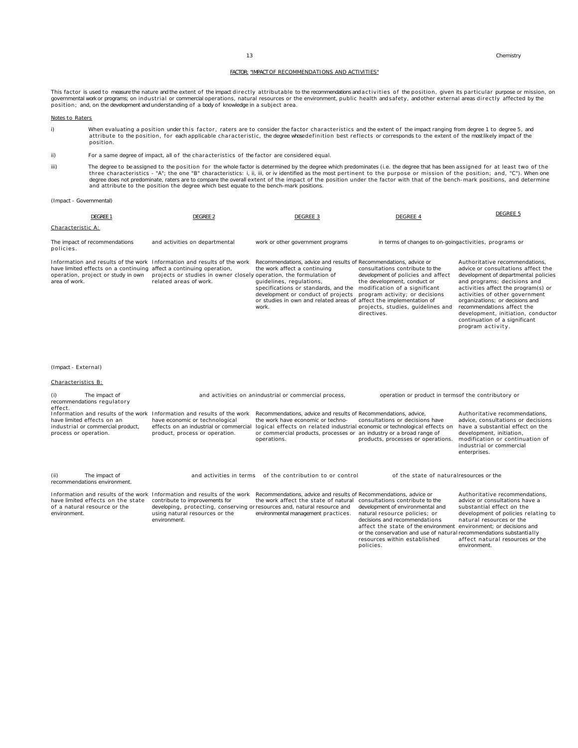## FACTOR: "IMPACT OF RECOMMENDATIONS AND ACTIVITIES"

This factor is used to measure the nature and the extent of the impact directly attributable to the recommendations and activities of the position, given its particular purpose or mission, on governmental work or programs; on industrial or commercial operations, natural resources or the environment, public health and safety, and other external areas directly affected by the position; and, on the development and understanding of a body of knowledge in a subject area.

Notes to Raters

i) When evaluating a position under this factor, raters are to consider the factor characteristics and the extent of the impact ranging from degree 1 to degree 5, and attribute to the position, for each applicable characteristic, the degree whose definition best reflects or corresponds to the extent of the most likely impact of the position.

ii) For a same degree of impact, all of the characteristics of the factor are considered equal.

iii) The degree to be assigned to the position for the whole factor is determined by the degree which predominates (i.e. the degree that has been assigned for at least two of the three characteristics - "A"; the one "B" characteristics: i, ii, iii, or iv identified as the most pertinent to the purpose or mission of the position; and, "C"). When one degree does not predominate, raters are to compare the overall extent of the impact of the position under the factor with that of the bench-mark positions, and determine and attribute to the position the degree which best equate to the bench-mark positions.

(Impact - Governmental)

| DEGREE 1 | DEGREE 2 | DEGREE 3 | DEGREE 4 | DEGREE 5 |
|---|---|---|---|---|
| **Characteristic A:** The impact of recommendations and activities on departmental work or other government programs in terms of changes to on-going activities, programs or policies. | | | | |
| Information and results of the work have limited effects on a continuing operation, project or study in own area of work. | Information and results of the work affect a continuing operation, projects or studies in owner closely related areas of work. | Recommendations, advice and results of the work affect a continuing operation, the formulation of guidelines, regulations, specifications or standards, and the development or conduct of projects or studies in own and related areas of work. | Recommendations, advice or consultations contribute to the development of policies and affect the development, conduct or modification of a significant program activity; or decisions affect the implementation of projects, studies, guidelines and directives. | Authoritative recommendations, advice or consultations affect the development of departmental policies and programs; decisions and activities affect the program(s) or activities of other government organizations; or decisions and recommendations affect the development, initiation, conductor continuation of a significant program activity. |

(Impact - External)

| DEGREE 1 | DEGREE 2 | DEGREE 3 | DEGREE 4 | DEGREE 5 |
|---|---|---|---|---|
| **Characteristics B:** (i) The impact of recommendations and activities on an industrial or commercial process, operation or product in terms of the contributory or regulatory effect. | | | | |
| Information and results of the work have limited effects on an industrial or commercial product, process or operation. | Information and results of the work have economic or technological effects on an industrial or commercial product, process or operation. | Recommendations, advice and results of the work have economic or technological effects on related industrial or commercial products, processes or operations. | Recommendations, advice, consultations or decisions have economic or technological effects on an industry or a broad range of products, processes or operations. | Authoritative recommendations, advice, consultations or decisions have a substantial effect on the development, initiation, modification or continuation of industrial or commercial enterprises. |
| (ii) The impact of recommendations and activities in terms of the contribution to or control of the state of natural resources or the environment. | | | | |
| Information and results of the work have limited effects on the state of a natural resource or the environment. | Information and results of the work contribute to improvements for developing, protecting, conserving or using natural resources or the environment. | Recommendations, advice and results of the work affect the state of natural resources and, natural resource and environmental management practices. | Recommendations, advice or consultations contribute to the development of environmental and natural resource policies; or decisions and recommendations affect the state of the environment or the conservation and use of natural resources within established policies. | Authoritative recommendations, advice or consultations have a substantial effect on the development of policies relating to natural resources or the environment; or decisions and recommendations substantially affect natural resources or the environment. |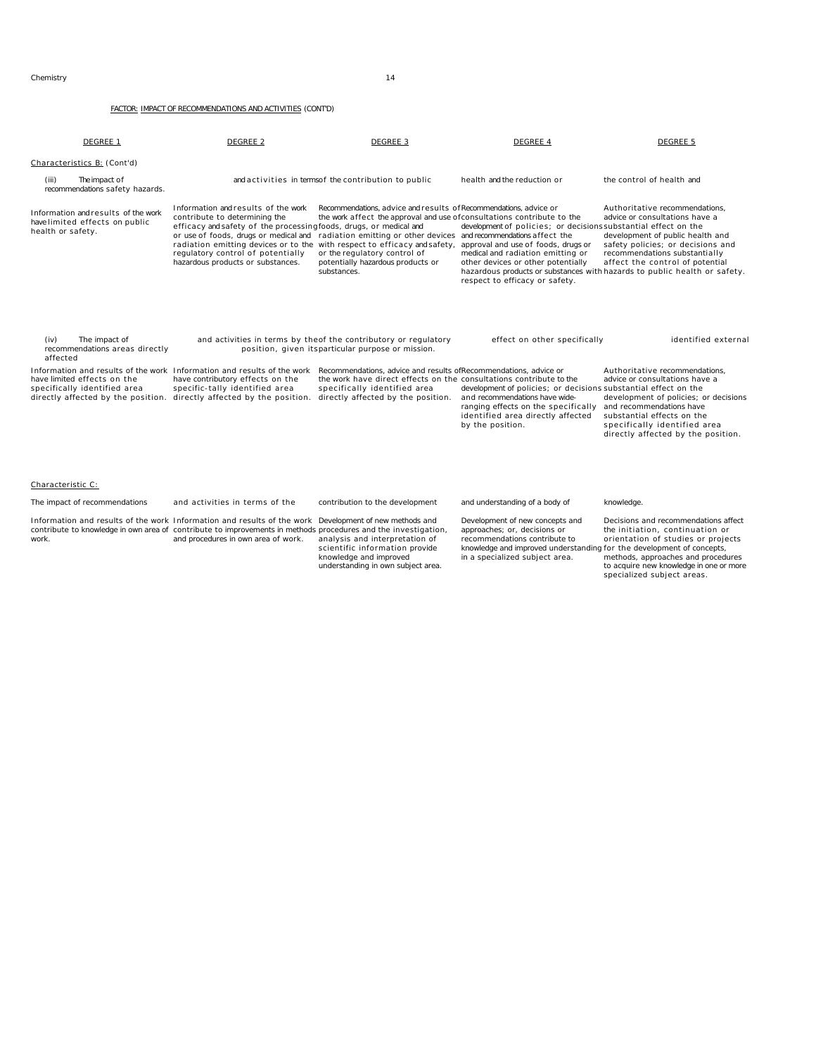FACTOR: IMPACT OF RECOMMENDATIONS AND ACTIVITIES (CONT'D)

| DEGREE 1 | DEGREE 2 | DEGREE 3 | DEGREE 4 | DEGREE 5 |
|---|---|---|---|---|
| **Characteristics B:** (Cont'd) | | | | |
| (iii) The impact of recommendations | and activities in terms | of the contribution to public | health and the reduction or | the control of health and safety hazards. |
| Information and results of the work have limited effects on public health or safety. | Information and results of the work contribute to determining the efficacy and safety of the processing or use of foods, drugs or medical and radiation emitting devices or to the regulatory control of potentially hazardous products or substances. | Recommendations, advice and results of the work affect the approval and use of foods, drugs, or medical and radiation emitting or other devices with respect to efficacy and safety, or the regulatory control of potentially hazardous products or substances. | Recommendations, advice or consultations contribute to the development of policies; or decisions and recommendations affect the approval and use of foods, drugs or medical and radiation emitting or other devices or other potentially hazardous products or substances with respect to efficacy or safety. | Authoritative recommendations, advice or consultations have a substantial effect on the development of public health and safety policies; or decisions and recommendations substantially affect the control of potential hazards to public health or safety. |
| (iv) The impact of recommendations | and activities in terms of the contributory or regulatory | effect on other specifically | identified external areas directly affected | by the position, given its particular purpose or mission. |
| Information and results of the work have limited effects on the specifically identified area directly affected by the position. | Information and results of the work have contributory effects on the specific-tally identified area directly affected by the position. | Recommendations, advice and results of the work have direct effects on the specifically identified area directly affected by the position. | Recommendations, advice or consultations contribute to the development of policies; or decisions and recommendations have wide-ranging effects on the specifically identified area directly affected by the position. | Authoritative recommendations, advice or consultations have a substantial effect on the development of policies; or decisions and recommendations have substantial effects on the specifically identified area directly affected by the position. |
| **Characteristic C:** | | | | |
| The impact of recommendations | and activities in terms of the | contribution to the development | and understanding of a body of | knowledge. |
| Information and results of the work contribute to knowledge in own area of work. | Information and results of the work contribute to improvements in methods and procedures in own area of work. | Development of new methods and procedures and the investigation, analysis and interpretation of scientific information provide knowledge and improved understanding in own subject area. | Development of new concepts and approaches; or, decisions or recommendations contribute to knowledge and improved understanding in a specialized subject area. | Decisions and recommendations affect the initiation, continuation or orientation of studies or projects for the development of concepts, methods, approaches and procedures to acquire new knowledge in one or more specialized subject areas. |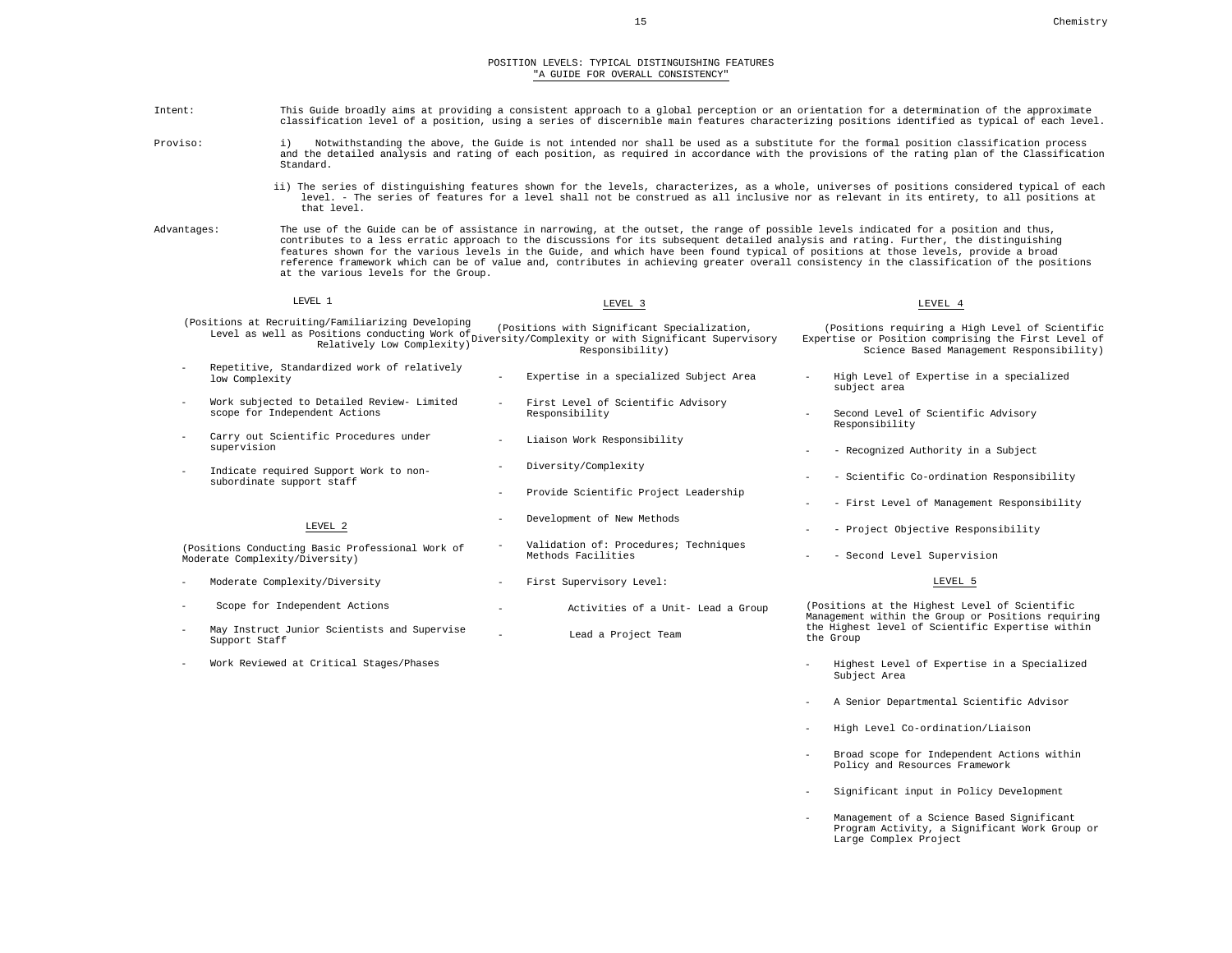# POSITION LEVELS: TYPICAL DISTINGUISHING FEATURES

## "A GUIDE FOR OVERALL CONSISTENCY"

**Intent:** This Guide broadly aims at providing a consistent approach to a global perception or an orientation for a determination of the approximate classification level of a position, using a series of discernible main features characterizing positions identified as typical of each level.

**Proviso:**

i) Notwithstanding the above, the Guide is not intended nor shall be used as a substitute for the formal position classification process and the detailed analysis and rating of each position, as required in accordance with the provisions of the rating plan of the Classification Standard.

ii) The series of distinguishing features shown for the levels, characterizes, as a whole, universes of positions considered typical of each level. - The series of features for a level shall not be construed as all inclusive nor as relevant in its entirety, to all positions at that level.

**Advantages:** The use of the Guide can be of assistance in narrowing, at the outset, the range of possible levels indicated for a position and thus, contributes to a less erratic approach to the discussions for its subsequent detailed analysis and rating. Further, the distinguishing features shown for the various levels in the Guide, and which have been found typical of positions at those levels, provide a broad reference framework which can be of value and, contributes in achieving greater overall consistency in the classification of the positions at the various levels for the Group.

### LEVEL 1

(Positions at Recruiting/Familiarizing Developing Level as well as Positions conducting Work of Relatively Low Complexity)

- Repetitive, Standardized work of relatively low Complexity
- Work subjected to Detailed Review- Limited scope for Independent Actions
- Carry out Scientific Procedures under supervision
- Indicate required Support Work to non-subordinate support staff

### LEVEL 2

(Positions Conducting Basic Professional Work of Moderate Complexity/Diversity)

- Moderate Complexity/Diversity
- Scope for Independent Actions
- May Instruct Junior Scientists and Supervise Support Staff
- Work Reviewed at Critical Stages/Phases

### LEVEL 3

(Positions with Significant Specialization, Diversity/Complexity or with Significant Supervisory Responsibility)

- Expertise in a specialized Subject Area
- First Level of Scientific Advisory Responsibility
- Liaison Work Responsibility
- Diversity/Complexity
- Provide Scientific Project Leadership
- Development of New Methods
- Validation of: Procedures; Techniques Methods Facilities
- First Supervisory Level:
  - Activities of a Unit- Lead a Group
  - Lead a Project Team

### LEVEL 4

(Positions requiring a High Level of Scientific Expertise or Position comprising the First Level of Science Based Management Responsibility)

- High Level of Expertise in a specialized subject area
- Second Level of Scientific Advisory Responsibility
- - Recognized Authority in a Subject
- - Scientific Co-ordination Responsibility
- - First Level of Management Responsibility
- - Project Objective Responsibility
- - Second Level Supervision

### LEVEL 5

(Positions at the Highest Level of Scientific Management within the Group or Positions requiring the Highest level of Scientific Expertise within the Group

- Highest Level of Expertise in a Specialized Subject Area
- A Senior Departmental Scientific Advisor
- High Level Co-ordination/Liaison
- Broad scope for Independent Actions within Policy and Resources Framework
- Significant input in Policy Development
- Management of a Science Based Significant Program Activity, a Significant Work Group or Large Complex Project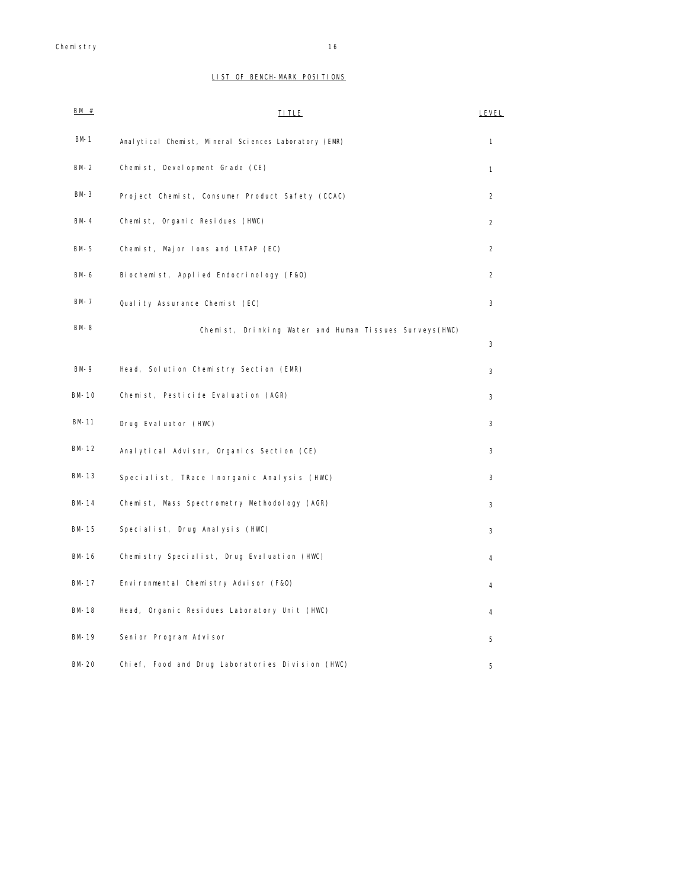## LIST OF BENCH-MARK POSITIONS

| BM # | TITLE | LEVEL |
|---|---|---|
| BM-1 | Analytical Chemist, Mineral Sciences Laboratory (EMR) | 1 |
| BM-2 | Chemist, Development Grade (CE) | 1 |
| BM-3 | Project Chemist, Consumer Product Safety (CCAC) | 2 |
| BM-4 | Chemist, Organic Residues (HWC) | 2 |
| BM-5 | Chemist, Major Ions and LRTAP (EC) | 2 |
| BM-6 | Biochemist, Applied Endocrinology (F&O) | 2 |
| BM-7 | Quality Assurance Chemist (EC) | 3 |
| BM-8 | Chemist, Drinking Water and Human Tissues Surveys(HWC) | 3 |
| BM-9 | Head, Solution Chemistry Section (EMR) | 3 |
| BM-10 | Chemist, Pesticide Evaluation (AGR) | 3 |
| BM-11 | Drug Evaluator (HWC) | 3 |
| BM-12 | Analytical Advisor, Organics Section (CE) | 3 |
| BM-13 | Specialist, TRace Inorganic Analysis (HWC) | 3 |
| BM-14 | Chemist, Mass Spectrometry Methodology (AGR) | 3 |
| BM-15 | Specialist, Drug Analysis (HWC) | 3 |
| BM-16 | Chemistry Specialist, Drug Evaluation (HWC) | 4 |
| BM-17 | Environmental Chemistry Advisor (F&O) | 4 |
| BM-18 | Head, Organic Residues Laboratory Unit (HWC) | 4 |
| BM-19 | Senior Program Advisor | 5 |
| BM-20 | Chief, Food and Drug Laboratories Division (HWC) | 5 |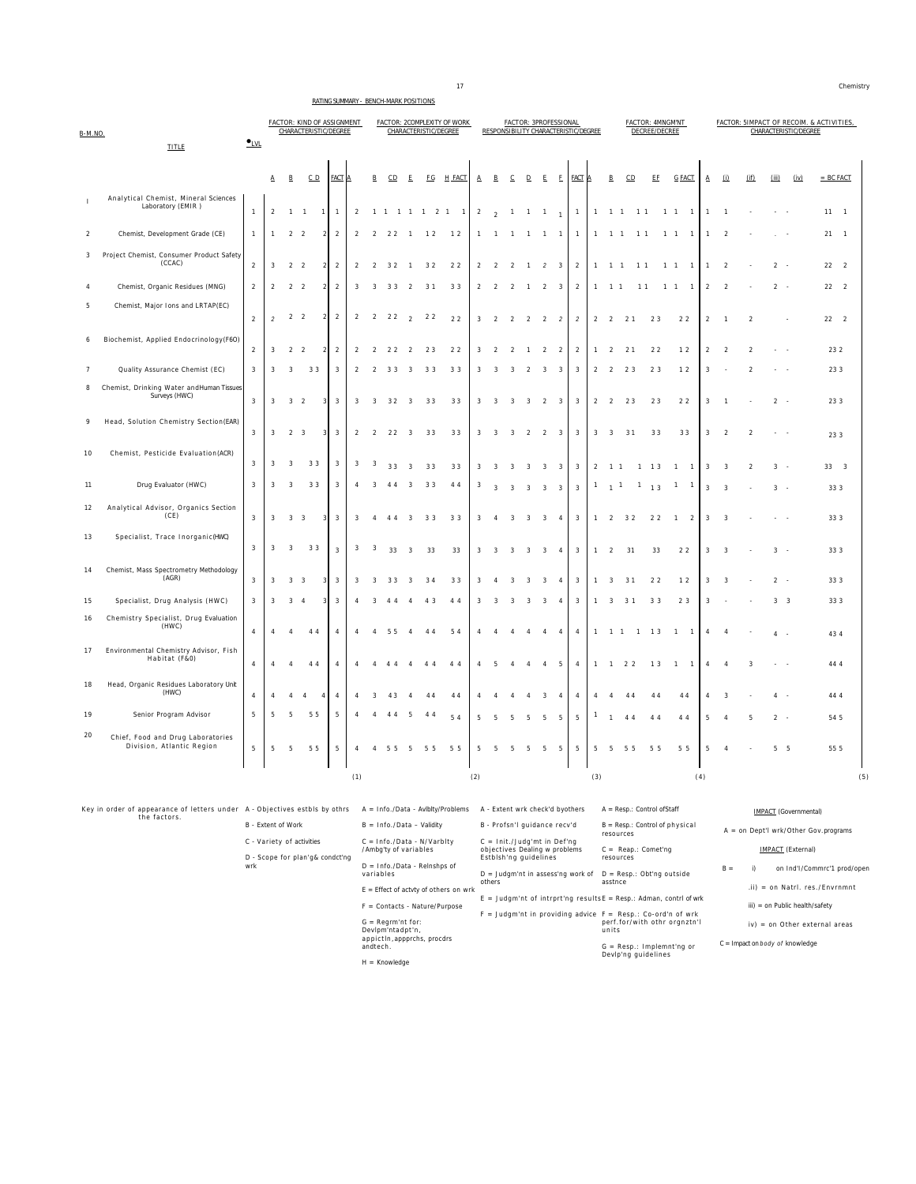RATING SUMMARY - BENCH-MARK POSITIONS

| B-M.NO. | TITLE | LVL | FACTOR: KIND OF ASSIGNMENT CHARACTERISTIC/DEGREE | | | | FACTOR: 2 COMPLEXITY OF WORK CHARACTERISTIC/DEGREE | | | | | | FACTOR: 3 PROFESSIONAL RESPONSIBILITY CHARACTERISTIC/DEGREE | | | | | | | FACTOR: 4 MNGM'NT DECREE/DECREE | | | | | FACTOR: 5 IMPACT OF RECOIM. & ACTIVITIES, CHARACTERISTIC/DEGREE | | | | | |
|---|---|---|---|---|---|---|---|---|---|---|---|---|---|---|---|---|---|---|---|---|---|---|---|---|---|---|---|---|---|---|
| | | | A | B | C D | FACT | A | B | C D | E | F G | H FACT | A | B | C | D | E | F | FACT | A | B | C D | E F | G FACT | A | (i) | (ii) | (iii) | (iv) | = BC FACT |
| 1 | Analytical Chemist, Mineral Sciences Laboratory (EMR) | 1 | 2 | 1 | 1 1 | 1 | 2 | 1 | 1 1 | 1 | 1 2 | 1 1 | 2 | 2 | 1 | 1 | 1 | 1 | 1 | 1 | 1 | 1 | 1 1 | 1 1 1 | 1 | 1 | - | - | - | 11 1 |
| 2 | Chemist, Development Grade (CE) | 1 | 1 | 2 | 2 2 | 2 | 2 | 2 | 2 2 | 1 | 1 2 | 1 2 | 1 | 1 | 1 | 1 | 1 | 1 | 1 | 1 | 1 | 1 | 1 1 | 1 1 1 | 1 | 2 | - | . | - | 21 1 |
| 3 | Project Chemist, Consumer Product Safety (CCAC) | 2 | 3 | 2 | 2 2 | 2 | 2 | 2 | 3 2 | 1 | 3 2 | 2 2 | 2 | 2 | 2 | 1 | 2 | 3 | 2 | 1 | 1 | 1 | 1 1 | 1 1 1 | 1 | 2 | - | 2 | - | 22 2 |
| 4 | Chemist, Organic Residues (MNG) | 2 | 2 | 2 | 2 2 | 2 | 3 | 3 | 3 3 | 2 | 3 1 | 3 3 | 2 | 2 | 2 | 1 | 2 | 3 | 2 | 1 | 1 | 1 | 1 1 | 1 1 1 | 2 | 2 | - | 2 | - | 22 2 |
| 5 | Chemist, Major Ions and LRTAP(EC) | 2 | 2 | 2 | 2 2 | 2 | 2 | 2 | 2 2 | 2 | 2 2 | 2 2 | 3 | 2 | 2 | 2 | 2 | 2 | 2 | 2 | 2 | 2 1 | 2 3 | 2 2 | 2 | 1 | 2 | | | 22 2 |
| 6 | Biochemist, Applied Endocrinology(F&O) | 2 | 3 | 2 | 2 2 | 2 | 2 | 2 | 2 2 | 2 | 2 3 | 2 2 | 3 | 2 | 2 | 1 | 2 | 2 | 2 | 1 | 2 | 2 1 | 2 2 | 1 2 | 2 | 2 | 2 | - | - | 23 2 |
| 7 | Quality Assurance Chemist (EC) | 3 | 3 | 3 | 3 3 | 3 | 2 | 2 | 3 3 | 3 | 3 3 | 3 3 | 3 | 3 | 3 | 2 | 3 | 3 | 3 | 2 | 2 | 2 3 | 2 3 | 1 2 | 3 | - | 2 | - | - | 23 3 |
| 8 | Chemist, Drinking Water and Human Tissues Surveys (HWC) | 3 | 3 | 3 | 2 3 | 3 | 3 | 3 | 3 2 | 3 | 3 3 | 3 3 | 3 | 3 | 3 | 3 | 2 | 3 | 3 | 2 | 2 | 2 3 | 2 3 | 2 2 | 3 | 1 | - | 2 | - | 23 3 |
| 9 | Head, Solution Chemistry Section(EAR) | 3 | 3 | 2 | 3 3 | 3 | 2 | 2 | 2 2 | 3 | 3 3 | 3 3 | 3 | 3 | 3 | 2 | 2 | 3 | 3 | 3 | 3 | 3 1 | 3 3 | 3 3 | 3 | 2 | 2 | - | - | 23 3 |
| 10 | Chemist, Pesticide Evaluation(ACR) | 3 | 3 | 3 | 3 3 | 3 | 3 | 3 | 3 3 | 3 | 3 3 | 3 3 | 3 | 3 | 3 | 3 | 3 | 3 | 3 | 2 | 1 1 | 1 | 1 3 | 1 1 | 3 | 3 | 2 | 3 | - | 33 3 |
| 11 | Drug Evaluator (HWC) | 3 | 3 | 3 | 3 3 | 3 | 4 | 3 | 4 4 | 3 | 3 3 | 4 4 | 3 | 3 | 3 | 3 | 3 | 3 | 3 | 1 | 1 1 | 1 | 1 3 | 1 1 | 3 | 3 | - | 3 | - | 33 3 |
| 12 | Analytical Advisor, Organics Section (CE) | 3 | 3 | 3 | 3 3 | 3 | 3 | 4 | 4 4 | 3 | 3 3 | 3 3 | 3 | 4 | 3 | 3 | 3 | 4 | 3 | 1 | 2 | 3 2 | 2 2 | 1 2 | 3 | 3 | - | - | - | 33 3 |
| 13 | Specialist, Trace Inorganic(HWC) | 3 | 3 | 3 | 3 3 | 3 | 3 | 3 | 33 | 3 | 33 | 33 | 3 | 3 | 3 | 3 | 3 | 4 | 3 | 1 | 2 | 31 | 33 | 2 2 | 3 | 3 | - | 3 | - | 33 3 |
| 14 | Chemist, Mass Spectrometry Methodology (AGR) | 3 | 3 | 3 | 3 3 | 3 | 3 | 3 | 3 3 | 3 | 3 4 | 3 3 | 3 | 4 | 3 | 3 | 3 | 4 | 3 | 1 | 3 | 3 1 | 2 2 | 1 2 | 3 | 3 | - | 2 | - | 33 3 |
| 15 | Specialist, Drug Analysis (HWC) | 3 | 3 | 3 | 4 3 | 3 | 4 | 3 | 4 4 | 4 | 4 3 | 4 4 | 3 | 3 | 3 | 3 | 3 | 4 | 3 | 1 | 3 | 3 1 | 3 3 | 2 3 | 3 | - | - | 3 | 3 | 33 3 |
| 16 | Chemistry Specialist, Drug Evaluation (HWC) | 4 | 4 | 4 | 4 4 | 4 | 4 | 4 | 5 5 | 4 | 4 4 | 5 4 | 4 | 4 | 4 | 4 | 4 | 4 | 4 | 1 | 1 1 | 1 | 1 3 | 1 1 | 4 | 4 | - | 4 | - | 43 4 |
| 17 | Environmental Chemistry Advisor, Fish Habitat (F&O) | 4 | 4 | 4 | 4 4 | 4 | 4 | 4 | 4 4 | 4 | 4 4 | 4 4 | 4 | 5 | 4 | 4 | 4 | 5 | 4 | 1 | 1 | 2 2 | 1 3 | 1 1 | 4 | 4 | 3 | - | - | 44 4 |
| 18 | Head, Organic Residues Laboratory Unit (HWC) | 4 | 4 | 4 | 4 4 | 4 | 4 | 3 | 4 3 | 4 | 4 4 | 4 4 | 4 | 4 | 4 | 4 | 3 | 4 | 4 | 4 | 4 | 4 4 | 4 4 | 4 4 | 4 | 3 | - | 4 | - | 44 4 |
| 19 | Senior Program Advisor | 5 | 5 | 5 | 5 5 | 5 | 4 | 4 | 4 4 | 5 | 4 4 | 5 4 | 5 | 5 | 5 | 5 | 5 | 5 | 5 | 1 | 1 | 4 4 | 4 4 | 4 4 | 5 | 4 | 5 | 2 | - | 54 5 |
| 20 | Chief, Food and Drug Laboratories Division, Atlantic Region | 5 | 5 | 5 | 5 5 | 5 | 4 | 4 | 5 5 | 5 | 5 5 | 5 5 | 5 | 5 | 5 | 5 | 5 | 5 | 5 | 5 | 5 | 5 5 | 5 5 | 5 5 | 5 | 4 | - | 5 | 5 | 55 5 |

Key in order of appearance of letters under the factors.

**(1)**
- A - Objectives estbls by othrs
- B - Extent of Work
- C - Variety of activities
- D - Scope for plan'g& condct'ng wrk

**(2)**
- A = Info./Data - Avlblty/Problems
- B = Info./Data - Validity
- C = Info./Data - N/Varblty /Ambg'ty of variables
- D = Info./Data - Relnshps of variables
- E = Effect of actvty of others on wrk
- F = Contacts - Nature/Purpose
- G = Regrm'nt for: Devlpm'ntadpt'n, appictln,appprchs, procdrs andtech.
- H = Knowledge

**(3)**
- A - Extent wrk check'd byothers
- B - Profsn'l guidance recv'd
- C = Init./Judg'mt in Def'ng objectives Dealing w problems Estblsh'ng guidelines
- D = Judgm'nt in assess'ng work of others
- E = Judgm'nt of intrprt'ng results
- F = Judgm'nt in providing advice

**(4)**
- A = Resp.: Control ofStaff
- B = Resp.: Control of physical resources
- C = Reap.: Comet'ng resources
- D = Resp.: Obt'ng outside asstnce
- E = Resp.: Adman, contrl of wrk
- F = Resp.: Co-ord'n of wrk perf.for/with othr orgnztn'l units
- G = Resp.: Implemnt'ng or Devlp'ng guidelines

**(5)**

IMPACT (Governmental)

- A = on Dept'l wrk/Other Gov.programs

IMPACT (External)

- B = i) on Ind'l/Commrc'l prod/open
- .ii) = on Natrl. res./Envrnmnt
- iii) = on Public health/safety
- iv) = on Other external areas

C = Impact on *body of* knowledge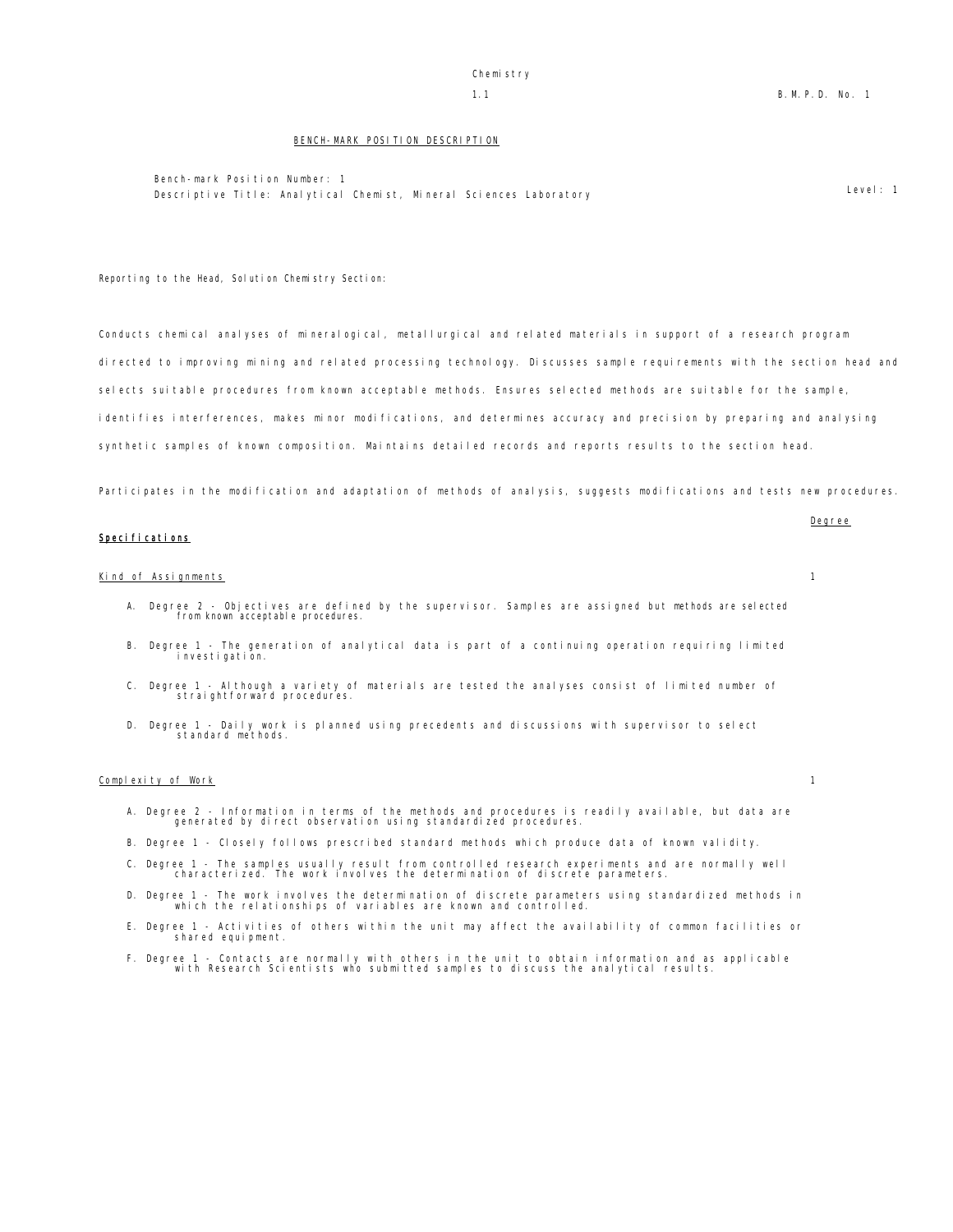Chemistry

1.1 B.M.P.D. No. 1

## BENCH-MARK POSITION DESCRIPTION

Bench-mark Position Number: 1
Descriptive Title: Analytical Chemist, Mineral Sciences Laboratory

Level: 1

Reporting to the Head, Solution Chemistry Section:

Conducts chemical analyses of mineralogical, metallurgical and related materials in support of a research program directed to improving mining and related processing technology. Discusses sample requirements with the section head and selects suitable procedures from known acceptable methods. Ensures selected methods are suitable for the sample, identifies interferences, makes minor modifications, and determines accuracy and precision by preparing and analysing synthetic samples of known composition. Maintains detailed records and reports results to the section head.

Participates in the modification and adaptation of methods of analysis, suggests modifications and tests new procedures.

### Specifications

**Degree**

Kind of Assignments — 1

A. Degree 2 - Objectives are defined by the supervisor. Samples are assigned but methods are selected from known acceptable procedures.

B. Degree 1 - The generation of analytical data is part of a continuing operation requiring limited investigation.

C. Degree 1 - Although a variety of materials are tested the analyses consist of limited number of straightforward procedures.

D. Degree 1 - Daily work is planned using precedents and discussions with supervisor to select standard methods.

Complexity of Work — 1

A. Degree 2 - Information in terms of the methods and procedures is readily available, but data are generated by direct observation using standardized procedures.

B. Degree 1 - Closely follows prescribed standard methods which produce data of known validity.

C. Degree 1 - The samples usually result from controlled research experiments and are normally well characterized. The work involves the determination of discrete parameters.

D. Degree 1 - The work involves the determination of discrete parameters using standardized methods in which the relationships of variables are known and controlled.

E. Degree 1 - Activities of others within the unit may affect the availability of common facilities or shared equipment.

F. Degree 1 - Contacts are normally with others in the unit to obtain information and as applicable with Research Scientists who submitted samples to discuss the analytical results.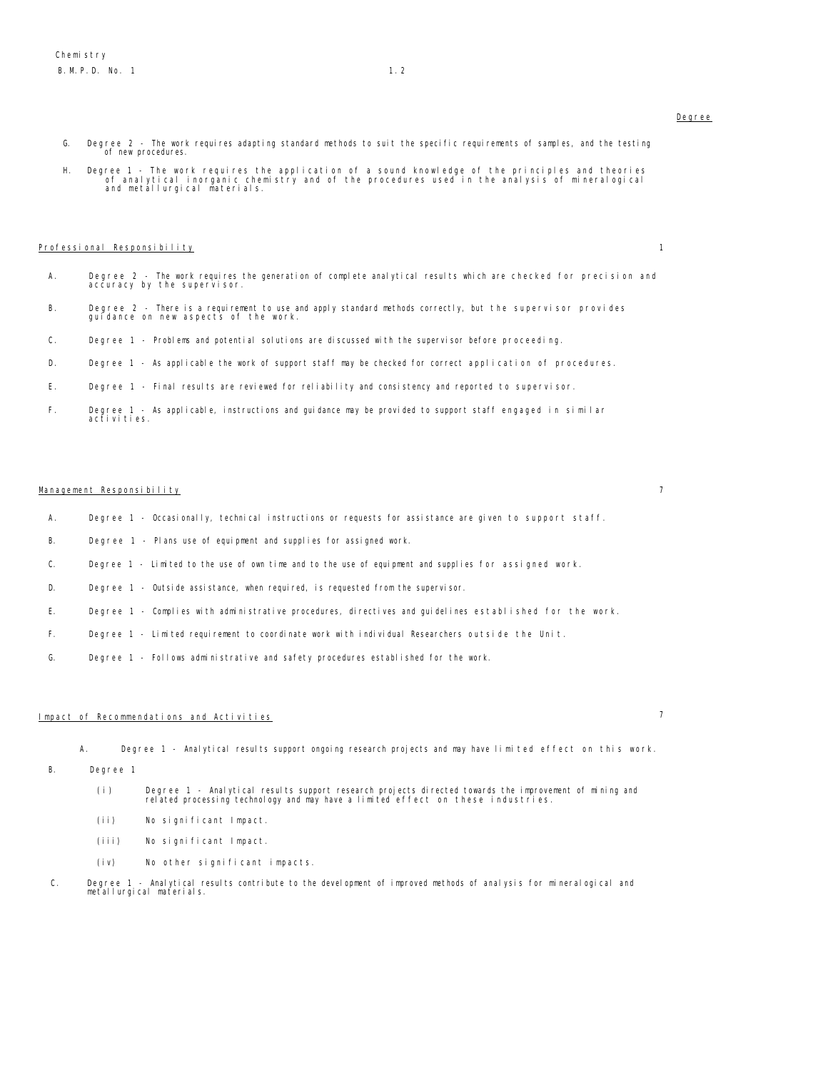Degree

G. Degree 2 - The work requires adapting standard methods to suit the specific requirements of samples, and the testing of new procedures.

H. Degree 1 - The work requires the application of a sound knowledge of the principles and theories of analytical inorganic chemistry and of the procedures used in the analysis of mineralogical and metallurgical materials.

**Professional Responsibility** 1

A. Degree 2 - The work requires the generation of complete analytical results which are checked for precision and accuracy by the supervisor.

B. Degree 2 - There is a requirement to use and apply standard methods correctly, but the supervisor provides guidance on new aspects of the work.

C. Degree 1 - Problems and potential solutions are discussed with the supervisor before proceeding.

D. Degree 1 - As applicable the work of support staff may be checked for correct application of procedures.

E. Degree 1 - Final results are reviewed for reliability and consistency and reported to supervisor.

F. Degree 1 - As applicable, instructions and guidance may be provided to support staff engaged in similar activities.

**Management Responsibility** 7

A. Degree 1 - Occasionally, technical instructions or requests for assistance are given to support staff.

B. Degree 1 - Plans use of equipment and supplies for assigned work.

C. Degree 1 - Limited to the use of own time and to the use of equipment and supplies for assigned work.

D. Degree 1 - Outside assistance, when required, is requested from the supervisor.

E. Degree 1 - Complies with administrative procedures, directives and guidelines established for the work.

F. Degree 1 - Limited requirement to coordinate work with individual Researchers outside the Unit.

G. Degree 1 - Follows administrative and safety procedures established for the work.

**Impact of Recommendations and Activities** 7

A. Degree 1 - Analytical results support ongoing research projects and may have limited effect on this work.

B. Degree 1

(i) Degree 1 - Analytical results support research projects directed towards the improvement of mining and related processing technology and may have a limited effect on these industries.

(ii) No significant Impact.

(iii) No significant Impact.

(iv) No other significant impacts.

C. Degree 1 - Analytical results contribute to the development of improved methods of analysis for mineralogical and metallurgical materials.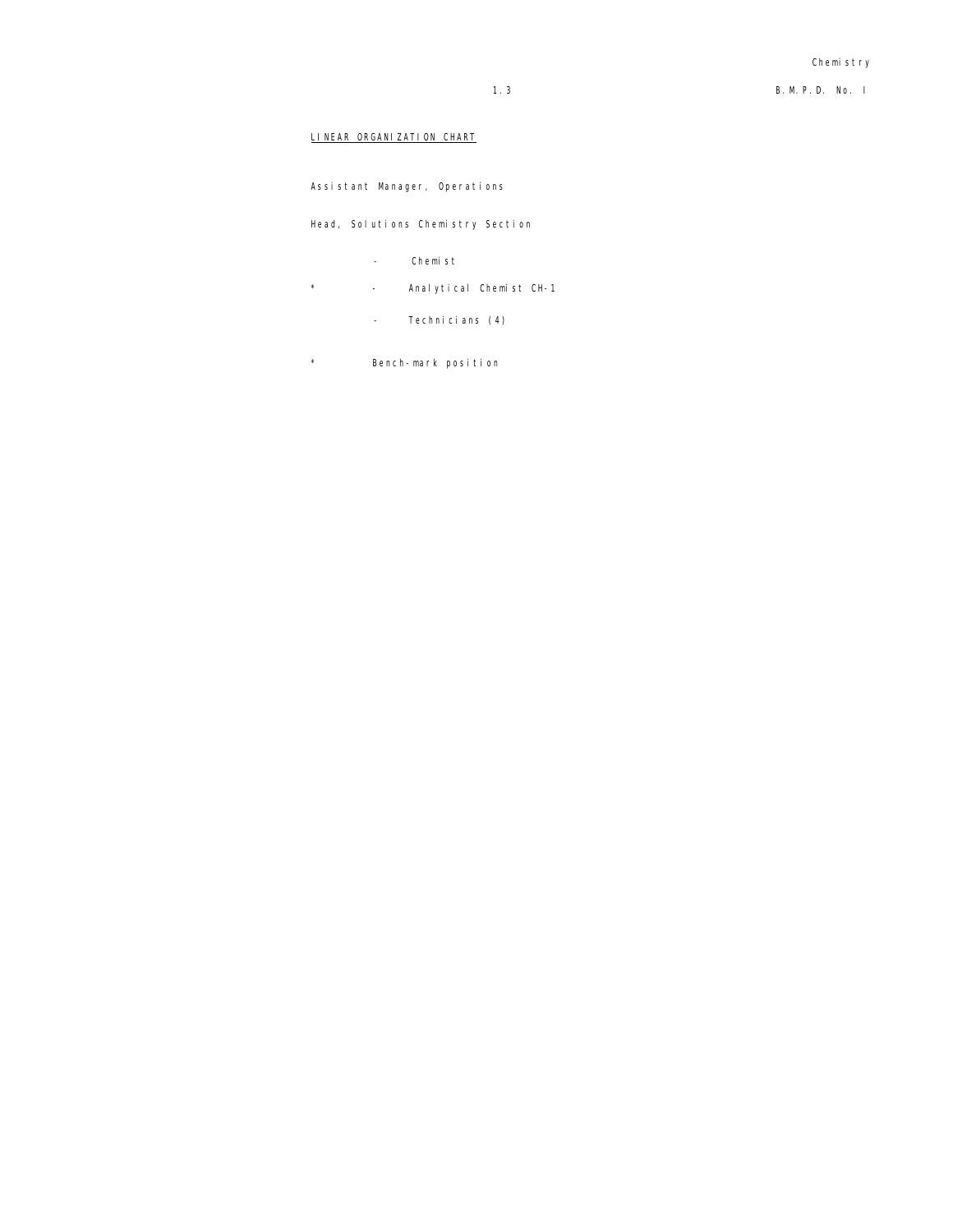LINEAR ORGANIZATION CHART

Assistant Manager, Operations

Head, Solutions Chemistry Section

- Chemist
- \* Analytical Chemist CH-1
- Technicians (4)

\* Bench-mark position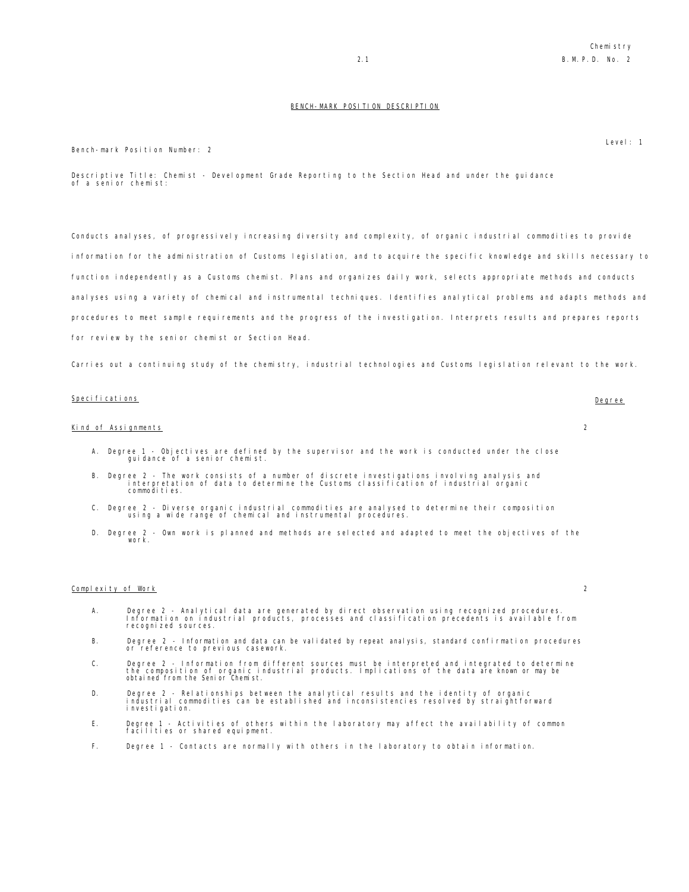## BENCH-MARK POSITION DESCRIPTION

Level: 1

Bench-mark Position Number: 2

Descriptive Title: Chemist - Development Grade Reporting to the Section Head and under the guidance of a senior chemist:

Conducts analyses, of progressively increasing diversity and complexity, of organic industrial commodities to provide information for the administration of Customs legislation, and to acquire the specific knowledge and skills necessary to function independently as a Customs chemist. Plans and organizes daily work, selects appropriate methods and conducts analyses using a variety of chemical and instrumental techniques. Identifies analytical problems and adapts methods and procedures to meet sample requirements and the progress of the investigation. Interprets results and prepares reports for review by the senior chemist or Section Head.

Carries out a continuing study of the chemistry, industrial technologies and Customs legislation relevant to the work.

| Specifications | Degree |
|---|---|
| Kind of Assignments | 2 |

A. Degree 1 - Objectives are defined by the supervisor and the work is conducted under the close guidance of a senior chemist.

B. Degree 2 - The work consists of a number of discrete investigations involving analysis and interpretation of data to determine the Customs classification of industrial organic commodities.

C. Degree 2 - Diverse organic industrial commodities are analysed to determine their composition using a wide range of chemical and instrumental procedures.

D. Degree 2 - Own work is planned and methods are selected and adapted to meet the objectives of the work.

| Specifications | Degree |
|---|---|
| Complexity of Work | 2 |

A. Degree 2 - Analytical data are generated by direct observation using recognized procedures. Information on industrial products, processes and classification precedents is available from recognized sources.

B. Degree 2 - Information and data can be validated by repeat analysis, standard confirmation procedures or reference to previous casework.

C. Degree 2 - Information from different sources must be interpreted and integrated to determine the composition of organic industrial products. Implications of the data are known or may be obtained from the Senior Chemist.

D. Degree 2 - Relationships between the analytical results and the identity of organic industrial commodities can be established and inconsistencies resolved by straightforward investigation.

E. Degree 1 - Activities of others within the laboratory may affect the availability of common facilities or shared equipment.

F. Degree 1 - Contacts are normally with others in the laboratory to obtain information.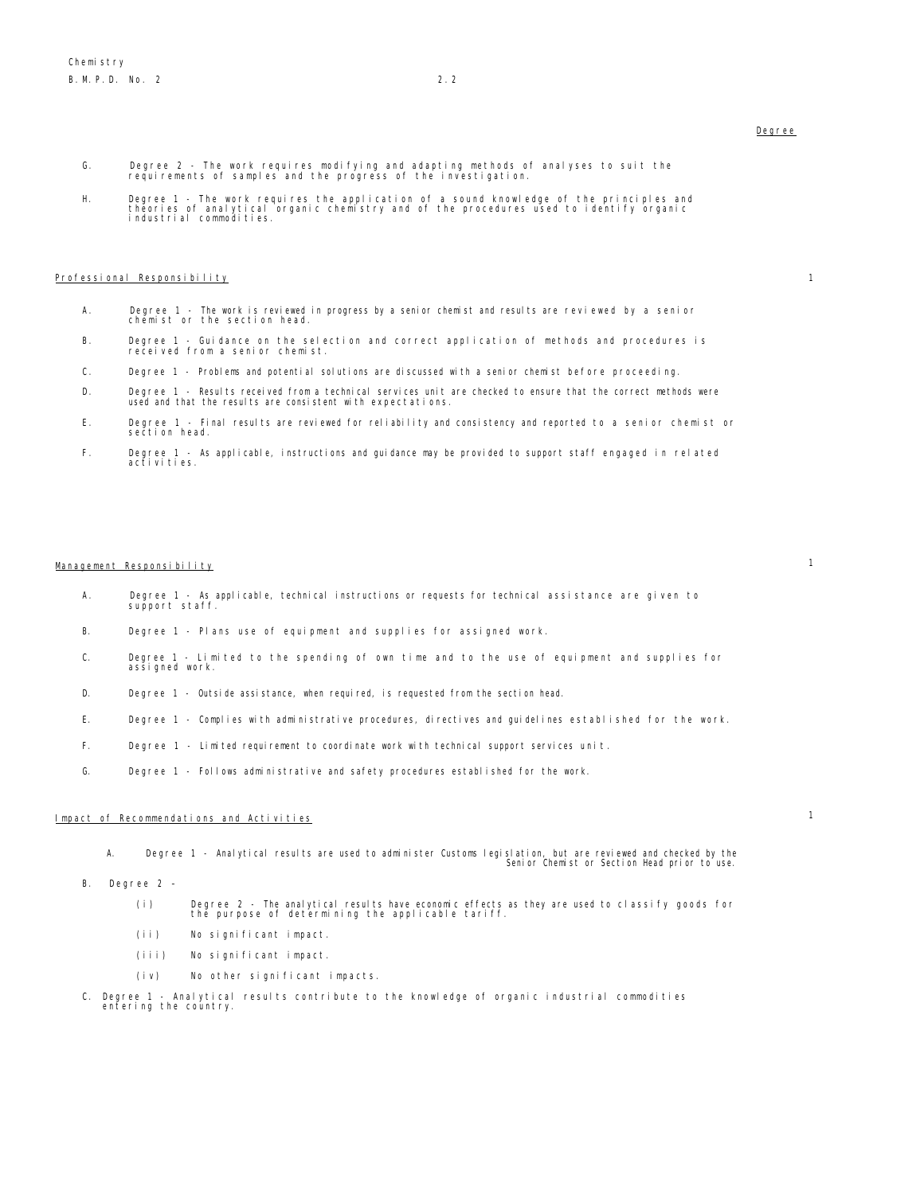Degree

G. Degree 2 - The work requires modifying and adapting methods of analyses to suit the requirements of samples and the progress of the investigation.

H. Degree 1 - The work requires the application of a sound knowledge of the principles and theories of analytical organic chemistry and of the procedures used to identify organic industrial commodities.

## Professional Responsibility — 1

A. Degree 1 - The work is reviewed in progress by a senior chemist and results are reviewed by a senior chemist or the section head.

B. Degree 1 - Guidance on the selection and correct application of methods and procedures is received from a senior chemist.

C. Degree 1 - Problems and potential solutions are discussed with a senior chemist before proceeding.

D. Degree 1 - Results received from a technical services unit are checked to ensure that the correct methods were used and that the results are consistent with expectations.

E. Degree 1 - Final results are reviewed for reliability and consistency and reported to a senior chemist or section head.

F. Degree 1 - As applicable, instructions and guidance may be provided to support staff engaged in related activities.

## Management Responsibility — 1

A. Degree 1 - As applicable, technical instructions or requests for technical assistance are given to support staff.

B. Degree 1 - Plans use of equipment and supplies for assigned work.

C. Degree 1 - Limited to the spending of own time and to the use of equipment and supplies for assigned work.

D. Degree 1 - Outside assistance, when required, is requested from the section head.

E. Degree 1 - Complies with administrative procedures, directives and guidelines established for the work.

F. Degree 1 - Limited requirement to coordinate work with technical support services unit.

G. Degree 1 - Follows administrative and safety procedures established for the work.

## Impact of Recommendations and Activities — 1

A. Degree 1 - Analytical results are used to administer Customs legislation, but are reviewed and checked by the Senior Chemist or Section Head prior to use.

B. Degree 2 -

(i) Degree 2 - The analytical results have economic effects as they are used to classify goods for the purpose of determining the applicable tariff.

(ii) No significant impact.

(iii) No significant impact.

(iv) No other significant impacts.

C. Degree 1 - Analytical results contribute to the knowledge of organic industrial commodities entering the country.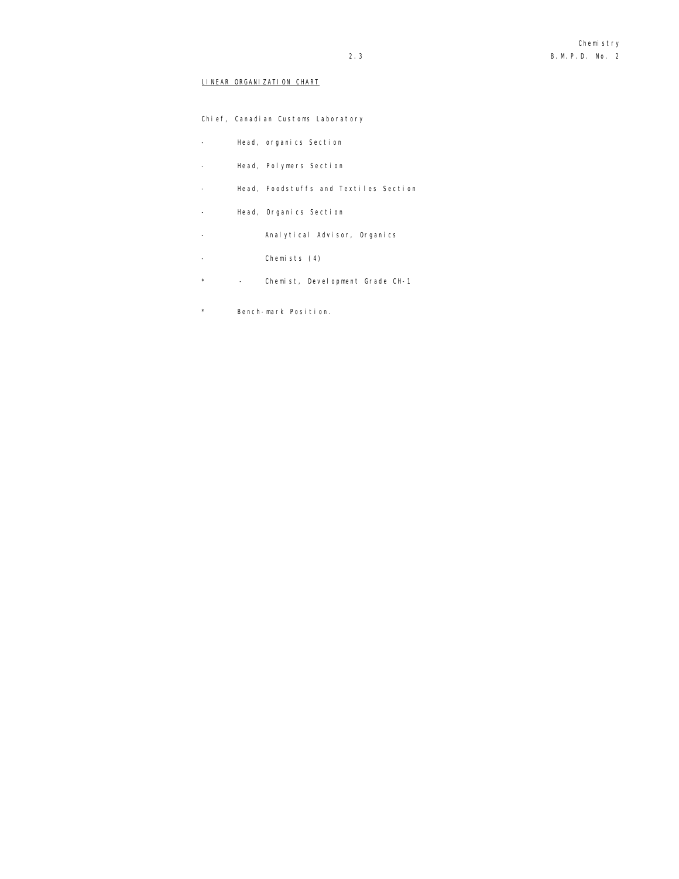LINEAR ORGANIZATION CHART

Chief, Canadian Customs Laboratory

- Head, organics Section
- Head, Polymers Section
- Head, Foodstuffs and Textiles Section
- Head, Organics Section
  - Analytical Advisor, Organics
  - Chemists (4)
  - \* - Chemist, Development Grade CH-1

\* Bench-mark Position.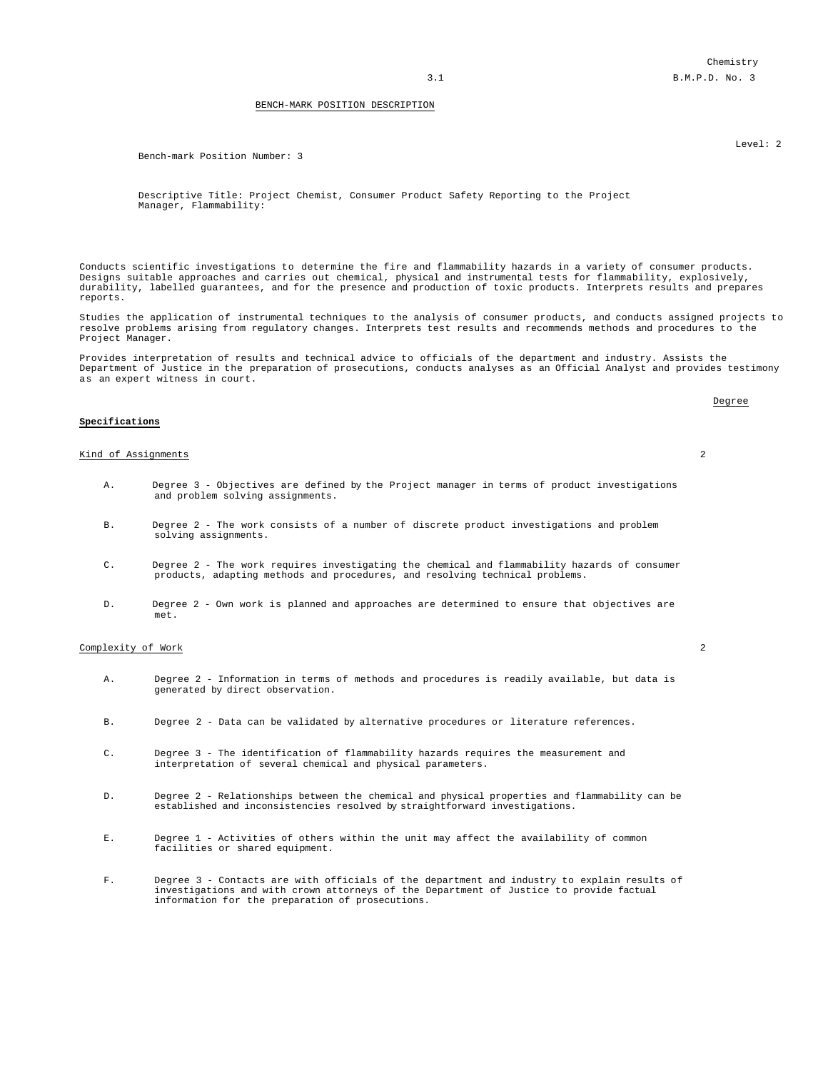Chemistry
B.M.P.D. No. 3

BENCH-MARK POSITION DESCRIPTION

Level: 2

Bench-mark Position Number: 3

Descriptive Title: Project Chemist, Consumer Product Safety Reporting to the Project Manager, Flammability:

Conducts scientific investigations to determine the fire and flammability hazards in a variety of consumer products. Designs suitable approaches and carries out chemical, physical and instrumental tests for flammability, explosively, durability, labelled guarantees, and for the presence and production of toxic products. Interprets results and prepares reports.

Studies the application of instrumental techniques to the analysis of consumer products, and conducts assigned projects to resolve problems arising from regulatory changes. Interprets test results and recommends methods and procedures to the Project Manager.

Provides interpretation of results and technical advice to officials of the department and industry. Assists the Department of Justice in the preparation of prosecutions, conducts analyses as an Official Analyst and provides testimony as an expert witness in court.

| | Degree |
|---|---|
| **Specifications** | |
| Kind of Assignments | 2 |

A. Degree 3 - Objectives are defined by the Project manager in terms of product investigations and problem solving assignments.

B. Degree 2 - The work consists of a number of discrete product investigations and problem solving assignments.

C. Degree 2 - The work requires investigating the chemical and flammability hazards of consumer products, adapting methods and procedures, and resolving technical problems.

D. Degree 2 - Own work is planned and approaches are determined to ensure that objectives are met.

| | Degree |
|---|---|
| Complexity of Work | 2 |

A. Degree 2 - Information in terms of methods and procedures is readily available, but data is generated by direct observation.

B. Degree 2 - Data can be validated by alternative procedures or literature references.

C. Degree 3 - The identification of flammability hazards requires the measurement and interpretation of several chemical and physical parameters.

D. Degree 2 - Relationships between the chemical and physical properties and flammability can be established and inconsistencies resolved by straightforward investigations.

E. Degree 1 - Activities of others within the unit may affect the availability of common facilities or shared equipment.

F. Degree 3 - Contacts are with officials of the department and industry to explain results of investigations and with crown attorneys of the Department of Justice to provide factual information for the preparation of prosecutions.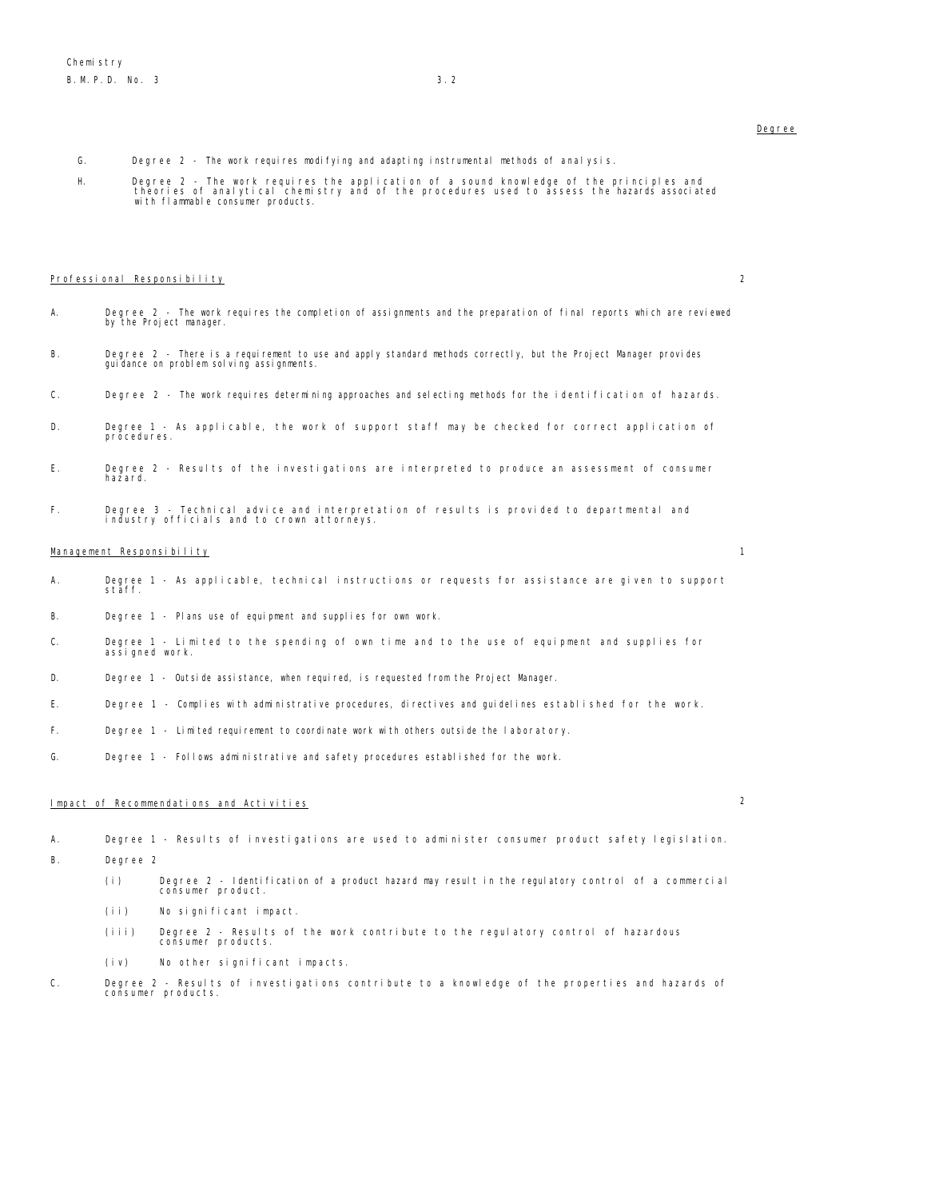Degree

G. Degree 2 - The work requires modifying and adapting instrumental methods of analysis.

H. Degree 2 - The work requires the application of a sound knowledge of the principles and theories of analytical chemistry and of the procedures used to assess the hazards associated with flammable consumer products.

## Professional Responsibility — 2

A. Degree 2 - The work requires the completion of assignments and the preparation of final reports which are reviewed by the Project manager.

B. Degree 2 - There is a requirement to use and apply standard methods correctly, but the Project Manager provides guidance on problem solving assignments.

C. Degree 2 - The work requires determining approaches and selecting methods for the identification of hazards.

D. Degree 1 - As applicable, the work of support staff may be checked for correct application of procedures.

E. Degree 2 - Results of the investigations are interpreted to produce an assessment of consumer hazard.

F. Degree 3 - Technical advice and interpretation of results is provided to departmental and industry officials and to crown attorneys.

## Management Responsibility — 1

A. Degree 1 - As applicable, technical instructions or requests for assistance are given to support staff.

B. Degree 1 - Plans use of equipment and supplies for own work.

C. Degree 1 - Limited to the spending of own time and to the use of equipment and supplies for assigned work.

D. Degree 1 - Outside assistance, when required, is requested from the Project Manager.

E. Degree 1 - Complies with administrative procedures, directives and guidelines established for the work.

F. Degree 1 - Limited requirement to coordinate work with others outside the laboratory.

G. Degree 1 - Follows administrative and safety procedures established for the work.

## Impact of Recommendations and Activities — 2

A. Degree 1 - Results of investigations are used to administer consumer product safety legislation.

B. Degree 2

  (i) Degree 2 - Identification of a product hazard may result in the regulatory control of a commercial consumer product.

  (ii) No significant impact.

  (iii) Degree 2 - Results of the work contribute to the regulatory control of hazardous consumer products.

  (iv) No other significant impacts.

C. Degree 2 - Results of investigations contribute to a knowledge of the properties and hazards of consumer products.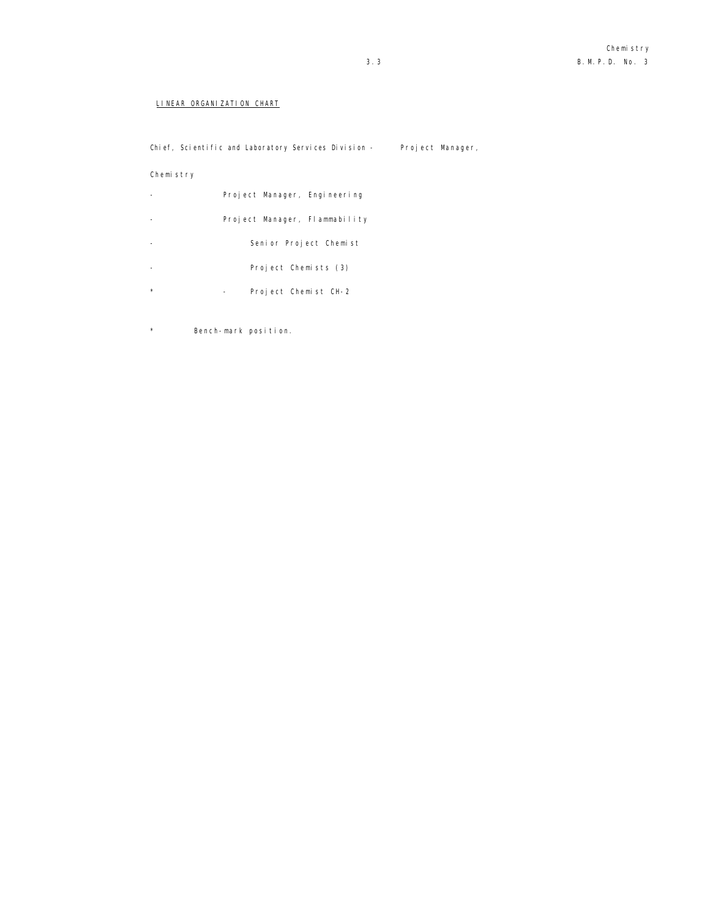LINEAR ORGANIZATION CHART

Chief, Scientific and Laboratory Services Division - Project Manager,

Chemistry

- Project Manager, Engineering

- Project Manager, Flammability

- Senior Project Chemist

- Project Chemists (3)

* - Project Chemist CH-2

* Bench-mark position.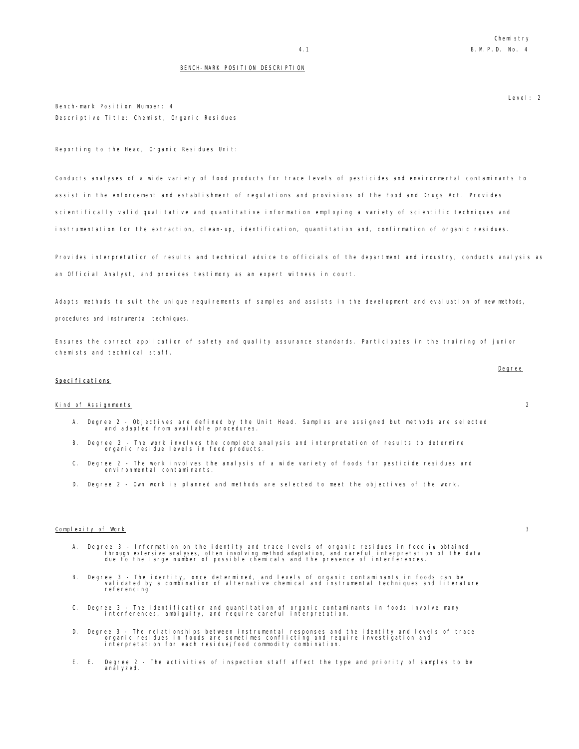## BENCH-MARK POSITION DESCRIPTION

Level: 2

Bench-mark Position Number: 4

Descriptive Title: Chemist, Organic Residues

Reporting to the Head, Organic Residues Unit:

Conducts analyses of a wide variety of food products for trace levels of pesticides and environmental contaminants to assist in the enforcement and establishment of regulations and provisions of the Food and Drugs Act. Provides scientifically valid qualitative and quantitative information employing a variety of scientific techniques and instrumentation for the extraction, clean-up, identification, quantitation and, confirmation of organic residues.

Provides interpretation of results and technical advice to officials of the department and industry, conducts analysis as an Official Analyst, and provides testimony as an expert witness in court.

Adapts methods to suit the unique requirements of samples and assists in the development and evaluation of new methods, procedures and instrumental techniques.

Ensures the correct application of safety and quality assurance standards. Participates in the training of junior chemists and technical staff.

### Specifications

| | Degree |
|---|---|
| Kind of Assignments | 2 |

A. Degree 2 - Objectives are defined by the Unit Head. Samples are assigned but methods are selected and adapted from available procedures.

B. Degree 2 - The work involves the complete analysis and interpretation of results to determine organic residue levels in food products.

C. Degree 2 - The work involves the analysis of a wide variety of foods for pesticide residues and environmental contaminants.

D. Degree 2 - Own work is planned and methods are selected to meet the objectives of the work.

| | Degree |
|---|---|
| Complexity of Work | 3 |

A. Degree 3 - Information on the identity and trace levels of organic residues in food is obtained through extensive analyses, often involving method adaptation, and careful interpretation of the data due to the large number of possible chemicals and the presence of interferences.

B. Degree 3 - The identity, once determined, and levels of organic contaminants in foods can be validated by a combination of alternative chemical and instrumental techniques and literature referencing.

C. Degree 3 - The identification and quantitation of organic contaminants in foods involve many interferences, ambiguity, and require careful interpretation.

D. Degree 3 - The relationships between instrumental responses and the identity and levels of trace organic residues in foods are sometimes conflicting and require investigation and interpretation for each residue/food commodity combination.

E. E. Degree 2 - The activities of inspection staff affect the type and priority of samples to be analyzed.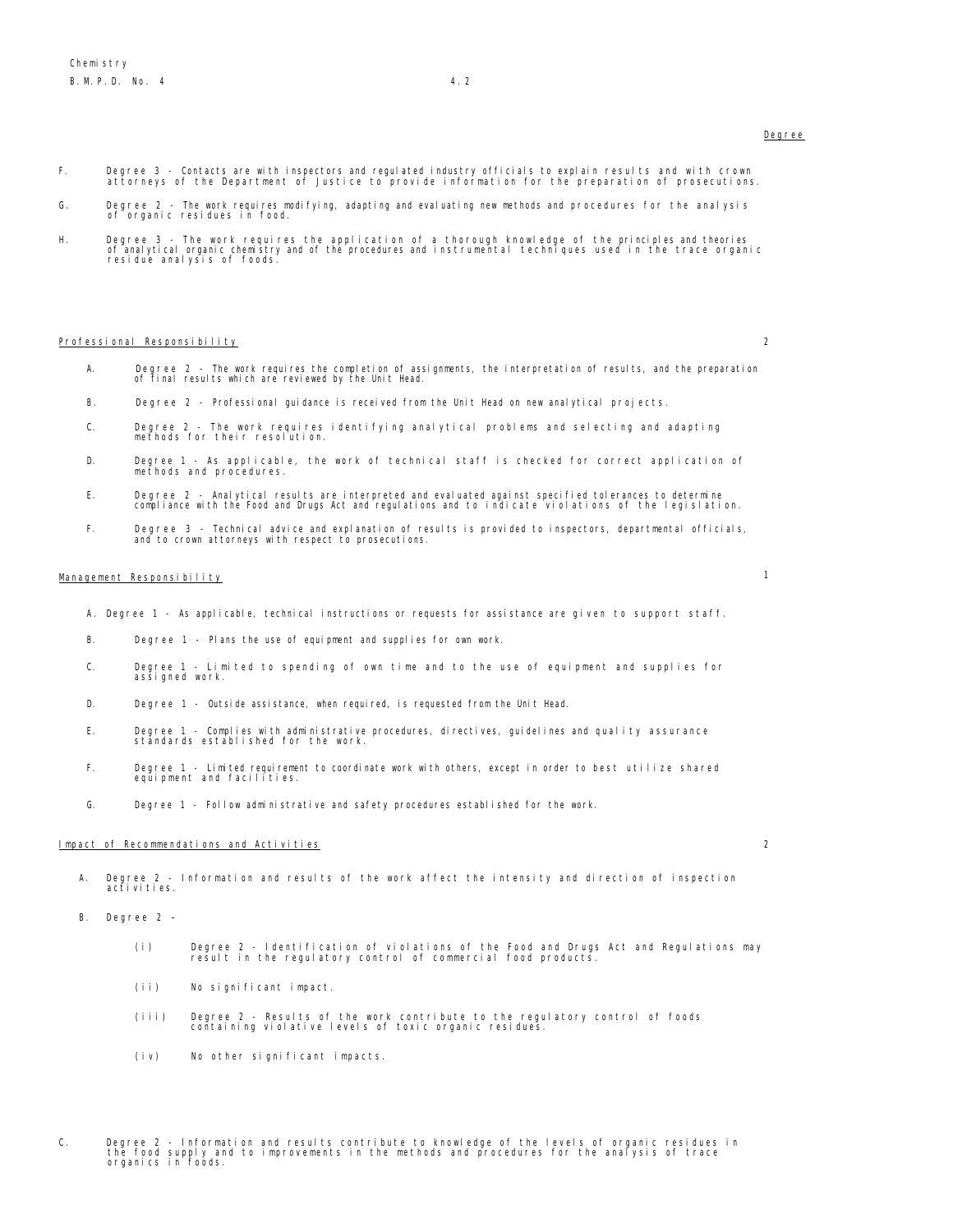Degree

F. Degree 3 - Contacts are with inspectors and regulated industry officials to explain results and with crown attorneys of the Department of Justice to provide information for the preparation of prosecutions.

G. Degree 2 - The work requires modifying, adapting and evaluating new methods and procedures for the analysis of organic residues in food.

H. Degree 3 - The work requires the application of a thorough knowledge of the principles and theories of analytical organic chemistry and of the procedures and instrumental techniques used in the trace organic residue analysis of foods.

**Professional Responsibility** 2

A. Degree 2 - The work requires the completion of assignments, the interpretation of results, and the preparation of final results which are reviewed by the Unit Head.

B. Degree 2 - Professional guidance is received from the Unit Head on new analytical projects.

C. Degree 2 - The work requires identifying analytical problems and selecting and adapting methods for their resolution.

D. Degree 1 - As applicable, the work of technical staff is checked for correct application of methods and procedures.

E. Degree 2 - Analytical results are interpreted and evaluated against specified tolerances to determine compliance with the Food and Drugs Act and regulations and to indicate violations of the legislation.

F. Degree 3 - Technical advice and explanation of results is provided to inspectors, departmental officials, and to crown attorneys with respect to prosecutions.

**Management Responsibility** 1

A. Degree 1 - As applicable, technical instructions or requests for assistance are given to support staff.

B. Degree 1 - Plans the use of equipment and supplies for own work.

C. Degree 1 - Limited to spending of own time and to the use of equipment and supplies for assigned work.

D. Degree 1 - Outside assistance, when required, is requested from the Unit Head.

E. Degree 1 - Complies with administrative procedures, directives, guidelines and quality assurance standards established for the work.

F. Degree 1 - Limited requirement to coordinate work with others, except in order to best utilize shared equipment and facilities.

G. Degree 1 - Follow administrative and safety procedures established for the work.

**Impact of Recommendations and Activities** 2

A. Degree 2 - Information and results of the work affect the intensity and direction of inspection activities.

B. Degree 2 -

(i) Degree 2 - Identification of violations of the Food and Drugs Act and Regulations may result in the regulatory control of commercial food products.

(ii) No significant impact.

(iii) Degree 2 - Results of the work contribute to the regulatory control of foods containing violative levels of toxic organic residues.

(iv) No other significant impacts.

C. Degree 2 - Information and results contribute to knowledge of the levels of organic residues in the food supply and to improvements in the methods and procedures for the analysis of trace organics in foods.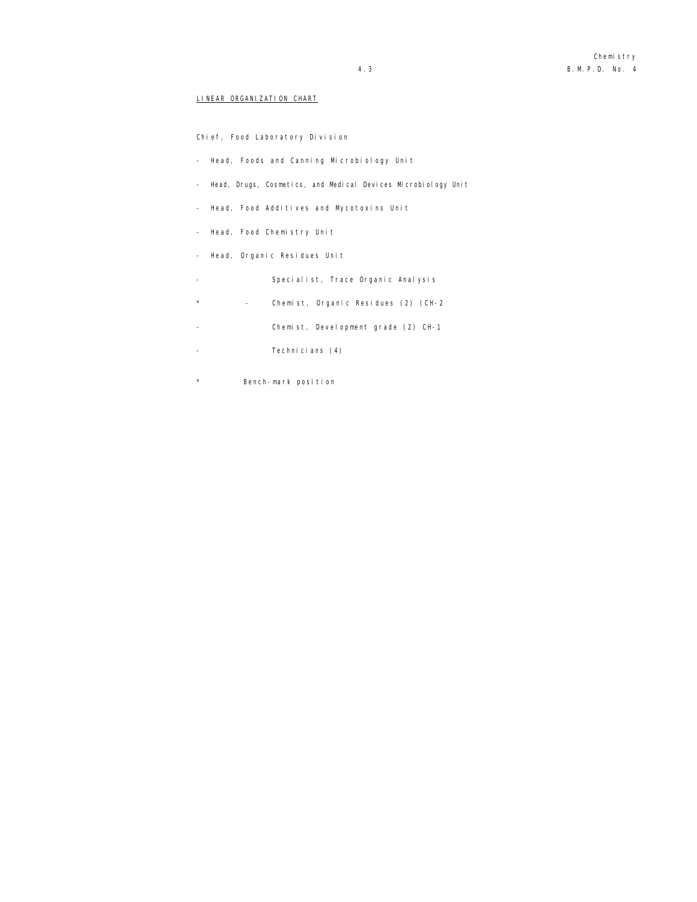LINEAR ORGANIZATION CHART

Chief, Food Laboratory Division

- Head, Foods and Canning Microbiology Unit
- Head, Drugs, Cosmetics, and Medical Devices Microbiology Unit
- Head, Food Additives and Mycotoxins Unit
- Head, Food Chemistry Unit
- Head, Organic Residues Unit

- Specialist, Trace Organic Analysis

\* - Chemist, Organic Residues (2) (CH-2

- Chemist, Development grade (2) CH-1

- Technicians (4)

\* Bench-mark position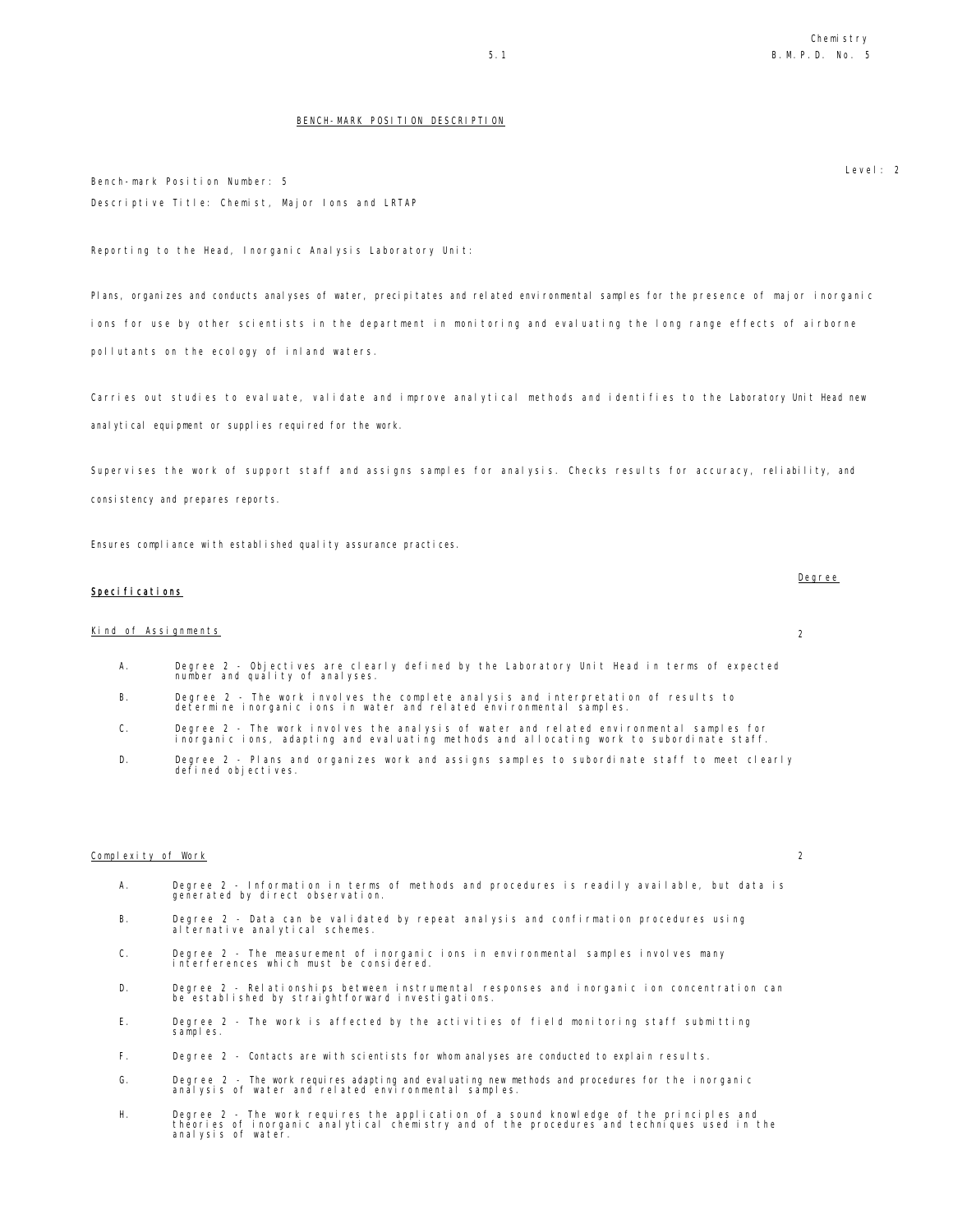## BENCH-MARK POSITION DESCRIPTION

Level: 2

Bench-mark Position Number: 5

Descriptive Title: Chemist, Major Ions and LRTAP

Reporting to the Head, Inorganic Analysis Laboratory Unit:

Plans, organizes and conducts analyses of water, precipitates and related environmental samples for the presence of major inorganic ions for use by other scientists in the department in monitoring and evaluating the long range effects of airborne pollutants on the ecology of inland waters.

Carries out studies to evaluate, validate and improve analytical methods and identifies to the Laboratory Unit Head new analytical equipment or supplies required for the work.

Supervises the work of support staff and assigns samples for analysis. Checks results for accuracy, reliability, and consistency and prepares reports.

Ensures compliance with established quality assurance practices.

**Specifications** — Degree

Kind of Assignments — 2

A. Degree 2 - Objectives are clearly defined by the Laboratory Unit Head in terms of expected number and quality of analyses.

B. Degree 2 - The work involves the complete analysis and interpretation of results to determine inorganic ions in water and related environmental samples.

C. Degree 2 - The work involves the analysis of water and related environmental samples for inorganic ions, adapting and evaluating methods and allocating work to subordinate staff.

D. Degree 2 - Plans and organizes work and assigns samples to subordinate staff to meet clearly defined objectives.

Complexity of Work — 2

A. Degree 2 - Information in terms of methods and procedures is readily available, but data is generated by direct observation.

B. Degree 2 - Data can be validated by repeat analysis and confirmation procedures using alternative analytical schemes.

C. Degree 2 - The measurement of inorganic ions in environmental samples involves many interferences which must be considered.

D. Degree 2 - Relationships between instrumental responses and inorganic ion concentration can be established by straightforward investigations.

E. Degree 2 - The work is affected by the activities of field monitoring staff submitting samples.

F. Degree 2 - Contacts are with scientists for whom analyses are conducted to explain results.

G. Degree 2 - The work requires adapting and evaluating new methods and procedures for the inorganic analysis of water and related environmental samples.

H. Degree 2 - The work requires the application of a sound knowledge of the principles and theories of inorganic analytical chemistry and of the procedures and techniques used in the analysis of water.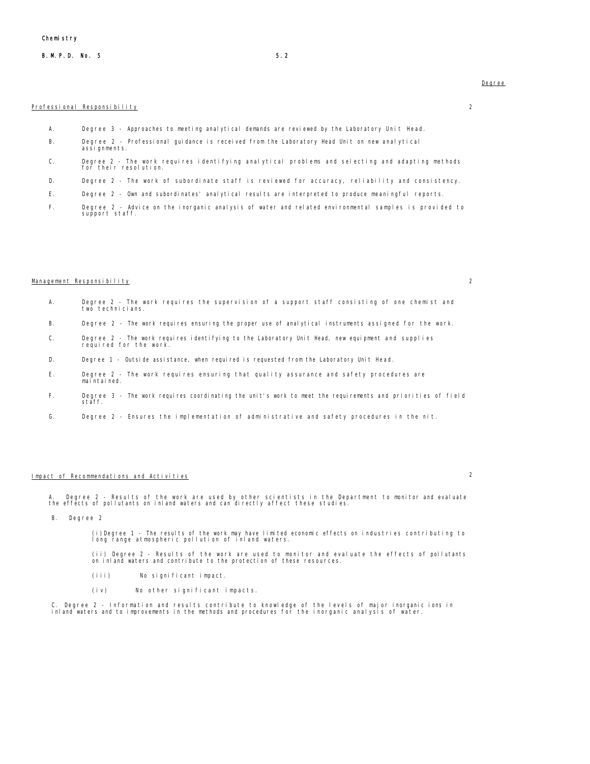Chemistry

B.M.P.D. No. 5 5.2

Degree

Professional Responsibility 2

A. Degree 3 - Approaches to meeting analytical demands are reviewed by the Laboratory Unit Head.

B. Degree 2 - Professional guidance is received from the Laboratory Head Unit on new analytical assignments.

C. Degree 2 - The work requires identifying analytical problems and selecting and adapting methods for their resolution.

D. Degree 2 - The work of subordinate staff is reviewed for accuracy, reliability and consistency.

E. Degree 2 - Own and subordinates' analytical results are interpreted to produce meaningful reports.

F. Degree 2 - Advice on the inorganic analysis of water and related environmental samples is provided to support staff.

Management Responsibility 2

A. Degree 2 - The work requires the supervision of a support staff consisting of one chemist and two technicians.

B. Degree 2 - The work requires ensuring the proper use of analytical instruments assigned for the work.

C. Degree 2 - The work requires identifying to the Laboratory Unit Head, new equipment and supplies required for the work.

D. Degree 1 - Outside assistance, when required is requested from the Laboratory Unit Head.

E. Degree 2 - The work requires ensuring that quality assurance and safety procedures are maintained.

F. Degree 3 - The work requires coordinating the unit's work to meet the requirements and priorities of field staff.

G. Degree 2 - Ensures the implementation of administrative and safety procedures in the nit.

Impact of Recommendations and Activities 2

A. Degree 2 - Results of the work are used by other scientists in the Department to monitor and evaluate the effects of pollutants on inland waters and can directly affect these studies.

B. Degree 2

(i) Degree 1 - The results of the work may have limited economic effects on industries contributing to long range atmospheric pollution of inland waters.

(ii) Degree 2 - Results of the work are used to monitor and evaluate the effects of pollutants on inland waters and contribute to the protection of these resources.

(iii) No significant impact.

(iv) No other significant impacts.

C. Degree 2 - Information and results contribute to knowledge of the levels of major inorganic ions in inland waters and to improvements in the methods and procedures for the inorganic analysis of water.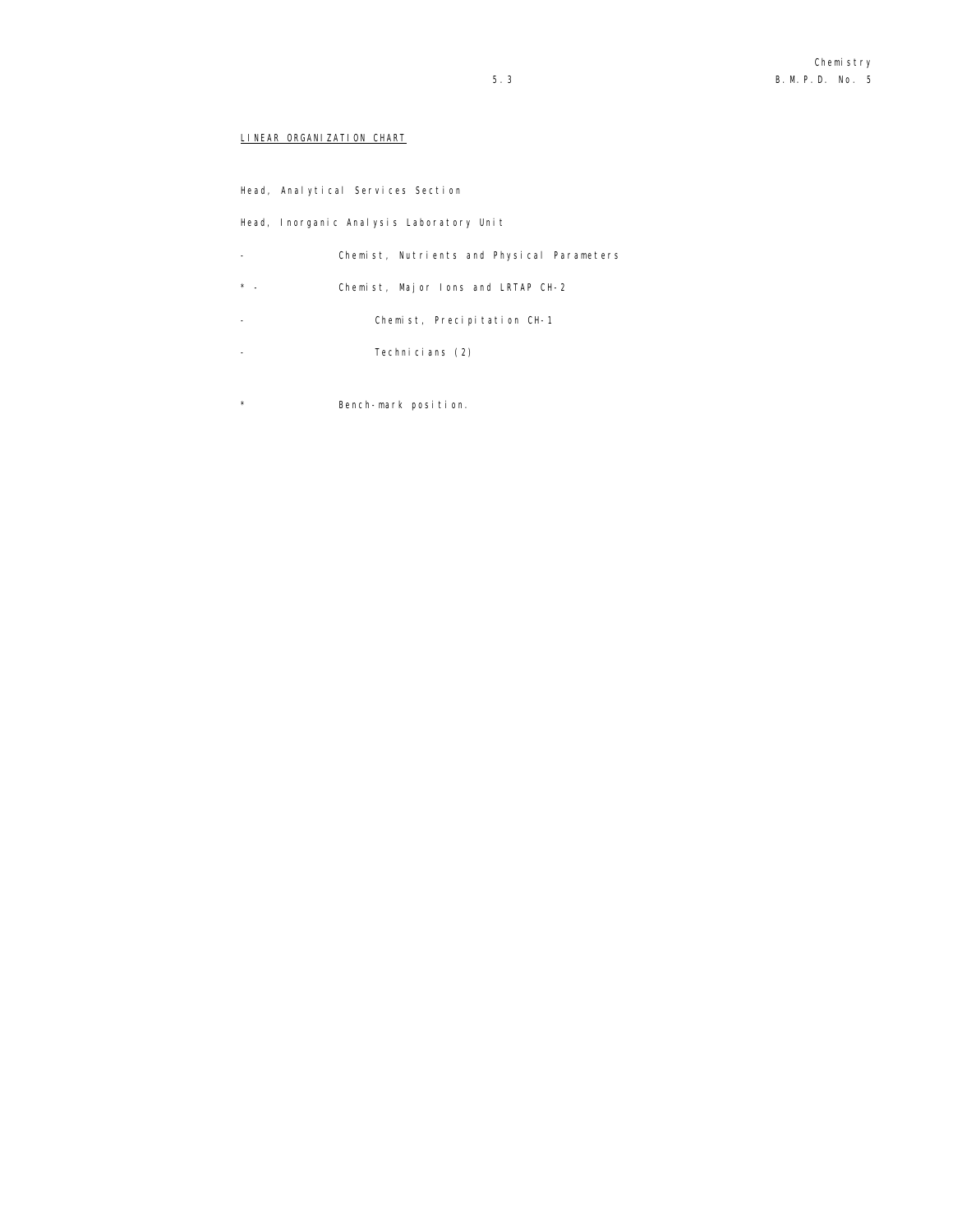<u>LINEAR ORGANIZATION CHART</u>

Head, Analytical Services Section

Head, Inorganic Analysis Laboratory Unit

\- Chemist, Nutrients and Physical Parameters

\* - Chemist, Major Ions and LRTAP CH-2

\- Chemist, Precipitation CH-1

\- Technicians (2)

\* Bench-mark position.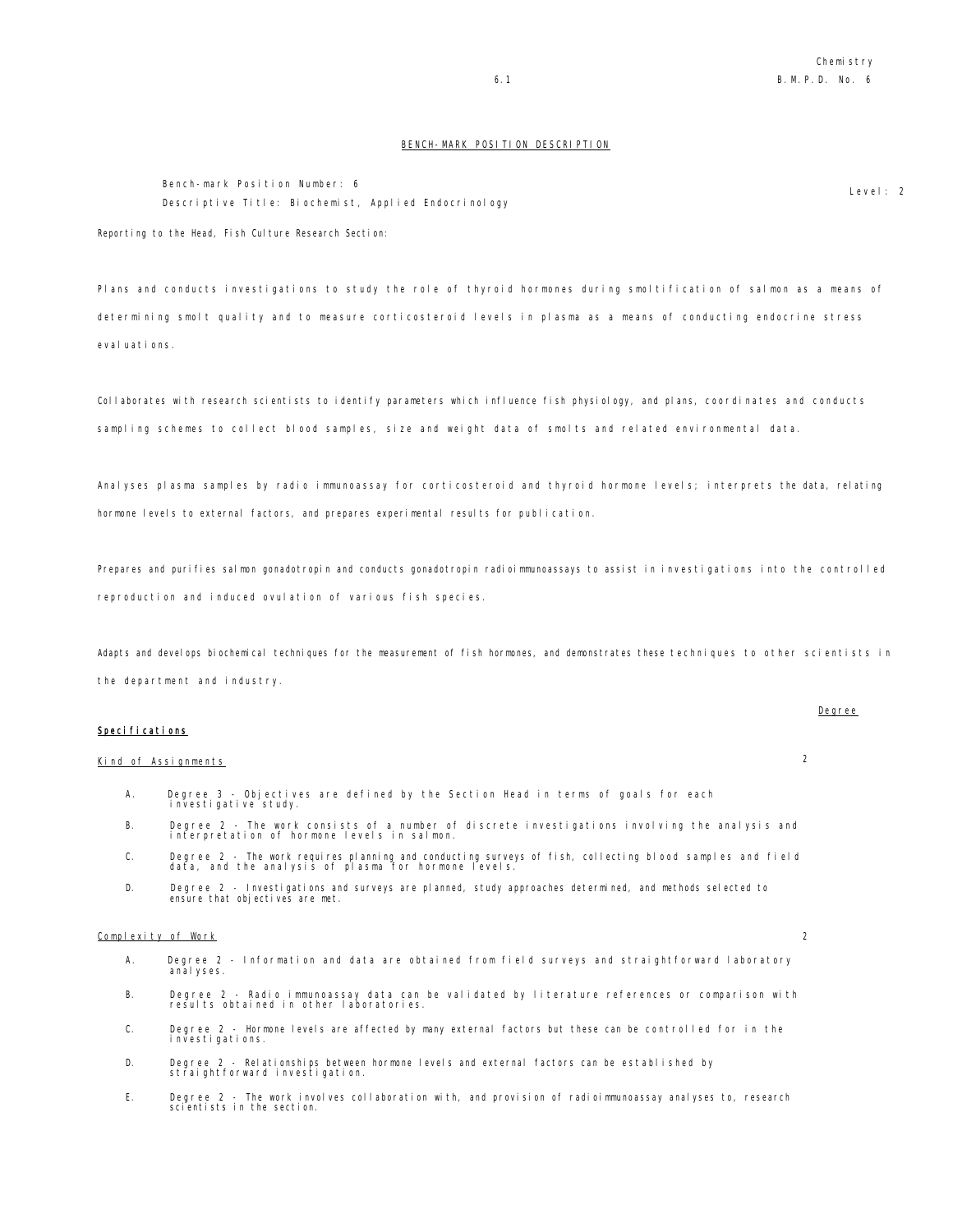## BENCH-MARK POSITION DESCRIPTION

Bench-mark Position Number: 6

Level: 2

Descriptive Title: Biochemist, Applied Endocrinology

Reporting to the Head, Fish Culture Research Section:

Plans and conducts investigations to study the role of thyroid hormones during smoltification of salmon as a means of determining smolt quality and to measure corticosteroid levels in plasma as a means of conducting endocrine stress evaluations.

Collaborates with research scientists to identify parameters which influence fish physiology, and plans, coordinates and conducts sampling schemes to collect blood samples, size and weight data of smolts and related environmental data.

Analyses plasma samples by radio immunoassay for corticosteroid and thyroid hormone levels; interprets the data, relating hormone levels to external factors, and prepares experimental results for publication.

Prepares and purifies salmon gonadotropin and conducts gonadotropin radioimmunoassays to assist in investigations into the controlled reproduction and induced ovulation of various fish species.

Adapts and develops biochemical techniques for the measurement of fish hormones, and demonstrates these techniques to other scientists in the department and industry.

| **Specifications** | Degree |
|---|---|
| Kind of Assignments | 2 |

A. Degree 3 - Objectives are defined by the Section Head in terms of goals for each investigative study.

B. Degree 2 - The work consists of a number of discrete investigations involving the analysis and interpretation of hormone levels in salmon.

C. Degree 2 - The work requires planning and conducting surveys of fish, collecting blood samples and field data, and the analysis of plasma for hormone levels.

D. Degree 2 - Investigations and surveys are planned, study approaches determined, and methods selected to ensure that objectives are met.

| Complexity of Work | 2 |
|---|---|

A. Degree 2 - Information and data are obtained from field surveys and straightforward laboratory analyses.

B. Degree 2 - Radio immunoassay data can be validated by literature references or comparison with results obtained in other laboratories.

C. Degree 2 - Hormone levels are affected by many external factors but these can be controlled for in the investigations.

D. Degree 2 - Relationships between hormone levels and external factors can be established by straightforward investigation.

E. Degree 2 - The work involves collaboration with, and provision of radioimmunoassay analyses to, research scientists in the section.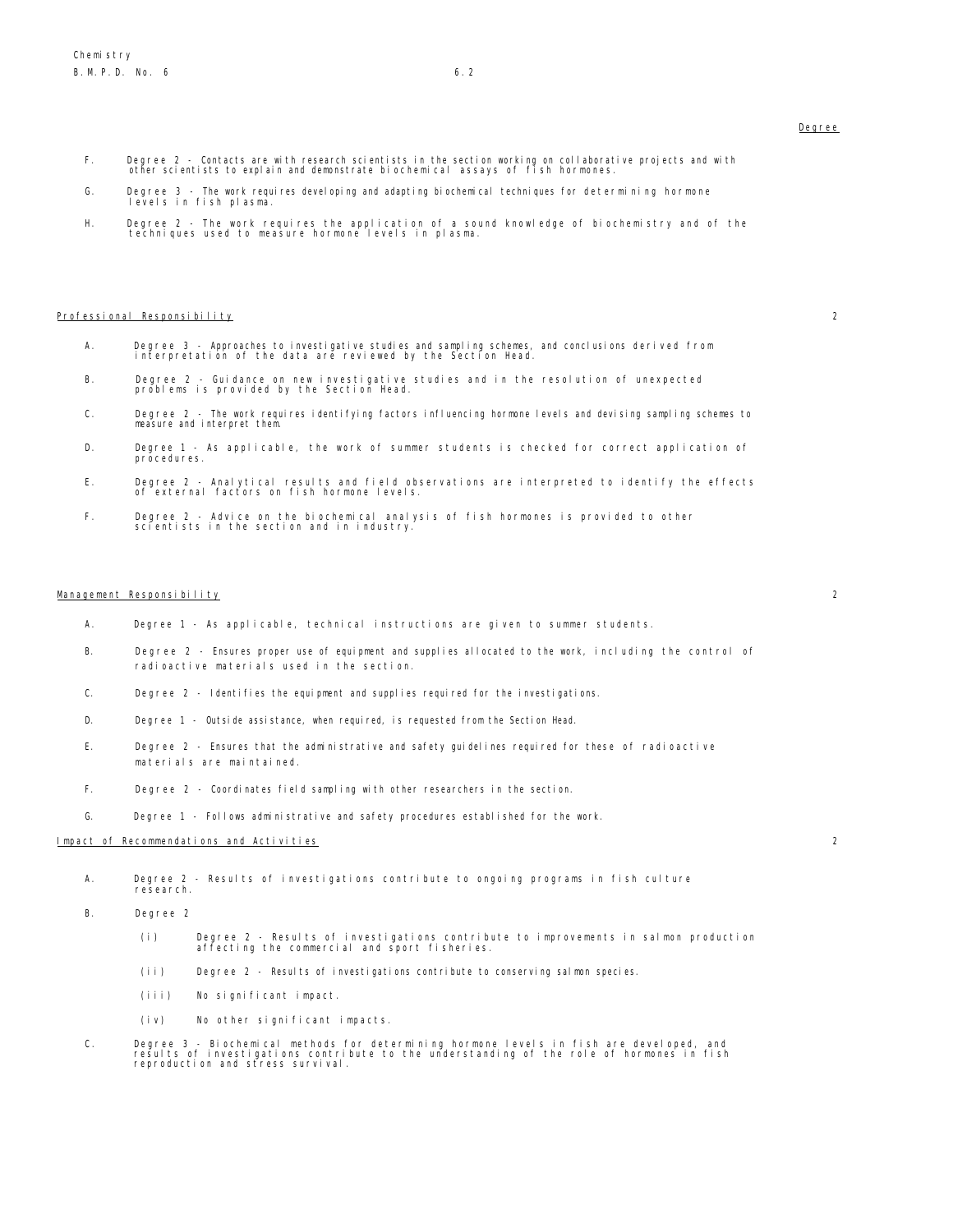Degree

F. Degree 2 - Contacts are with research scientists in the section working on collaborative projects and with other scientists to explain and demonstrate biochemical assays of fish hormones.

G. Degree 3 - The work requires developing and adapting biochemical techniques for determining hormone levels in fish plasma.

H. Degree 2 - The work requires the application of a sound knowledge of biochemistry and of the techniques used to measure hormone levels in plasma.

## Professional Responsibility — 2

A. Degree 3 - Approaches to investigative studies and sampling schemes, and conclusions derived from interpretation of the data are reviewed by the Section Head.

B. Degree 2 - Guidance on new investigative studies and in the resolution of unexpected problems is provided by the Section Head.

C. Degree 2 - The work requires identifying factors influencing hormone levels and devising sampling schemes to measure and interpret them.

D. Degree 1 - As applicable, the work of summer students is checked for correct application of procedures.

E. Degree 2 - Analytical results and field observations are interpreted to identify the effects of external factors on fish hormone levels.

F. Degree 2 - Advice on the biochemical analysis of fish hormones is provided to other scientists in the section and in industry.

## Management Responsibility — 2

A. Degree 1 - As applicable, technical instructions are given to summer students.

B. Degree 2 - Ensures proper use of equipment and supplies allocated to the work, including the control of radioactive materials used in the section.

C. Degree 2 - Identifies the equipment and supplies required for the investigations.

D. Degree 1 - Outside assistance, when required, is requested from the Section Head.

E. Degree 2 - Ensures that the administrative and safety guidelines required for these of radioactive materials are maintained.

F. Degree 2 - Coordinates field sampling with other researchers in the section.

G. Degree 1 - Follows administrative and safety procedures established for the work.

## Impact of Recommendations and Activities — 2

A. Degree 2 - Results of investigations contribute to ongoing programs in fish culture research.

B. Degree 2

  (i) Degree 2 - Results of investigations contribute to improvements in salmon production affecting the commercial and sport fisheries.

  (ii) Degree 2 - Results of investigations contribute to conserving salmon species.

  (iii) No significant impact.

  (iv) No other significant impacts.

C. Degree 3 - Biochemical methods for determining hormone levels in fish are developed, and results of investigations contribute to the understanding of the role of hormones in fish reproduction and stress survival.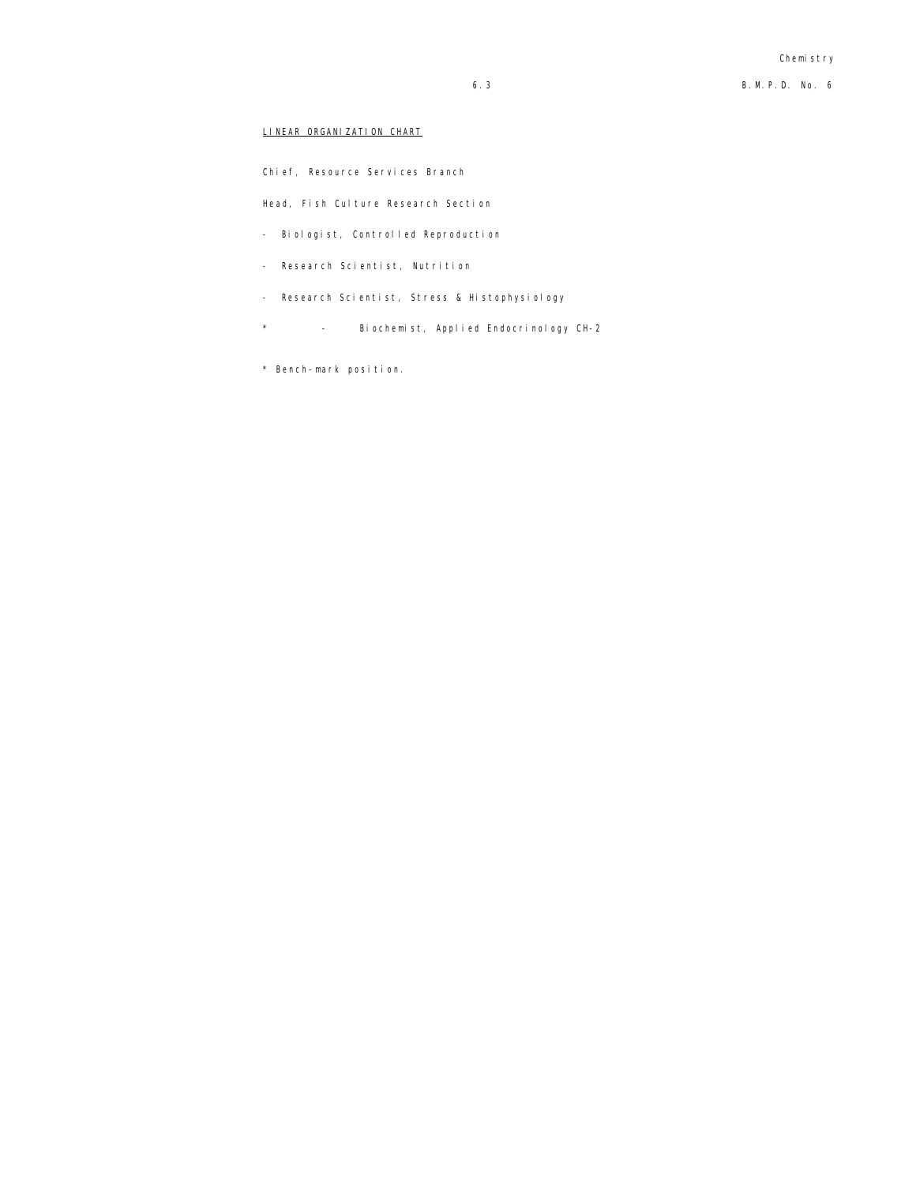LINEAR ORGANIZATION CHART

Chief, Resource Services Branch

Head, Fish Culture Research Section

- Biologist, Controlled Reproduction

- Research Scientist, Nutrition

- Research Scientist, Stress & Histophysiology

\* - Biochemist, Applied Endocrinology CH-2

\* Bench-mark position.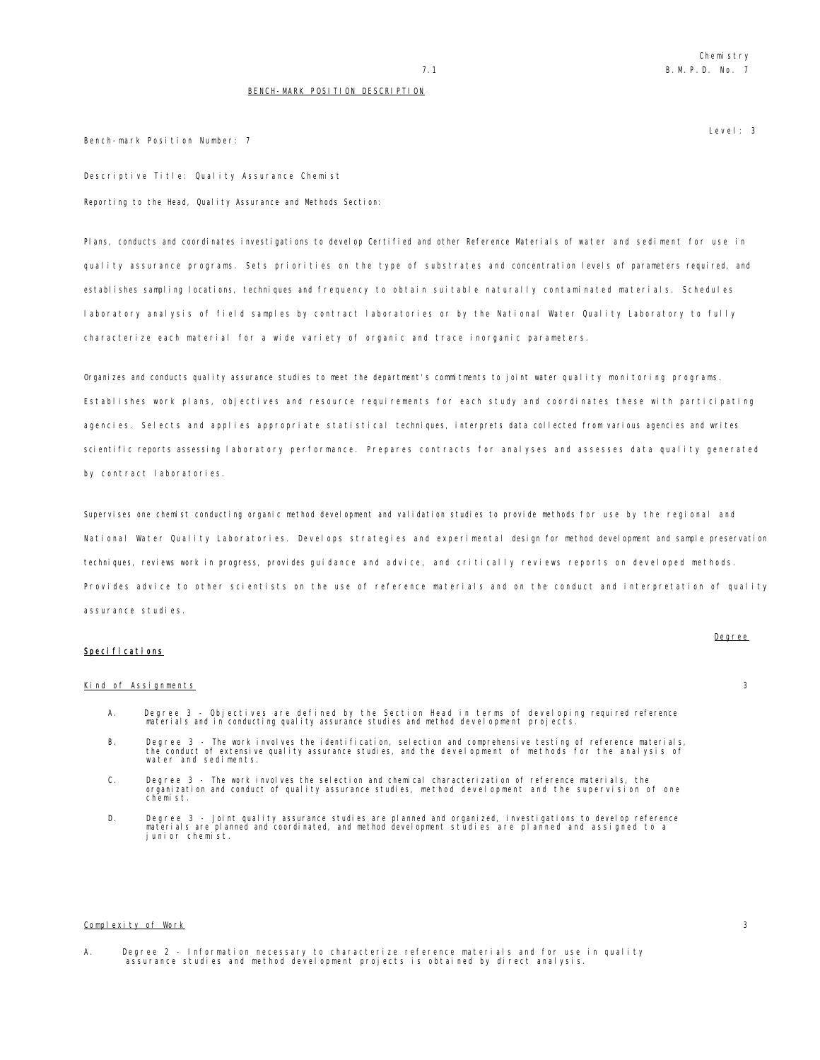## BENCH-MARK POSITION DESCRIPTION

Bench-mark Position Number: 7

Level: 3

Descriptive Title: Quality Assurance Chemist

Reporting to the Head, Quality Assurance and Methods Section:

Plans, conducts and coordinates investigations to develop Certified and other Reference Materials of water and sediment for use in quality assurance programs. Sets priorities on the type of substrates and concentration levels of parameters required, and establishes sampling locations, techniques and frequency to obtain suitable naturally contaminated materials. Schedules laboratory analysis of field samples by contract laboratories or by the National Water Quality Laboratory to fully characterize each material for a wide variety of organic and trace inorganic parameters.

Organizes and conducts quality assurance studies to meet the department's commitments to joint water quality monitoring programs. Establishes work plans, objectives and resource requirements for each study and coordinates these with participating agencies. Selects and applies appropriate statistical techniques, interprets data collected from various agencies and writes scientific reports assessing laboratory performance. Prepares contracts for analyses and assesses data quality generated by contract laboratories.

Supervises one chemist conducting organic method development and validation studies to provide methods for use by the regional and National Water Quality Laboratories. Develops strategies and experimental design for method development and sample preservation techniques, reviews work in progress, provides guidance and advice, and critically reviews reports on developed methods. Provides advice to other scientists on the use of reference materials and on the conduct and interpretation of quality assurance studies.

**Specifications** — Degree

Kind of Assignments — 3

A. Degree 3 - Objectives are defined by the Section Head in terms of developing required reference materials and in conducting quality assurance studies and method development projects.

B. Degree 3 - The work involves the identification, selection and comprehensive testing of reference materials, the conduct of extensive quality assurance studies, and the development of methods for the analysis of water and sediments.

C. Degree 3 - The work involves the selection and chemical characterization of reference materials, the organization and conduct of quality assurance studies, method development and the supervision of one chemist.

D. Degree 3 - Joint quality assurance studies are planned and organized, investigations to develop reference materials are planned and coordinated, and method development studies are planned and assigned to a junior chemist.

Complexity of Work — 3

A. Degree 2 - Information necessary to characterize reference materials and for use in quality assurance studies and method development projects is obtained by direct analysis.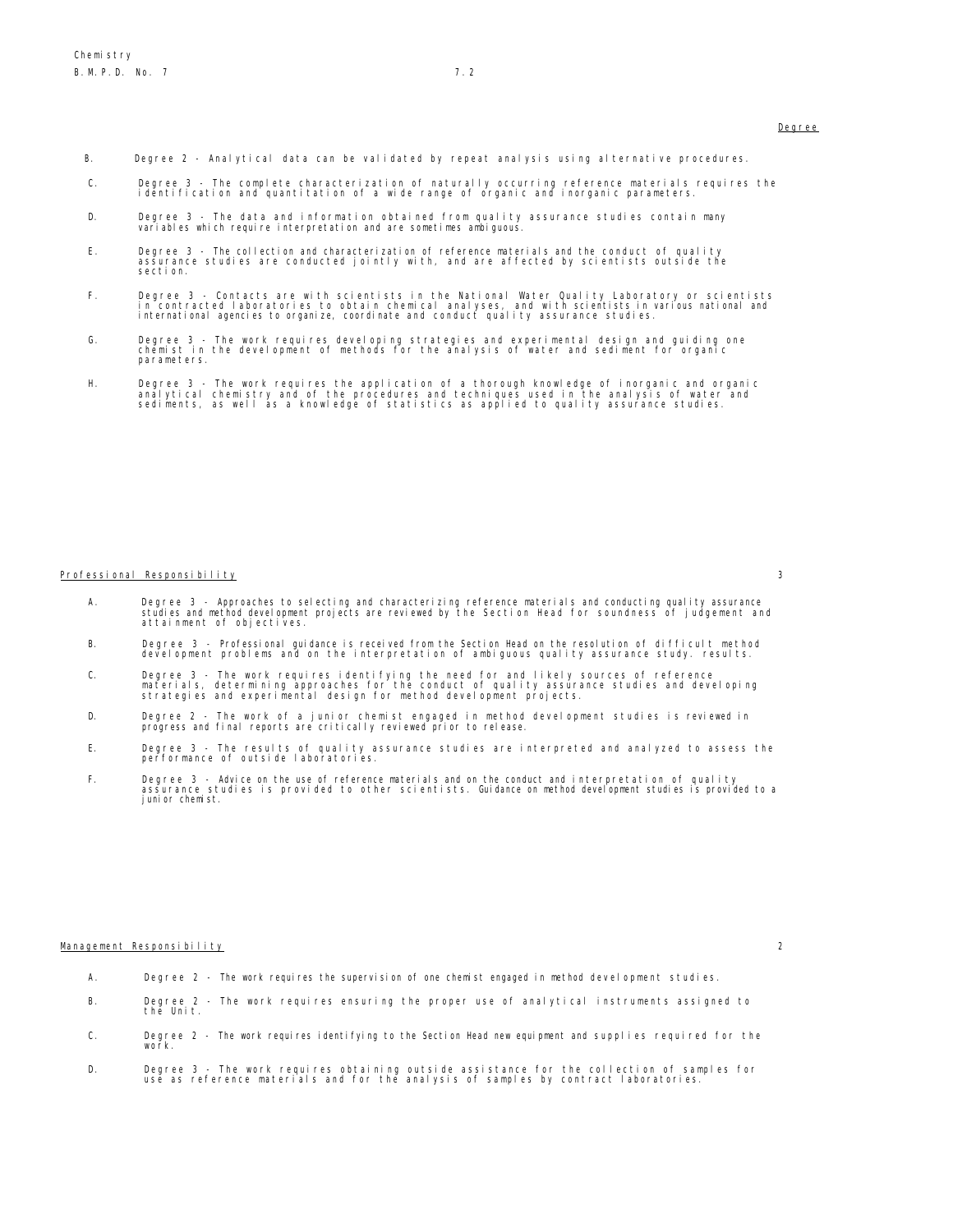Degree

B. Degree 2 - Analytical data can be validated by repeat analysis using alternative procedures.

C. Degree 3 - The complete characterization of naturally occurring reference materials requires the identification and quantitation of a wide range of organic and inorganic parameters.

D. Degree 3 - The data and information obtained from quality assurance studies contain many variables which require interpretation and are sometimes ambiguous.

E. Degree 3 - The collection and characterization of reference materials and the conduct of quality assurance studies are conducted jointly with, and are affected by scientists outside the section.

F. Degree 3 - Contacts are with scientists in the National Water Quality Laboratory or scientists in contracted laboratories to obtain chemical analyses, and with scientists in various national and international agencies to organize, coordinate and conduct quality assurance studies.

G. Degree 3 - The work requires developing strategies and experimental design and guiding one chemist in the development of methods for the analysis of water and sediment for organic parameters.

H. Degree 3 - The work requires the application of a thorough knowledge of inorganic and organic analytical chemistry and of the procedures and techniques used in the analysis of water and sediments, as well as a knowledge of statistics as applied to quality assurance studies.

Professional Responsibility 3

A. Degree 3 - Approaches to selecting and characterizing reference materials and conducting quality assurance studies and method development projects are reviewed by the Section Head for soundness of judgement and attainment of objectives.

B. Degree 3 - Professional guidance is received from the Section Head on the resolution of difficult method development problems and on the interpretation of ambiguous quality assurance study. results.

C. Degree 3 - The work requires identifying the need for and likely sources of reference materials, determining approaches for the conduct of quality assurance studies and developing strategies and experimental design for method development projects.

D. Degree 2 - The work of a junior chemist engaged in method development studies is reviewed in progress and final reports are critically reviewed prior to release.

E. Degree 3 - The results of quality assurance studies are interpreted and analyzed to assess the performance of outside laboratories.

F. Degree 3 - Advice on the use of reference materials and on the conduct and interpretation of quality assurance studies is provided to other scientists. Guidance on method development studies is provided to a junior chemist.

Management Responsibility 2

A. Degree 2 - The work requires the supervision of one chemist engaged in method development studies.

B. Degree 2 - The work requires ensuring the proper use of analytical instruments assigned to the Unit.

C. Degree 2 - The work requires identifying to the Section Head new equipment and supplies required for the work.

D. Degree 3 - The work requires obtaining outside assistance for the collection of samples for use as reference materials and for the analysis of samples by contract laboratories.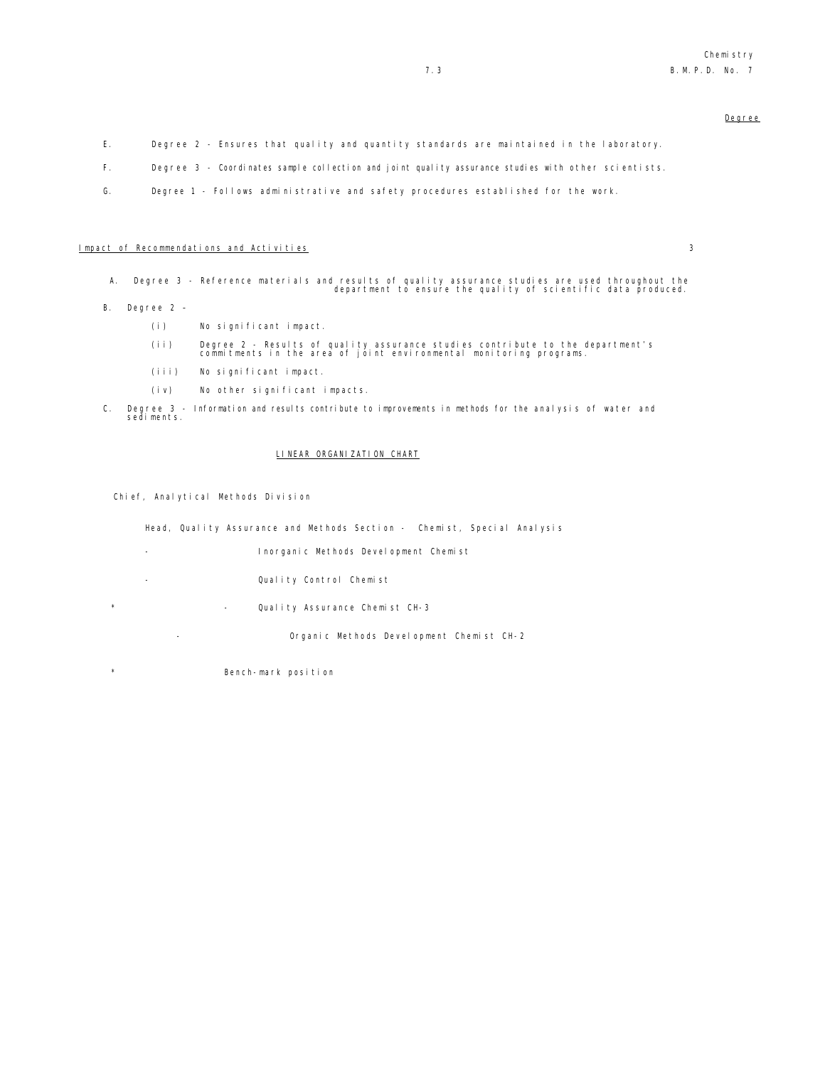Degree

E. Degree 2 - Ensures that quality and quantity standards are maintained in the laboratory.

F. Degree 3 - Coordinates sample collection and joint quality assurance studies with other scientists.

G. Degree 1 - Follows administrative and safety procedures established for the work.

Impact of Recommendations and Activities 3

A. Degree 3 - Reference materials and results of quality assurance studies are used throughout the department to ensure the quality of scientific data produced.

B. Degree 2 -

(i) No significant impact.

(ii) Degree 2 - Results of quality assurance studies contribute to the department's commitments in the area of joint environmental monitoring programs.

(iii) No significant impact.

(iv) No other significant impacts.

C. Degree 3 - Information and results contribute to improvements in methods for the analysis of water and sediments.

## LINEAR ORGANIZATION CHART

Chief, Analytical Methods Division

Head, Quality Assurance and Methods Section - Chemist, Special Analysis

- Inorganic Methods Development Chemist

- Quality Control Chemist

\* - Quality Assurance Chemist CH-3

- Organic Methods Development Chemist CH-2

\* Bench-mark position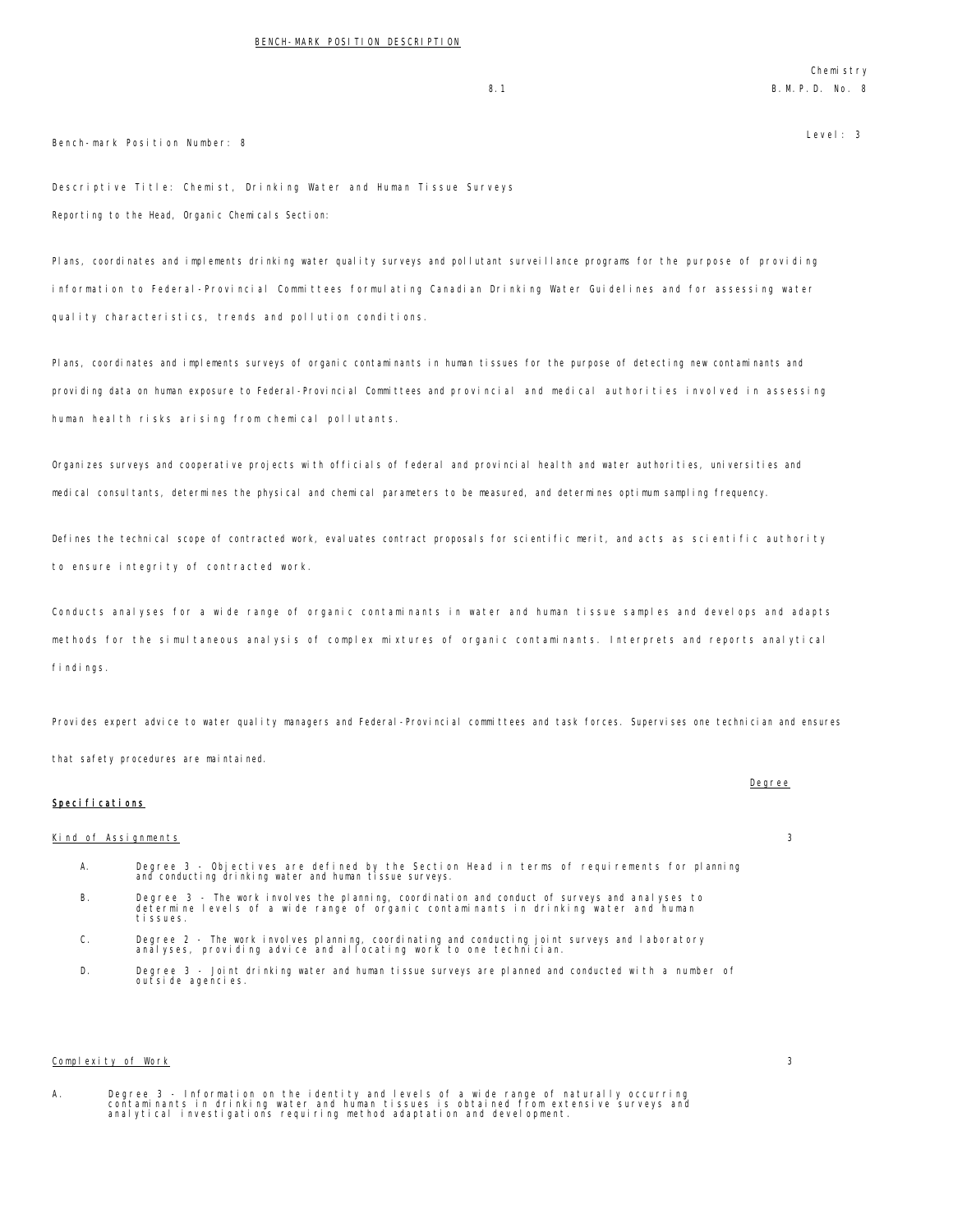BENCH-MARK POSITION DESCRIPTION

Chemistry
B.M.P.D. No. 8

Bench-mark Position Number: 8

Level: 3

Descriptive Title: Chemist, Drinking Water and Human Tissue Surveys

Reporting to the Head, Organic Chemicals Section:

Plans, coordinates and implements drinking water quality surveys and pollutant surveillance programs for the purpose of providing information to Federal-Provincial Committees formulating Canadian Drinking Water Guidelines and for assessing water quality characteristics, trends and pollution conditions.

Plans, coordinates and implements surveys of organic contaminants in human tissues for the purpose of detecting new contaminants and providing data on human exposure to Federal-Provincial Committees and provincial and medical authorities involved in assessing human health risks arising from chemical pollutants.

Organizes surveys and cooperative projects with officials of federal and provincial health and water authorities, universities and medical consultants, determines the physical and chemical parameters to be measured, and determines optimum sampling frequency.

Defines the technical scope of contracted work, evaluates contract proposals for scientific merit, and acts as scientific authority to ensure integrity of contracted work.

Conducts analyses for a wide range of organic contaminants in water and human tissue samples and develops and adapts methods for the simultaneous analysis of complex mixtures of organic contaminants. Interprets and reports analytical findings.

Provides expert advice to water quality managers and Federal-Provincial committees and task forces. Supervises one technician and ensures that safety procedures are maintained.

## Specifications

| | Degree |
|---|---|
| Kind of Assignments | 3 |

A. Degree 3 - Objectives are defined by the Section Head in terms of requirements for planning and conducting drinking water and human tissue surveys.

B. Degree 3 - The work involves the planning, coordination and conduct of surveys and analyses to determine levels of a wide range of organic contaminants in drinking water and human tissues.

C. Degree 2 - The work involves planning, coordinating and conducting joint surveys and laboratory analyses, providing advice and allocating work to one technician.

D. Degree 3 - Joint drinking water and human tissue surveys are planned and conducted with a number of outside agencies.

| | Degree |
|---|---|
| Complexity of Work | 3 |

A. Degree 3 - Information on the identity and levels of a wide range of naturally occurring contaminants in drinking water and human tissues is obtained from extensive surveys and analytical investigations requiring method adaptation and development.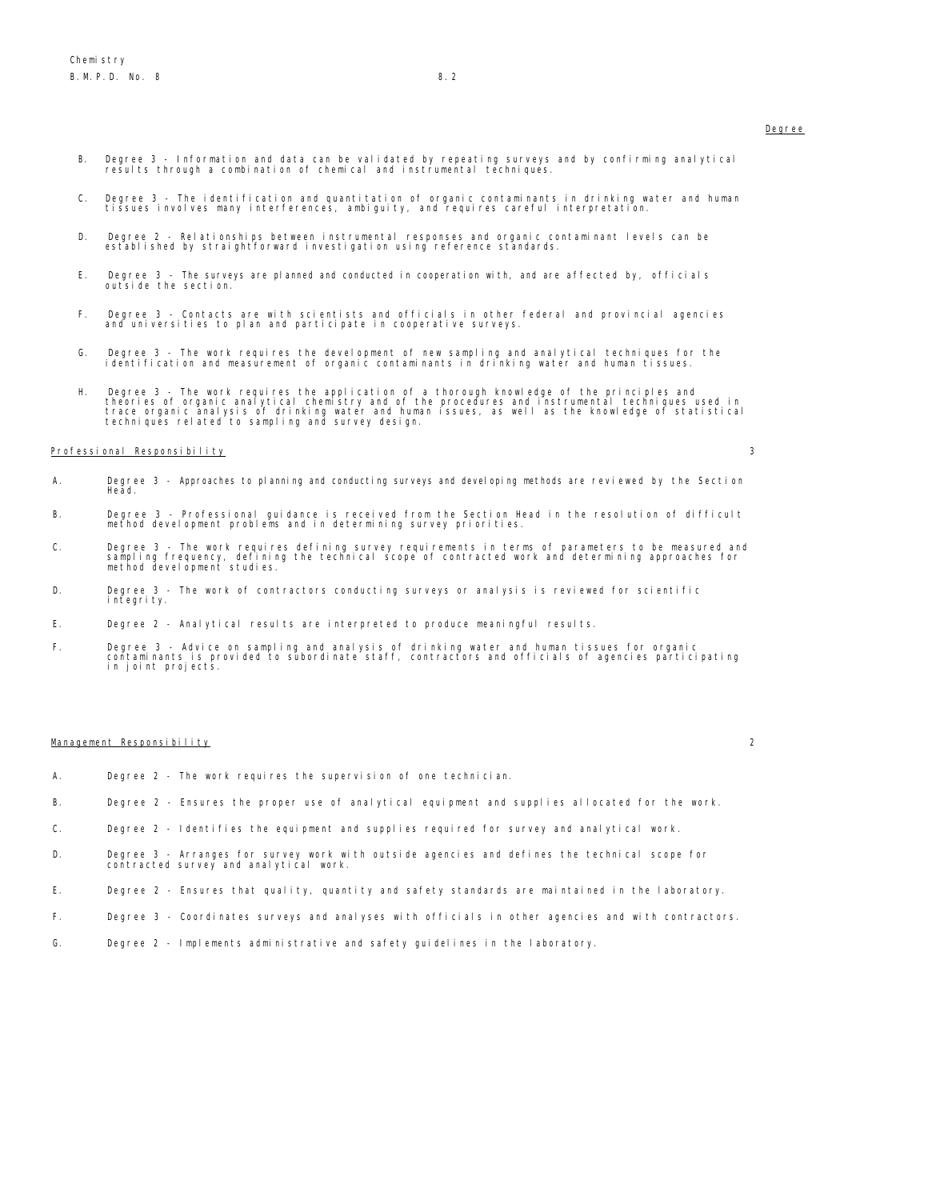Degree

B. Degree 3 - Information and data can be validated by repeating surveys and by confirming analytical results through a combination of chemical and instrumental techniques.

C. Degree 3 - The identification and quantitation of organic contaminants in drinking water and human tissues involves many interferences, ambiguity, and requires careful interpretation.

D. Degree 2 - Relationships between instrumental responses and organic contaminant levels can be established by straightforward investigation using reference standards.

E. Degree 3 - The surveys are planned and conducted in cooperation with, and are affected by, officials outside the section.

F. Degree 3 - Contacts are with scientists and officials in other federal and provincial agencies and universities to plan and participate in cooperative surveys.

G. Degree 3 - The work requires the development of new sampling and analytical techniques for the identification and measurement of organic contaminants in drinking water and human tissues.

H. Degree 3 - The work requires the application of a thorough knowledge of the principles and theories of organic analytical chemistry and of the procedures and instrumental techniques used in trace organic analysis of drinking water and human issues, as well as the knowledge of statistical techniques related to sampling and survey design.

## Professional Responsibility 3

A. Degree 3 - Approaches to planning and conducting surveys and developing methods are reviewed by the Section Head.

B. Degree 3 - Professional guidance is received from the Section Head in the resolution of difficult method development problems and in determining survey priorities.

C. Degree 3 - The work requires defining survey requirements in terms of parameters to be measured and sampling frequency, defining the technical scope of contracted work and determining approaches for method development studies.

D. Degree 3 - The work of contractors conducting surveys or analysis is reviewed for scientific integrity.

E. Degree 2 - Analytical results are interpreted to produce meaningful results.

F. Degree 3 - Advice on sampling and analysis of drinking water and human tissues for organic contaminants is provided to subordinate staff, contractors and officials of agencies participating in joint projects.

## Management Responsibility 2

A. Degree 2 - The work requires the supervision of one technician.

B. Degree 2 - Ensures the proper use of analytical equipment and supplies allocated for the work.

C. Degree 2 - Identifies the equipment and supplies required for survey and analytical work.

D. Degree 3 - Arranges for survey work with outside agencies and defines the technical scope for contracted survey and analytical work.

E. Degree 2 - Ensures that quality, quantity and safety standards are maintained in the laboratory.

F. Degree 3 - Coordinates surveys and analyses with officials in other agencies and with contractors.

G. Degree 2 - Implements administrative and safety guidelines in the laboratory.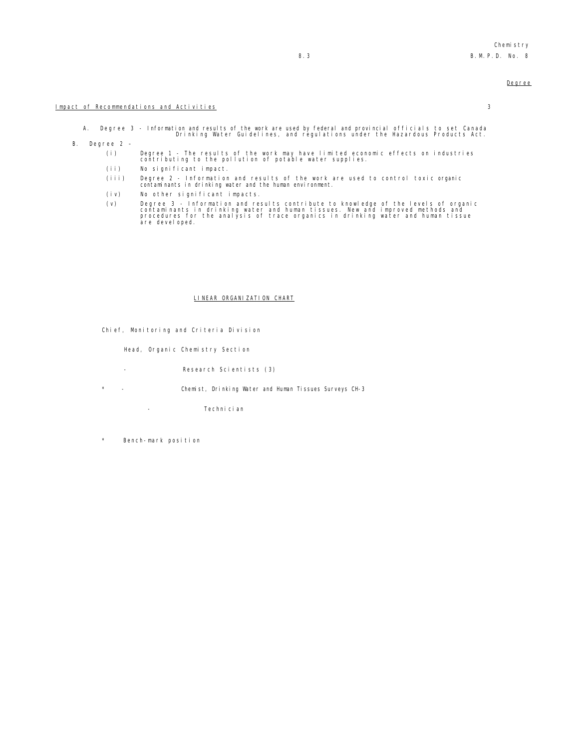Degree

Impact of Recommendations and Activities 3

A. Degree 3 - Information and results of the work are used by federal and provincial officials to set Canada Drinking Water Guidelines, and regulations under the Hazardous Products Act.

B. Degree 2 -

(i) Degree 1 - The results of the work may have limited economic effects on industries contributing to the pollution of potable water supplies.

(ii) No significant impact.

(iii) Degree 2 - Information and results of the work are used to control toxic organic contaminants in drinking water and the human environment.

(iv) No other significant impacts.

(v) Degree 3 - Information and results contribute to knowledge of the levels of organic contaminants in drinking water and human tissues. New and improved methods and procedures for the analysis of trace organics in drinking water and human tissue are developed.

## LINEAR ORGANIZATION CHART

Chief, Monitoring and Criteria Division

- Head, Organic Chemistry Section
  - Research Scientists (3)
  - * Chemist, Drinking Water and Human Tissues Surveys CH-3
    - Technician

* Bench-mark position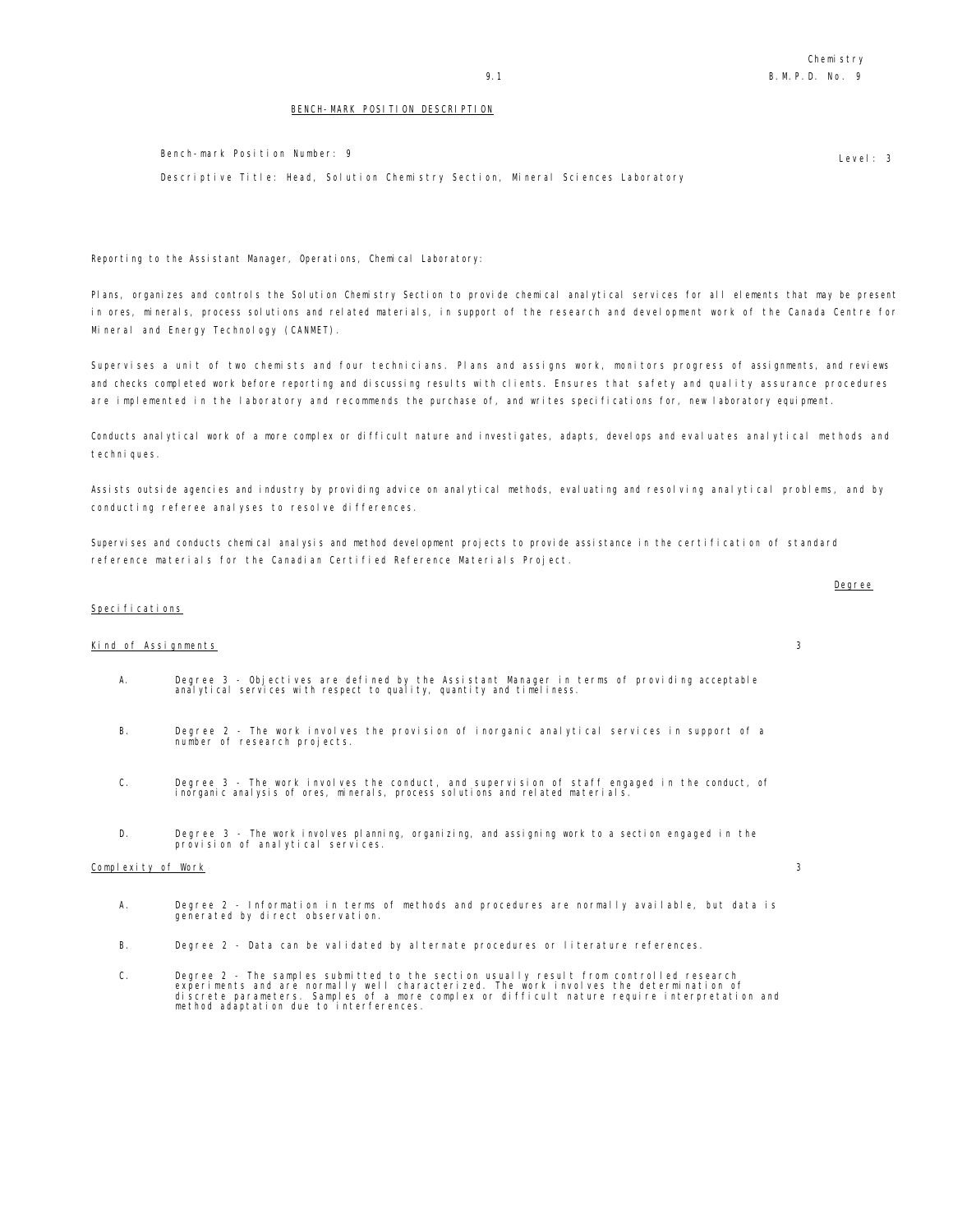## BENCH-MARK POSITION DESCRIPTION

Bench-mark Position Number: 9

Level: 3

Descriptive Title: Head, Solution Chemistry Section, Mineral Sciences Laboratory

Reporting to the Assistant Manager, Operations, Chemical Laboratory:

Plans, organizes and controls the Solution Chemistry Section to provide chemical analytical services for all elements that may be present in ores, minerals, process solutions and related materials, in support of the research and development work of the Canada Centre for Mineral and Energy Technology (CANMET).

Supervises a unit of two chemists and four technicians. Plans and assigns work, monitors progress of assignments, and reviews and checks completed work before reporting and discussing results with clients. Ensures that safety and quality assurance procedures are implemented in the laboratory and recommends the purchase of, and writes specifications for, new laboratory equipment.

Conducts analytical work of a more complex or difficult nature and investigates, adapts, develops and evaluates analytical methods and techniques.

Assists outside agencies and industry by providing advice on analytical methods, evaluating and resolving analytical problems, and by conducting referee analyses to resolve differences.

Supervises and conducts chemical analysis and method development projects to provide assistance in the certification of standard reference materials for the Canadian Certified Reference Materials Project.

### Specifications

| | Degree |
|---|---|
| **Kind of Assignments** | 3 |

A. Degree 3 - Objectives are defined by the Assistant Manager in terms of providing acceptable analytical services with respect to quality, quantity and timeliness.

B. Degree 2 - The work involves the provision of inorganic analytical services in support of a number of research projects.

C. Degree 3 - The work involves the conduct, and supervision of staff engaged in the conduct, of inorganic analysis of ores, minerals, process solutions and related materials.

D. Degree 3 - The work involves planning, organizing, and assigning work to a section engaged in the provision of analytical services.

| | Degree |
|---|---|
| **Complexity of Work** | 3 |

A. Degree 2 - Information in terms of methods and procedures are normally available, but data is generated by direct observation.

B. Degree 2 - Data can be validated by alternate procedures or literature references.

C. Degree 2 - The samples submitted to the section usually result from controlled research experiments and are normally well characterized. The work involves the determination of discrete parameters. Samples of a more complex or difficult nature require interpretation and method adaptation due to interferences.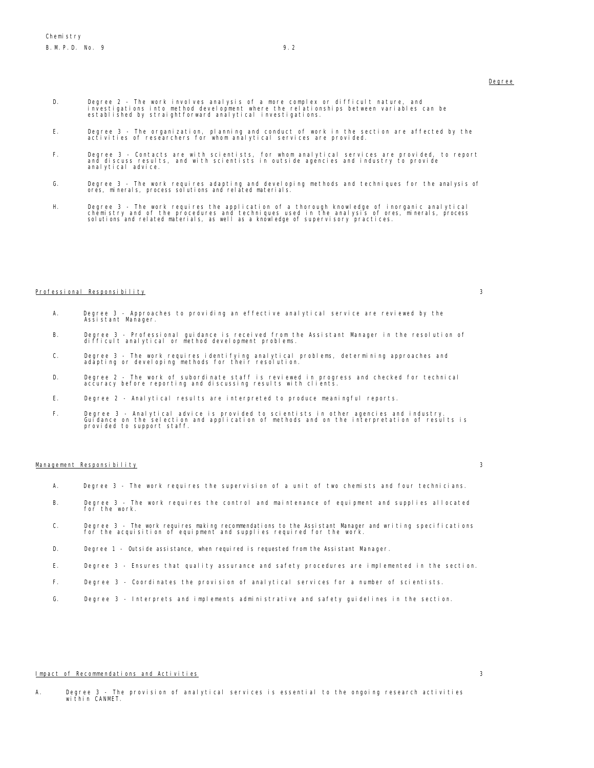Degree

D. Degree 2 - The work involves analysis of a more complex or difficult nature, and investigations into method development where the relationships between variables can be established by straightforward analytical investigations.

E. Degree 3 - The organization, planning and conduct of work in the section are affected by the activities of researchers for whom analytical services are provided.

F. Degree 3 - Contacts are with scientists, for whom analytical services are provided, to report and discuss results, and with scientists in outside agencies and industry to provide analytical advice.

G. Degree 3 - The work requires adapting and developing methods and techniques for the analysis of ores, minerals, process solutions and related materials.

H. Degree 3 - The work requires the application of a thorough knowledge of inorganic analytical chemistry and of the procedures and techniques used in the analysis of ores, minerals, process solutions and related materials, as well as a knowledge of supervisory practices.

Professional Responsibility 3

A. Degree 3 - Approaches to providing an effective analytical service are reviewed by the Assistant Manager.

B. Degree 3 - Professional guidance is received from the Assistant Manager in the resolution of difficult analytical or method development problems.

C. Degree 3 - The work requires identifying analytical problems, determining approaches and adapting or developing methods for their resolution.

D. Degree 2 - The work of subordinate staff is reviewed in progress and checked for technical accuracy before reporting and discussing results with clients.

E. Degree 2 - Analytical results are interpreted to produce meaningful reports.

F. Degree 3 - Analytical advice is provided to scientists in other agencies and industry. Guidance on the selection and application of methods and on the interpretation of results is provided to support staff.

Management Responsibility 3

A. Degree 3 - The work requires the supervision of a unit of two chemists and four technicians.

B. Degree 3 - The work requires the control and maintenance of equipment and supplies allocated for the work.

C. Degree 3 - The work requires making recommendations to the Assistant Manager and writing specifications for the acquisition of equipment and supplies required for the work.

D. Degree 1 - Outside assistance, when required is requested from the Assistant Manager.

E. Degree 3 - Ensures that quality assurance and safety procedures are implemented in the section.

F. Degree 3 - Coordinates the provision of analytical services for a number of scientists.

G. Degree 3 - Interprets and implements administrative and safety guidelines in the section.

Impact of Recommendations and Activities 3

A. Degree 3 - The provision of analytical services is essential to the ongoing research activities within CANMET.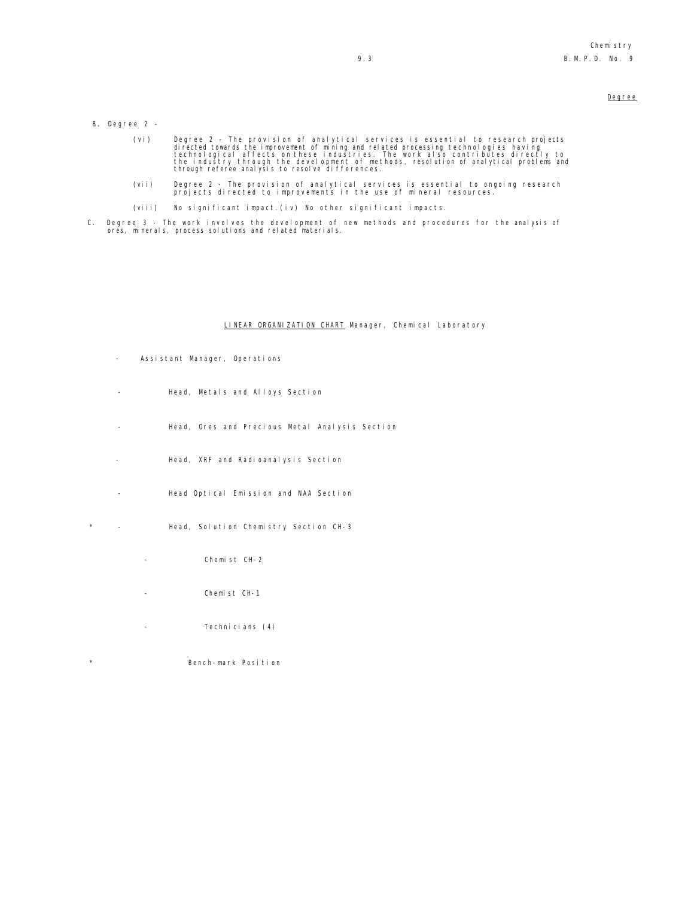Degree

B. Degree 2 -

(vi) Degree 2 - The provision of analytical services is essential to research projects directed towards the improvement of mining and related processing technologies having technological affects on these industries. The work also contributes directly to the industry through the development of methods, resolution of analytical problems and through referee analysis to resolve differences.

(vii) Degree 2 - The provision of analytical services is essential to ongoing research projects directed to improvements in the use of mineral resources.

(viii) No significant impact.(iv) No other significant impacts.

C. Degree 3 - The work involves the development of new methods and procedures for the analysis of ores, minerals, process solutions and related materials.

<u>LINEAR ORGANIZATION CHART</u> Manager, Chemical Laboratory

- Assistant Manager, Operations
- Head, Metals and Alloys Section
- Head, Ores and Precious Metal Analysis Section
- Head, XRF and Radioanalysis Section
- Head Optical Emission and NAA Section
- \* Head, Solution Chemistry Section CH-3
    - Chemist CH-2
    - Chemist CH-1
    - Technicians (4)

\* Bench-mark Position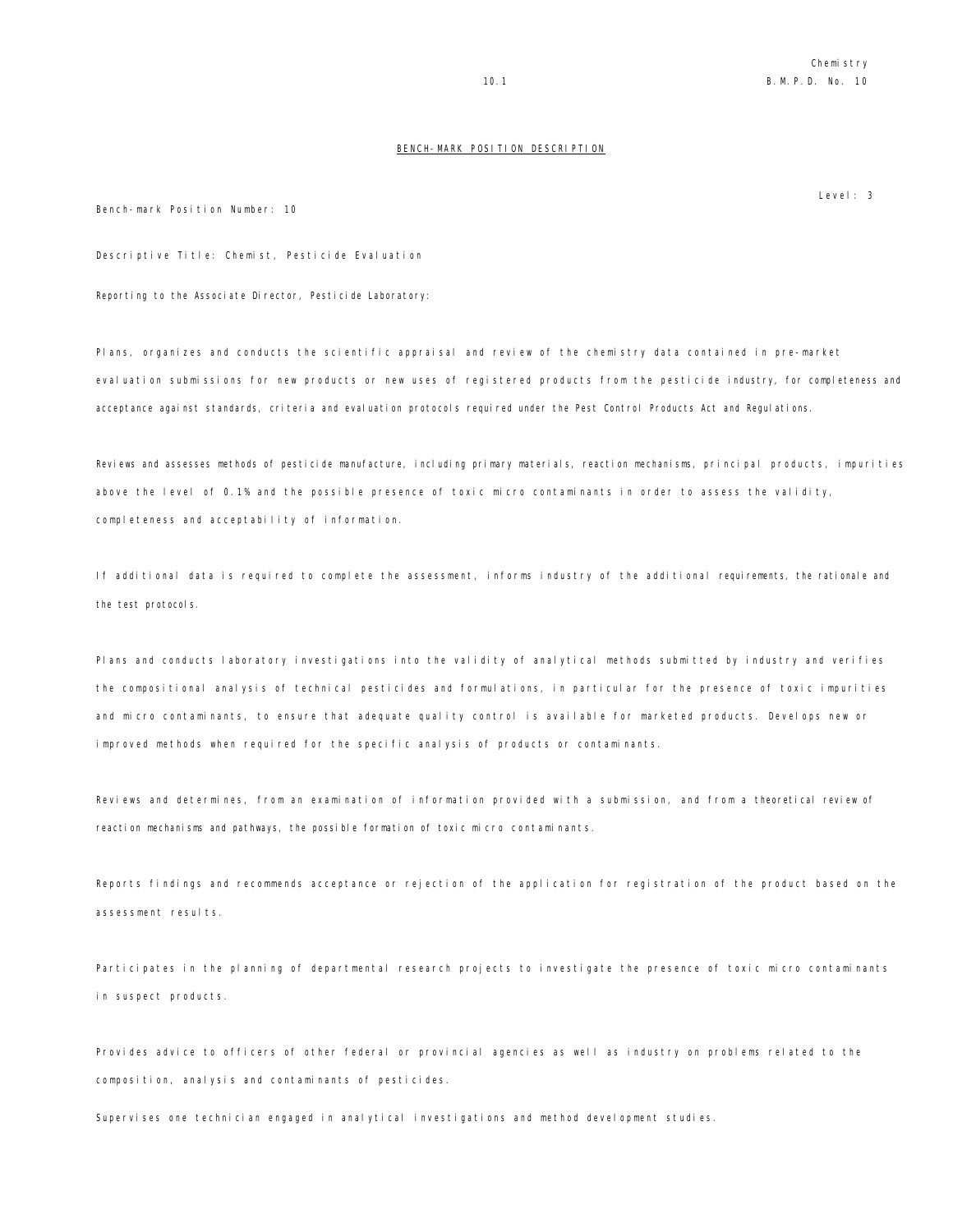## BENCH-MARK POSITION DESCRIPTION

Level: 3

Bench-mark Position Number: 10

Descriptive Title: Chemist, Pesticide Evaluation

Reporting to the Associate Director, Pesticide Laboratory:

Plans, organizes and conducts the scientific appraisal and review of the chemistry data contained in pre-market evaluation submissions for new products or new uses of registered products from the pesticide industry, for completeness and acceptance against standards, criteria and evaluation protocols required under the Pest Control Products Act and Regulations.

Reviews and assesses methods of pesticide manufacture, including primary materials, reaction mechanisms, principal products, impurities above the level of 0.1% and the possible presence of toxic micro contaminants in order to assess the validity, completeness and acceptability of information.

If additional data is required to complete the assessment, informs industry of the additional requirements, the rationale and the test protocols.

Plans and conducts laboratory investigations into the validity of analytical methods submitted by industry and verifies the compositional analysis of technical pesticides and formulations, in particular for the presence of toxic impurities and micro contaminants, to ensure that adequate quality control is available for marketed products. Develops new or improved methods when required for the specific analysis of products or contaminants.

Reviews and determines, from an examination of information provided with a submission, and from a theoretical review of reaction mechanisms and pathways, the possible formation of toxic micro contaminants.

Reports findings and recommends acceptance or rejection of the application for registration of the product based on the assessment results.

Participates in the planning of departmental research projects to investigate the presence of toxic micro contaminants in suspect products.

Provides advice to officers of other federal or provincial agencies as well as industry on problems related to the composition, analysis and contaminants of pesticides.

Supervises one technician engaged in analytical investigations and method development studies.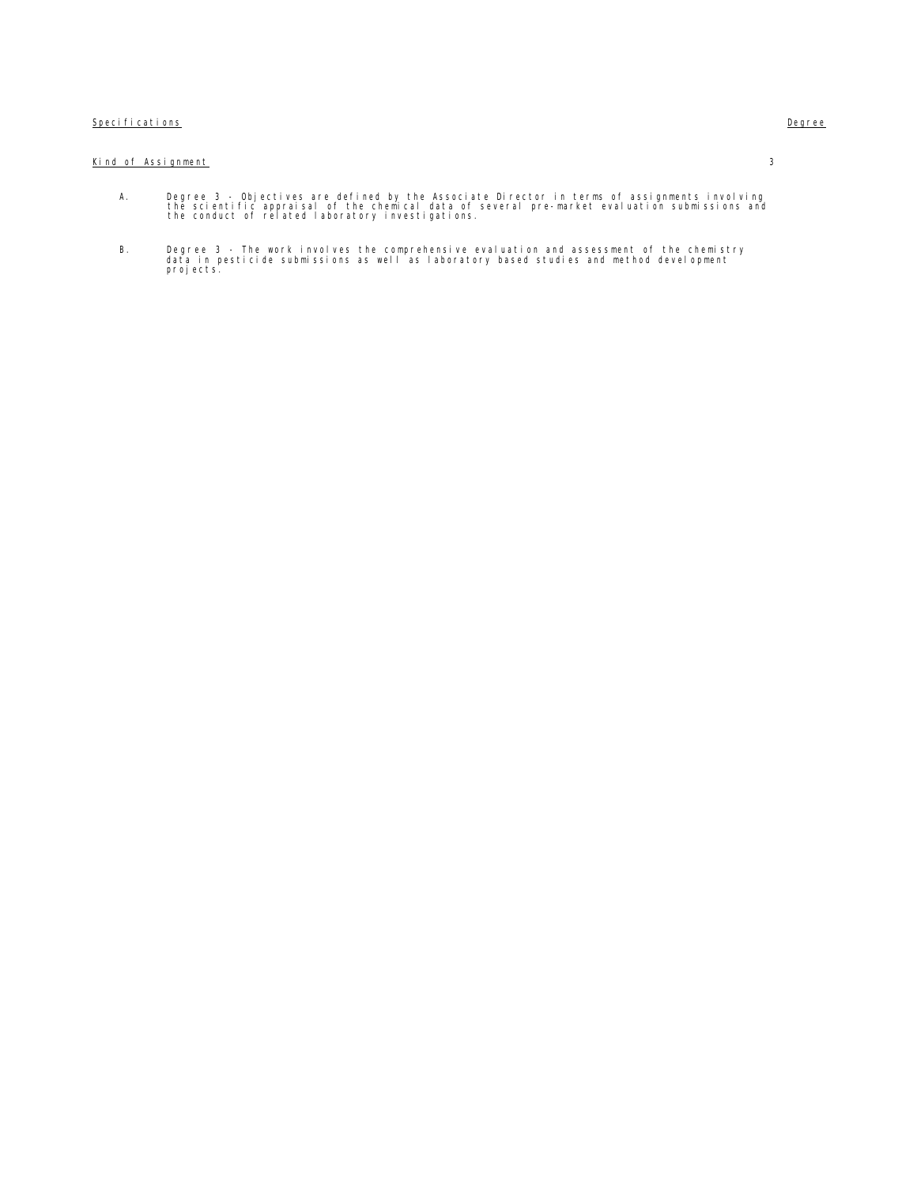Specifications | Degree
---|---

Kind of Assignment | 3
---|---

A. Degree 3 - Objectives are defined by the Associate Director in terms of assignments involving the scientific appraisal of the chemical data of several pre-market evaluation submissions and the conduct of related laboratory investigations.

B. Degree 3 - The work involves the comprehensive evaluation and assessment of the chemistry data in pesticide submissions as well as laboratory based studies and method development projects.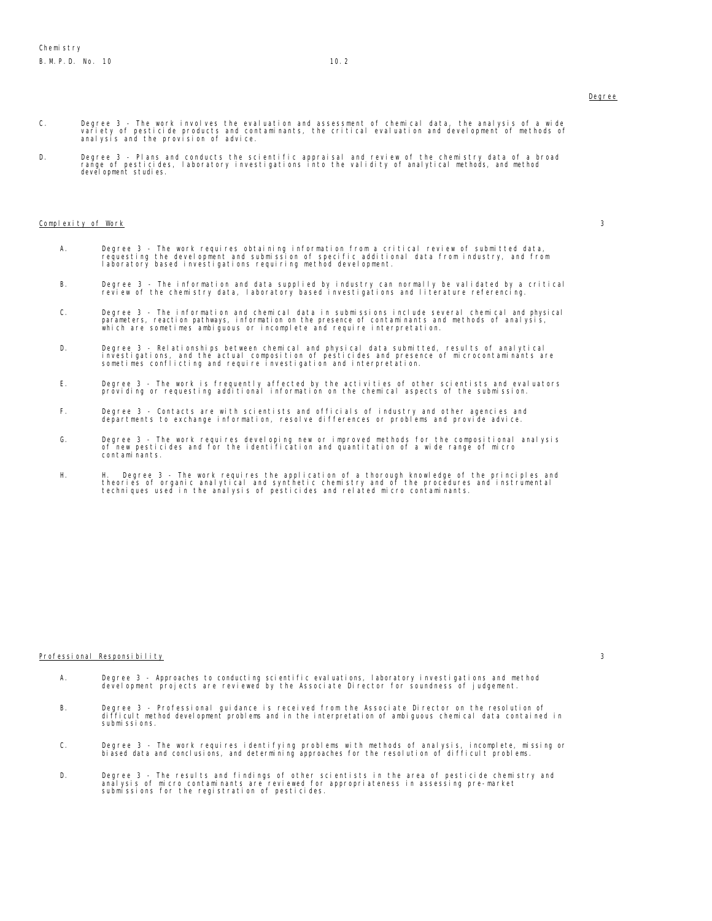Degree

C. Degree 3 - The work involves the evaluation and assessment of chemical data, the analysis of a wide variety of pesticide products and contaminants, the critical evaluation and development of methods of analysis and the provision of advice.

D. Degree 3 - Plans and conducts the scientific appraisal and review of the chemistry data of a broad range of pesticides, laboratory investigations into the validity of analytical methods, and method development studies.

Complexity of Work 3

A. Degree 3 - The work requires obtaining information from a critical review of submitted data, requesting the development and submission of specific additional data from industry, and from laboratory based investigations requiring method development.

B. Degree 3 - The information and data supplied by industry can normally be validated by a critical review of the chemistry data, laboratory based investigations and literature referencing.

C. Degree 3 - The information and chemical data in submissions include several chemical and physical parameters, reaction pathways, information on the presence of contaminants and methods of analysis, which are sometimes ambiguous or incomplete and require interpretation.

D. Degree 3 - Relationships between chemical and physical data submitted, results of analytical investigations, and the actual composition of pesticides and presence of microcontaminants are sometimes conflicting and require investigation and interpretation.

E. Degree 3 - The work is frequently affected by the activities of other scientists and evaluators providing or requesting additional information on the chemical aspects of the submission.

F. Degree 3 - Contacts are with scientists and officials of industry and other agencies and departments to exchange information, resolve differences or problems and provide advice.

G. Degree 3 - The work requires developing new or improved methods for the compositional analysis of new pesticides and for the identification and quantitation of a wide range of micro contaminants.

H. H. Degree 3 - The work requires the application of a thorough knowledge of the principles and theories of organic analytical and synthetic chemistry and of the procedures and instrumental techniques used in the analysis of pesticides and related micro contaminants.

Professional Responsibility 3

A. Degree 3 - Approaches to conducting scientific evaluations, laboratory investigations and method development projects are reviewed by the Associate Director for soundness of judgement.

B. Degree 3 - Professional guidance is received from the Associate Director on the resolution of difficult method development problems and in the interpretation of ambiguous chemical data contained in submissions.

C. Degree 3 - The work requires identifying problems with methods of analysis, incomplete, missing or biased data and conclusions, and determining approaches for the resolution of difficult problems.

D. Degree 3 - The results and findings of other scientists in the area of pesticide chemistry and analysis of micro contaminants are reviewed for appropriateness in assessing pre-market submissions for the registration of pesticides.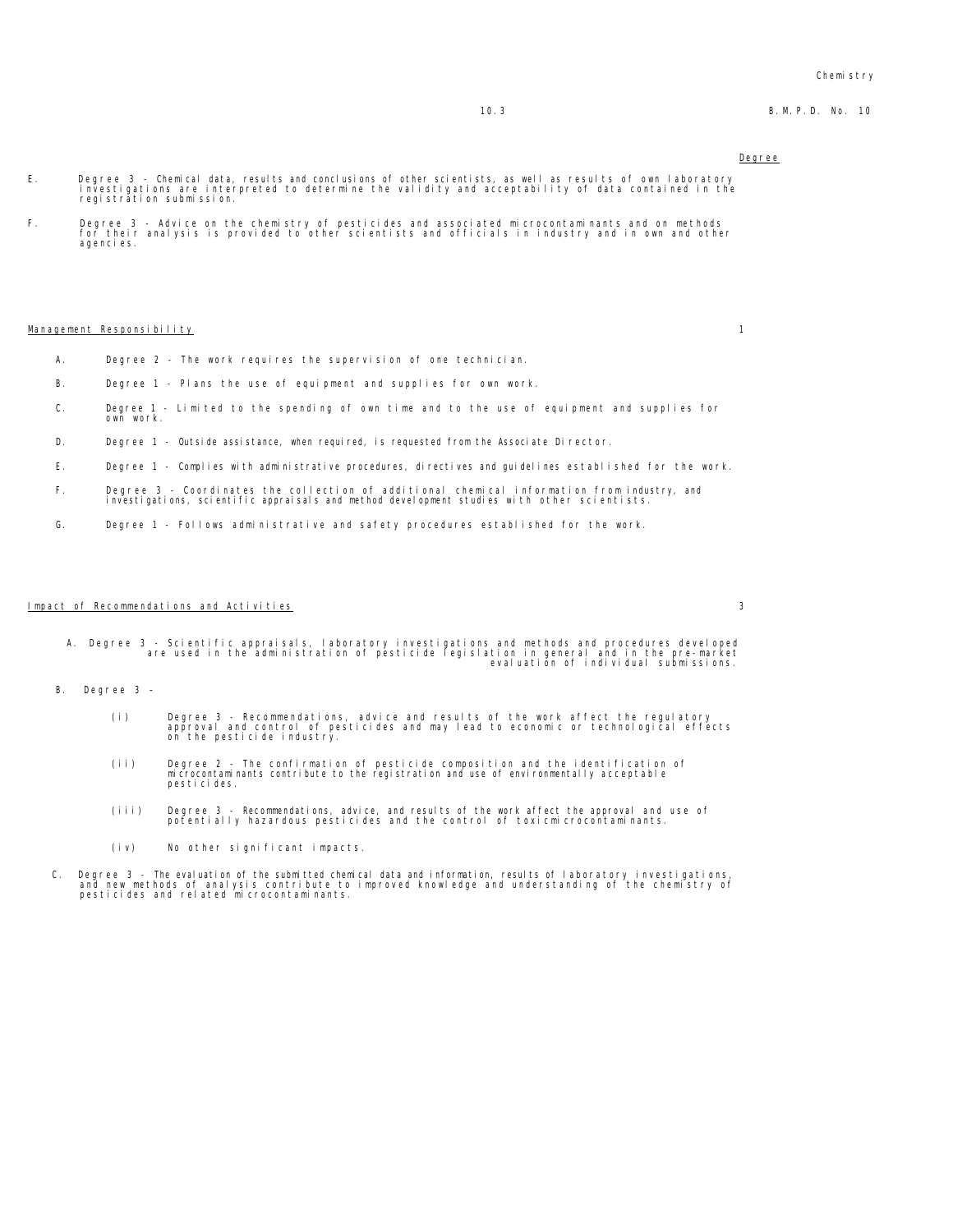Degree

E. Degree 3 - Chemical data, results and conclusions of other scientists, as well as results of own laboratory investigations are interpreted to determine the validity and acceptability of data contained in the registration submission.

F. Degree 3 - Advice on the chemistry of pesticides and associated microcontaminants and on methods for their analysis is provided to other scientists and officials in industry and in own and other agencies.

Management Responsibility 1

A. Degree 2 - The work requires the supervision of one technician.

B. Degree 1 - Plans the use of equipment and supplies for own work.

C. Degree 1 - Limited to the spending of own time and to the use of equipment and supplies for own work.

D. Degree 1 - Outside assistance, when required, is requested from the Associate Director.

E. Degree 1 - Complies with administrative procedures, directives and guidelines established for the work.

F. Degree 3 - Coordinates the collection of additional chemical information from industry, and investigations, scientific appraisals and method development studies with other scientists.

G. Degree 1 - Follows administrative and safety procedures established for the work.

Impact of Recommendations and Activities 3

A. Degree 3 - Scientific appraisals, laboratory investigations and methods and procedures developed are used in the administration of pesticide legislation in general and in the pre-market evaluation of individual submissions.

B. Degree 3 -

(i) Degree 3 - Recommendations, advice and results of the work affect the regulatory approval and control of pesticides and may lead to economic or technological effects on the pesticide industry.

(ii) Degree 2 - The confirmation of pesticide composition and the identification of microcontaminants contribute to the registration and use of environmentally acceptable pesticides.

(iii) Degree 3 - Recommendations, advice, and results of the work affect the approval and use of potentially hazardous pesticides and the control of toxicmicrocontaminants.

(iv) No other significant impacts.

C. Degree 3 - The evaluation of the submitted chemical data and information, results of laboratory investigations, and new methods of analysis contribute to improved knowledge and understanding of the chemistry of pesticides and related microcontaminants.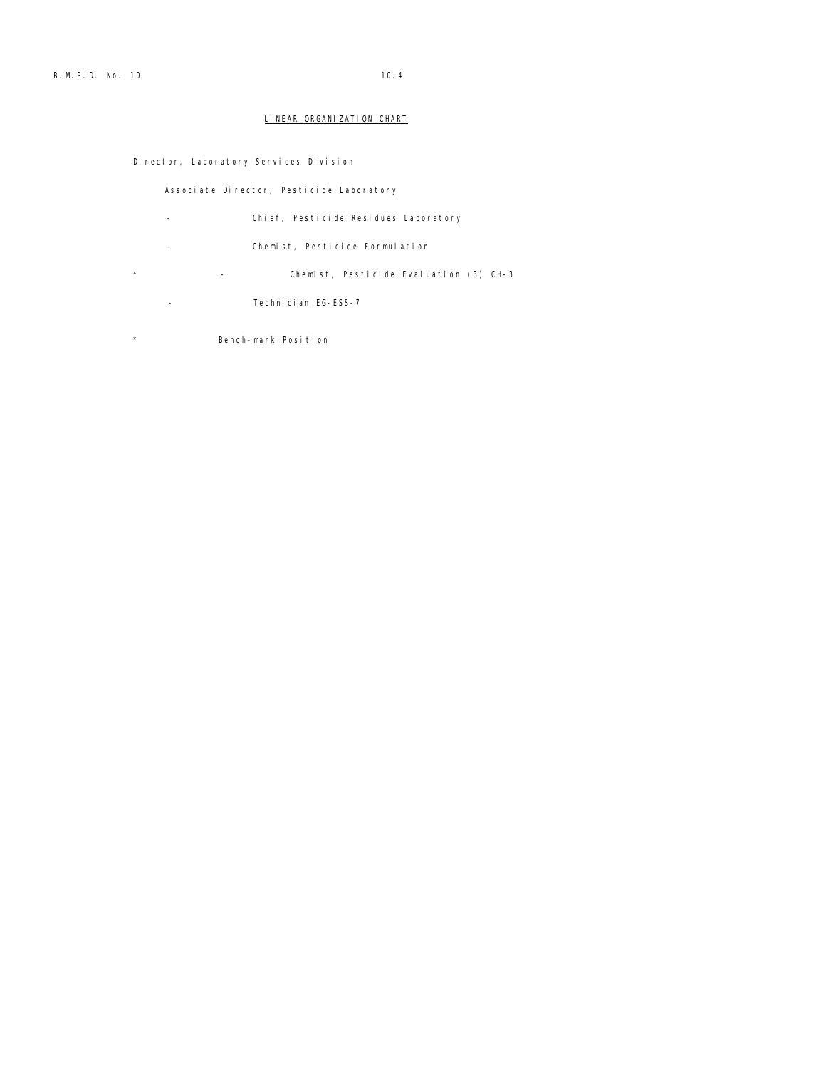## LINEAR ORGANIZATION CHART

Director, Laboratory Services Division

Associate Director, Pesticide Laboratory

- Chief, Pesticide Residues Laboratory
- Chemist, Pesticide Formulation
- \* Chemist, Pesticide Evaluation (3) CH-3
- Technician EG-ESS-7

\* Bench-mark Position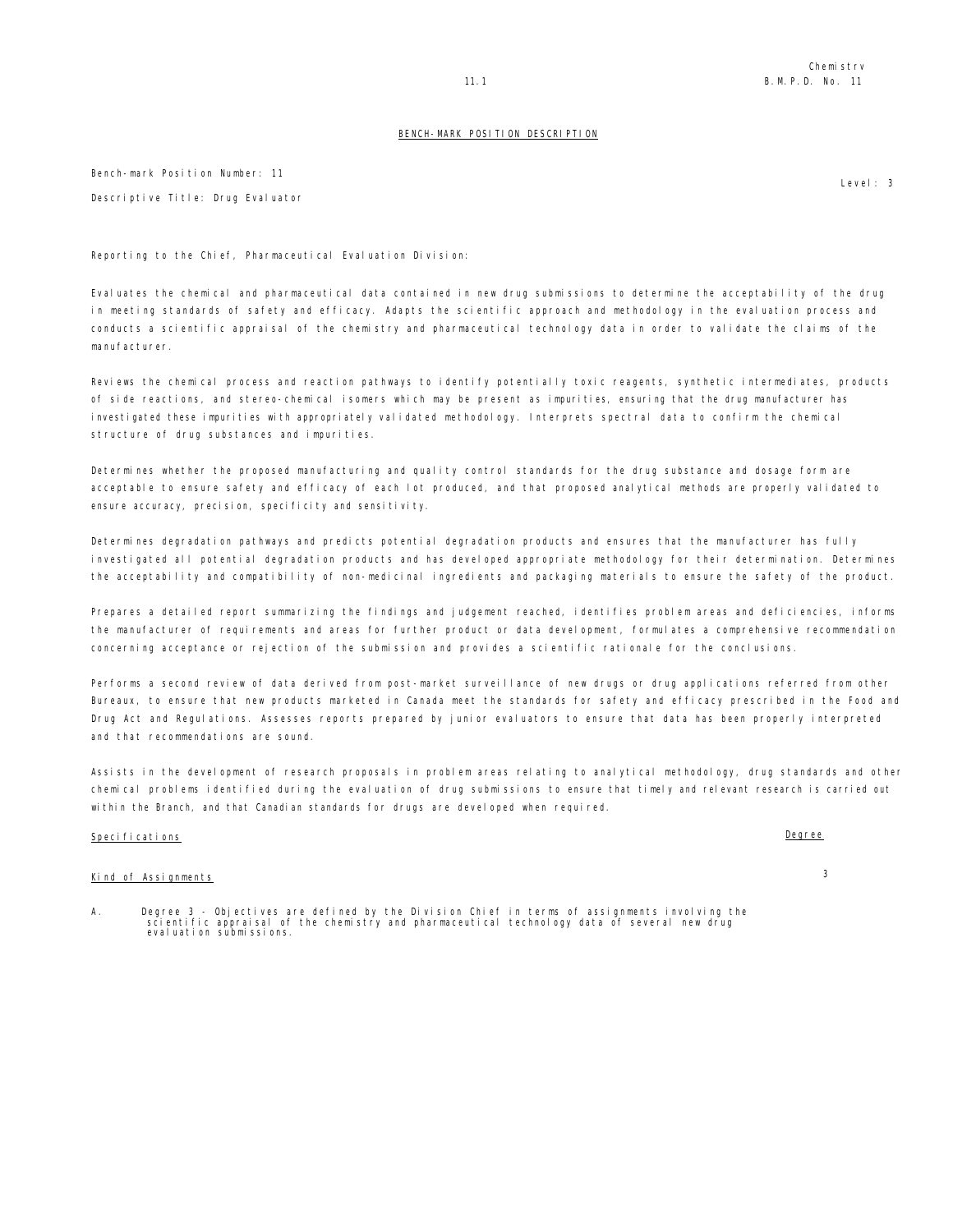## BENCH-MARK POSITION DESCRIPTION

Bench-mark Position Number: 11

Level: 3

Descriptive Title: Drug Evaluator

Reporting to the Chief, Pharmaceutical Evaluation Division:

Evaluates the chemical and pharmaceutical data contained in new drug submissions to determine the acceptability of the drug in meeting standards of safety and efficacy. Adapts the scientific approach and methodology in the evaluation process and conducts a scientific appraisal of the chemistry and pharmaceutical technology data in order to validate the claims of the manufacturer.

Reviews the chemical process and reaction pathways to identify potentially toxic reagents, synthetic intermediates, products of side reactions, and stereo-chemical isomers which may be present as impurities, ensuring that the drug manufacturer has investigated these impurities with appropriately validated methodology. Interprets spectral data to confirm the chemical structure of drug substances and impurities.

Determines whether the proposed manufacturing and quality control standards for the drug substance and dosage form are acceptable to ensure safety and efficacy of each lot produced, and that proposed analytical methods are properly validated to ensure accuracy, precision, specificity and sensitivity.

Determines degradation pathways and predicts potential degradation products and ensures that the manufacturer has fully investigated all potential degradation products and has developed appropriate methodology for their determination. Determines the acceptability and compatibility of non-medicinal ingredients and packaging materials to ensure the safety of the product.

Prepares a detailed report summarizing the findings and judgement reached, identifies problem areas and deficiencies, informs the manufacturer of requirements and areas for further product or data development, formulates a comprehensive recommendation concerning acceptance or rejection of the submission and provides a scientific rationale for the conclusions.

Performs a second review of data derived from post-market surveillance of new drugs or drug applications referred from other Bureaux, to ensure that new products marketed in Canada meet the standards for safety and efficacy prescribed in the Food and Drug Act and Regulations. Assesses reports prepared by junior evaluators to ensure that data has been properly interpreted and that recommendations are sound.

Assists in the development of research proposals in problem areas relating to analytical methodology, drug standards and other chemical problems identified during the evaluation of drug submissions to ensure that timely and relevant research is carried out within the Branch, and that Canadian standards for drugs are developed when required.

| Specifications | Degree |
|---|---|
| Kind of Assignments | 3 |

A. Degree 3 - Objectives are defined by the Division Chief in terms of assignments involving the scientific appraisal of the chemistry and pharmaceutical technology data of several new drug evaluation submissions.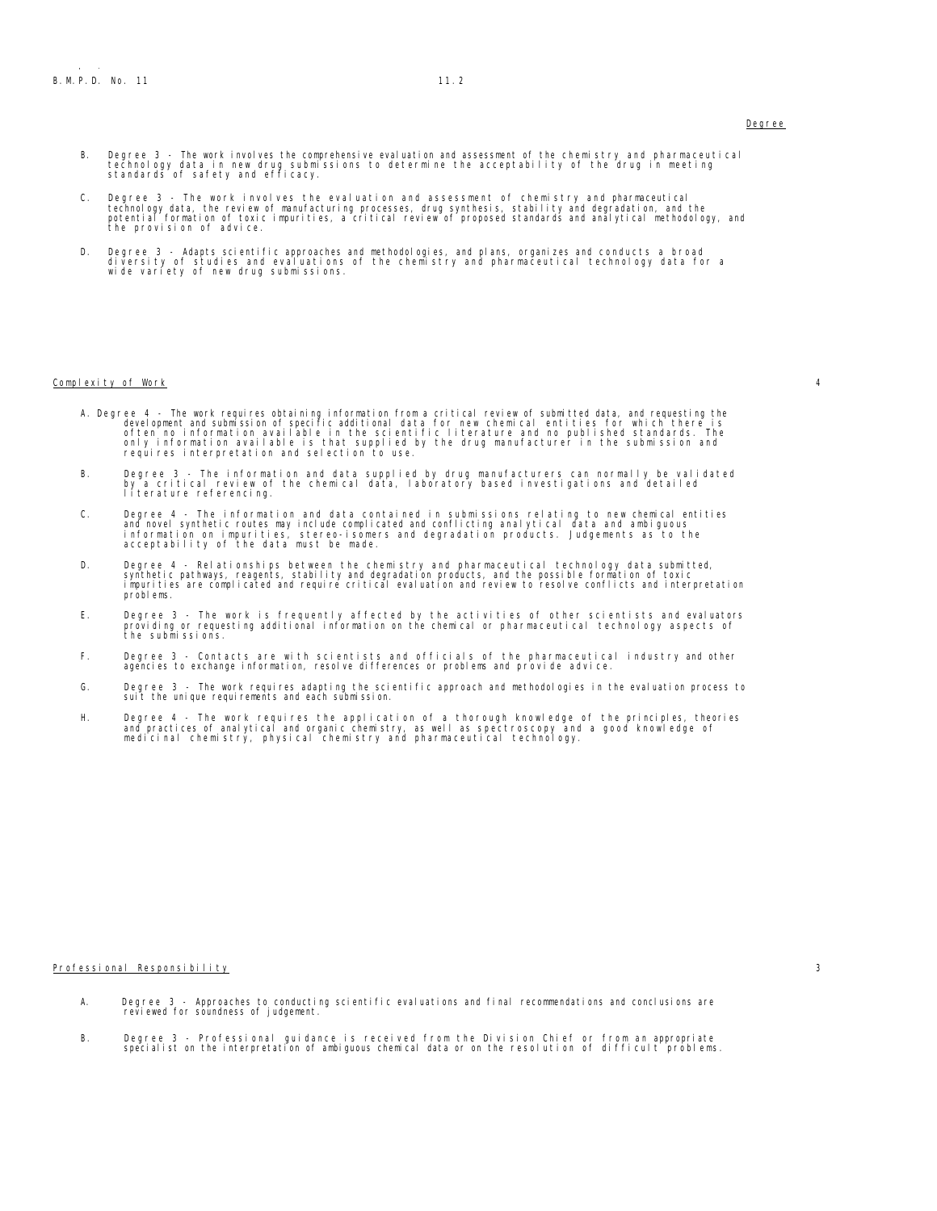Degree

B. Degree 3 - The work involves the comprehensive evaluation and assessment of the chemistry and pharmaceutical technology data in new drug submissions to determine the acceptability of the drug in meeting standards of safety and efficacy.

C. Degree 3 - The work involves the evaluation and assessment of chemistry and pharmaceutical technology data, the review of manufacturing processes, drug synthesis, stability and degradation, and the potential formation of toxic impurities, a critical review of proposed standards and analytical methodology, and the provision of advice.

D. Degree 3 - Adapts scientific approaches and methodologies, and plans, organizes and conducts a broad diversity of studies and evaluations of the chemistry and pharmaceutical technology data for a wide variety of new drug submissions.

## Complexity of Work — 4

A. Degree 4 - The work requires obtaining information from a critical review of submitted data, and requesting the development and submission of specific additional data for new chemical entities for which there is often no information available in the scientific literature and no published standards. The only information available is that supplied by the drug manufacturer in the submission and requires interpretation and selection to use.

B. Degree 3 - The information and data supplied by drug manufacturers can normally be validated by a critical review of the chemical data, laboratory based investigations and detailed literature referencing.

C. Degree 4 - The information and data contained in submissions relating to new chemical entities and novel synthetic routes may include complicated and conflicting analytical data and ambiguous information on impurities, stereo-isomers and degradation products. Judgements as to the acceptability of the data must be made.

D. Degree 4 - Relationships between the chemistry and pharmaceutical technology data submitted, synthetic pathways, reagents, stability and degradation products, and the possible formation of toxic impurities are complicated and require critical evaluation and review to resolve conflicts and interpretation problems.

E. Degree 3 - The work is frequently affected by the activities of other scientists and evaluators providing or requesting additional information on the chemical or pharmaceutical technology aspects of the submissions.

F. Degree 3 - Contacts are with scientists and officials of the pharmaceutical industry and other agencies to exchange information, resolve differences or problems and provide advice.

G. Degree 3 - The work requires adapting the scientific approach and methodologies in the evaluation process to suit the unique requirements and each submission.

H. Degree 4 - The work requires the application of a thorough knowledge of the principles, theories and practices of analytical and organic chemistry, as well as spectroscopy and a good knowledge of medicinal chemistry, physical chemistry and pharmaceutical technology.

## Professional Responsibility — 3

A. Degree 3 - Approaches to conducting scientific evaluations and final recommendations and conclusions are reviewed for soundness of judgement.

B. Degree 3 - Professional guidance is received from the Division Chief or from an appropriate specialist on the interpretation of ambiguous chemical data or on the resolution of difficult problems.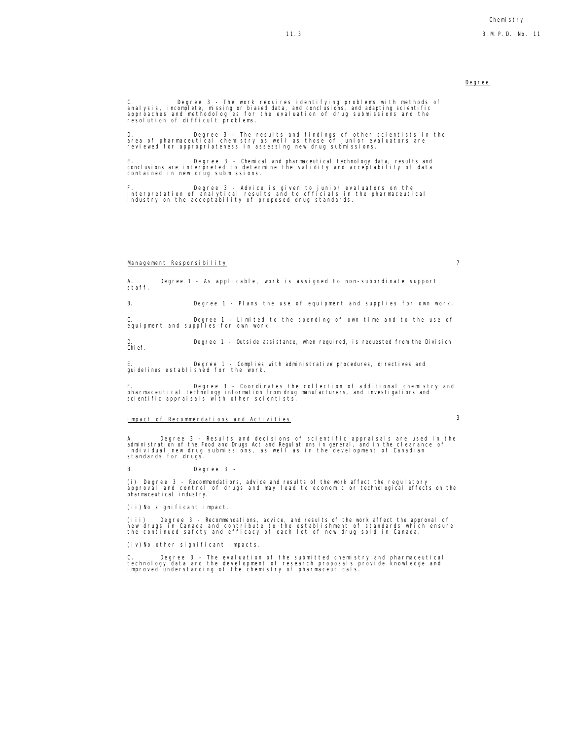Degree

C. Degree 3 - The work requires identifying problems with methods of analysis, incomplete, missing or biased data, and conclusions, and adapting scientific approaches and methodologies for the evaluation of drug submissions and the resolution of difficult problems.

D. Degree 3 - The results and findings of other scientists in the area of pharmaceutical chemistry as well as those of junior evaluators are reviewed for appropriateness in assessing new drug submissions.

E. Degree 3 - Chemical and pharmaceutical technology data, results and conclusions are interpreted to determine the validity and acceptability of data contained in new drug submissions.

F. Degree 3 - Advice is given to junior evaluators on the interpretation of analytical results and to officials in the pharmaceutical industry on the acceptability of proposed drug standards.

## Management Responsibility 7

A. Degree 1 - As applicable, work is assigned to non-subordinate support staff.

B. Degree 1 - Plans the use of equipment and supplies for own work.

C. Degree 1 - Limited to the spending of own time and to the use of equipment and supplies for own work.

D. Degree 1 - Outside assistance, when required, is requested from the Division Chief.

E. Degree 1 - Complies with administrative procedures, directives and guidelines established for the work.

F. Degree 3 - Coordinates the collection of additional chemistry and pharmaceutical technology information from drug manufacturers, and investigations and scientific appraisals with other scientists.

## Impact of Recommendations and Activities 3

A. Degree 3 - Results and decisions of scientific appraisals are used in the administration of the Food and Drugs Act and Regulations in general, and in the clearance of individual new drug submissions, as well as in the development of Canadian standards for drugs.

B. Degree 3 –

(i) Degree 3 - Recommendations, advice and results of the work affect the regulatory approval and control of drugs and may lead to economic or technological effects on the pharmaceutical industry.

(ii) No significant impact.

(iii) Degree 3 - Recommendations, advice, and results of the work affect the approval of new drugs in Canada and contribute to the establishment of standards which ensure the continued safety and efficacy of each lot of new drug sold in Canada.

(iv) No other significant impacts.

C. Degree 3 - The evaluation of the submitted chemistry and pharmaceutical technology data and the development of research proposals provide knowledge and improved understanding of the chemistry of pharmaceuticals.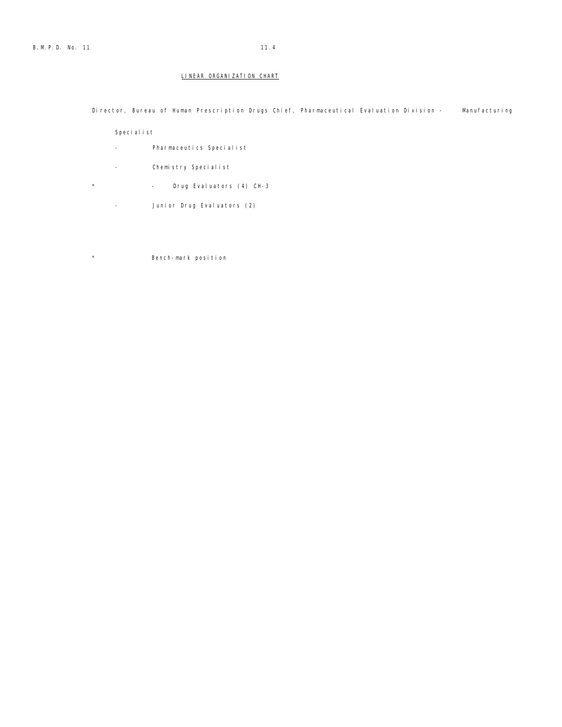## LINEAR ORGANIZATION CHART

Director, Bureau of Human Prescription Drugs Chief, Pharmaceutical Evaluation Division - Manufacturing Specialist

- Pharmaceutics Specialist
- Chemistry Specialist
- * - Drug Evaluators (4) CH-3
- Junior Drug Evaluators (2)

\* Bench-mark position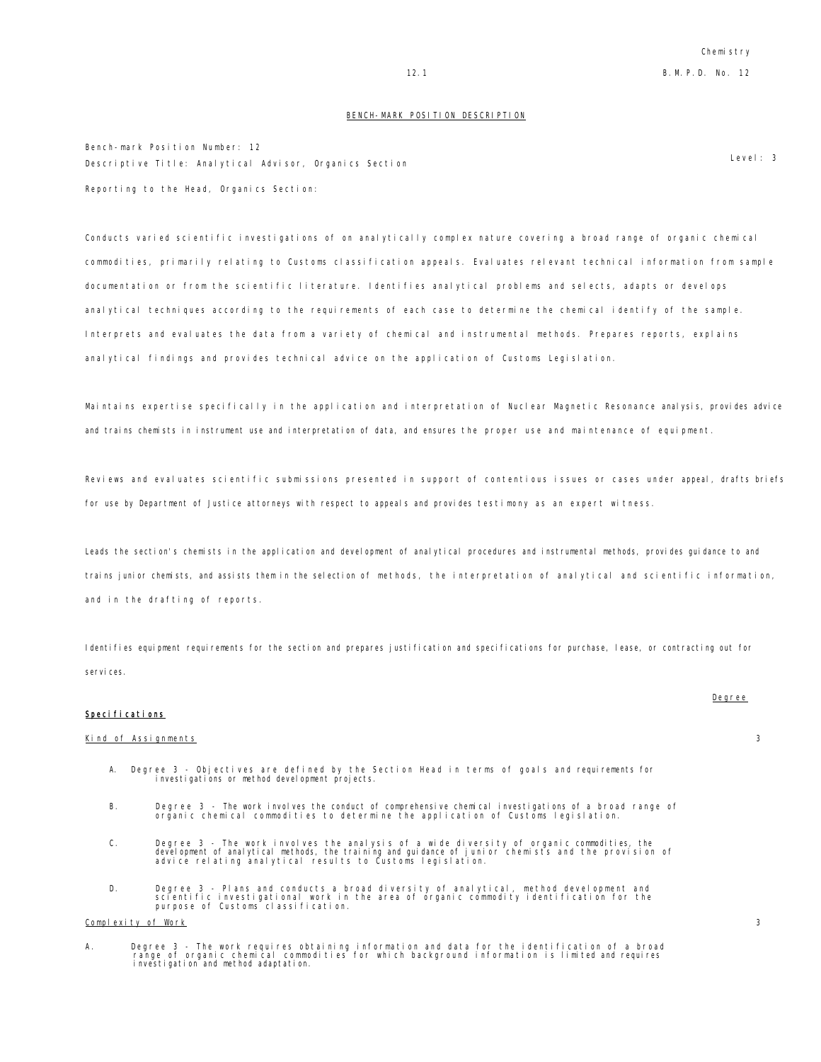## BENCH-MARK POSITION DESCRIPTION

Bench-mark Position Number: 12

Descriptive Title: Analytical Advisor, Organics Section

Level: 3

Reporting to the Head, Organics Section:

Conducts varied scientific investigations of on analytically complex nature covering a broad range of organic chemical commodities, primarily relating to Customs classification appeals. Evaluates relevant technical information from sample documentation or from the scientific literature. Identifies analytical problems and selects, adapts or develops analytical techniques according to the requirements of each case to determine the chemical identify of the sample. Interprets and evaluates the data from a variety of chemical and instrumental methods. Prepares reports, explains analytical findings and provides technical advice on the application of Customs Legislation.

Maintains expertise specifically in the application and interpretation of Nuclear Magnetic Resonance analysis, provides advice and trains chemists in instrument use and interpretation of data, and ensures the proper use and maintenance of equipment.

Reviews and evaluates scientific submissions presented in support of contentious issues or cases under appeal, drafts briefs for use by Department of Justice attorneys with respect to appeals and provides testimony as an expert witness.

Leads the section's chemists in the application and development of analytical procedures and instrumental methods, provides guidance to and trains junior chemists, and assists them in the selection of methods, the interpretation of analytical and scientific information, and in the drafting of reports.

Identifies equipment requirements for the section and prepares justification and specifications for purchase, lease, or contracting out for services.

**Specifications** — Degree

Kind of Assignments — 3

A. Degree 3 - Objectives are defined by the Section Head in terms of goals and requirements for investigations or method development projects.

B. Degree 3 - The work involves the conduct of comprehensive chemical investigations of a broad range of organic chemical commodities to determine the application of Customs legislation.

C. Degree 3 - The work involves the analysis of a wide diversity of organic commodities, the development of analytical methods, the training and guidance of junior chemists and the provision of advice relating analytical results to Customs legislation.

D. Degree 3 - Plans and conducts a broad diversity of analytical, method development and scientific investigational work in the area of organic commodity identification for the purpose of Customs classification.

Complexity of Work — 3

A. Degree 3 - The work requires obtaining information and data for the identification of a broad range of organic chemical commodities for which background information is limited and requires investigation and method adaptation.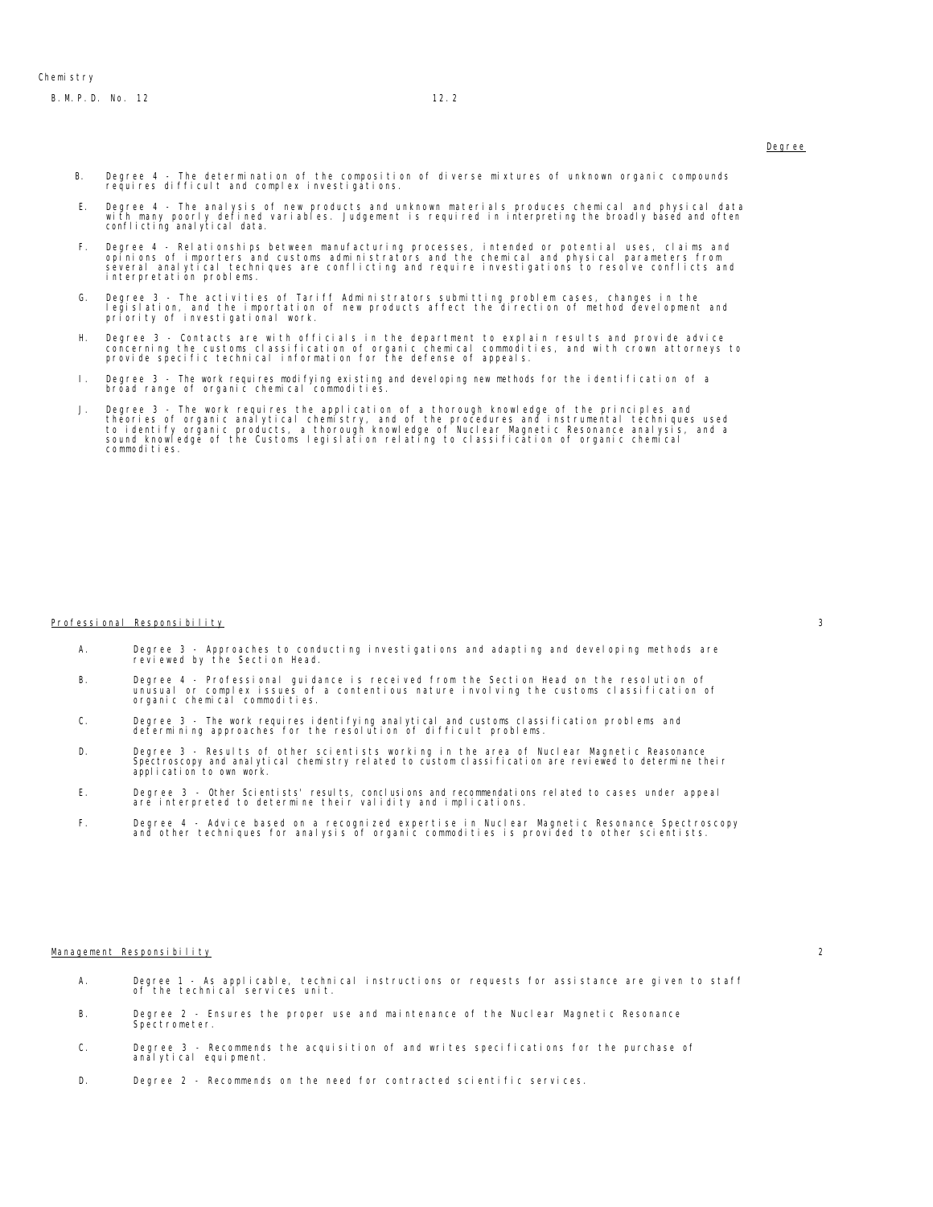Degree

B. Degree 4 - The determination of the composition of diverse mixtures of unknown organic compounds requires difficult and complex investigations.

E. Degree 4 - The analysis of new products and unknown materials produces chemical and physical data with many poorly defined variables. Judgement is required in interpreting the broadly based and often conflicting analytical data.

F. Degree 4 - Relationships between manufacturing processes, intended or potential uses, claims and opinions of importers and customs administrators and the chemical and physical parameters from several analytical techniques are conflicting and require investigations to resolve conflicts and interpretation problems.

G. Degree 3 - The activities of Tariff Administrators submitting problem cases, changes in the legislation, and the importation of new products affect the direction of method development and priority of investigational work.

H. Degree 3 - Contacts are with officials in the department to explain results and provide advice concerning the customs classification of organic chemical commodities, and with crown attorneys to provide specific technical information for the defense of appeals.

I. Degree 3 - The work requires modifying existing and developing new methods for the identification of a broad range of organic chemical commodities.

J. Degree 3 - The work requires the application of a thorough knowledge of the principles and theories of organic analytical chemistry, and of the procedures and instrumental techniques used to identify organic products, a thorough knowledge of Nuclear Magnetic Resonance analysis, and a sound knowledge of the Customs legislation relating to classification of organic chemical commodities.

## Professional Responsibility — 3

A. Degree 3 - Approaches to conducting investigations and adapting and developing methods are reviewed by the Section Head.

B. Degree 4 - Professional guidance is received from the Section Head on the resolution of unusual or complex issues of a contentious nature involving the customs classification of organic chemical commodities.

C. Degree 3 - The work requires identifying analytical and customs classification problems and determining approaches for the resolution of difficult problems.

D. Degree 3 - Results of other scientists working in the area of Nuclear Magnetic Reasonance Spectroscopy and analytical chemistry related to custom classification are reviewed to determine their application to own work.

E. Degree 3 - Other Scientists' results, conclusions and recommendations related to cases under appeal are interpreted to determine their validity and implications.

F. Degree 4 - Advice based on a recognized expertise in Nuclear Magnetic Resonance Spectroscopy and other techniques for analysis of organic commodities is provided to other scientists.

## Management Responsibility — 2

A. Degree 1 - As applicable, technical instructions or requests for assistance are given to staff of the technical services unit.

B. Degree 2 - Ensures the proper use and maintenance of the Nuclear Magnetic Resonance Spectrometer.

C. Degree 3 - Recommends the acquisition of and writes specifications for the purchase of analytical equipment.

D. Degree 2 - Recommends on the need for contracted scientific services.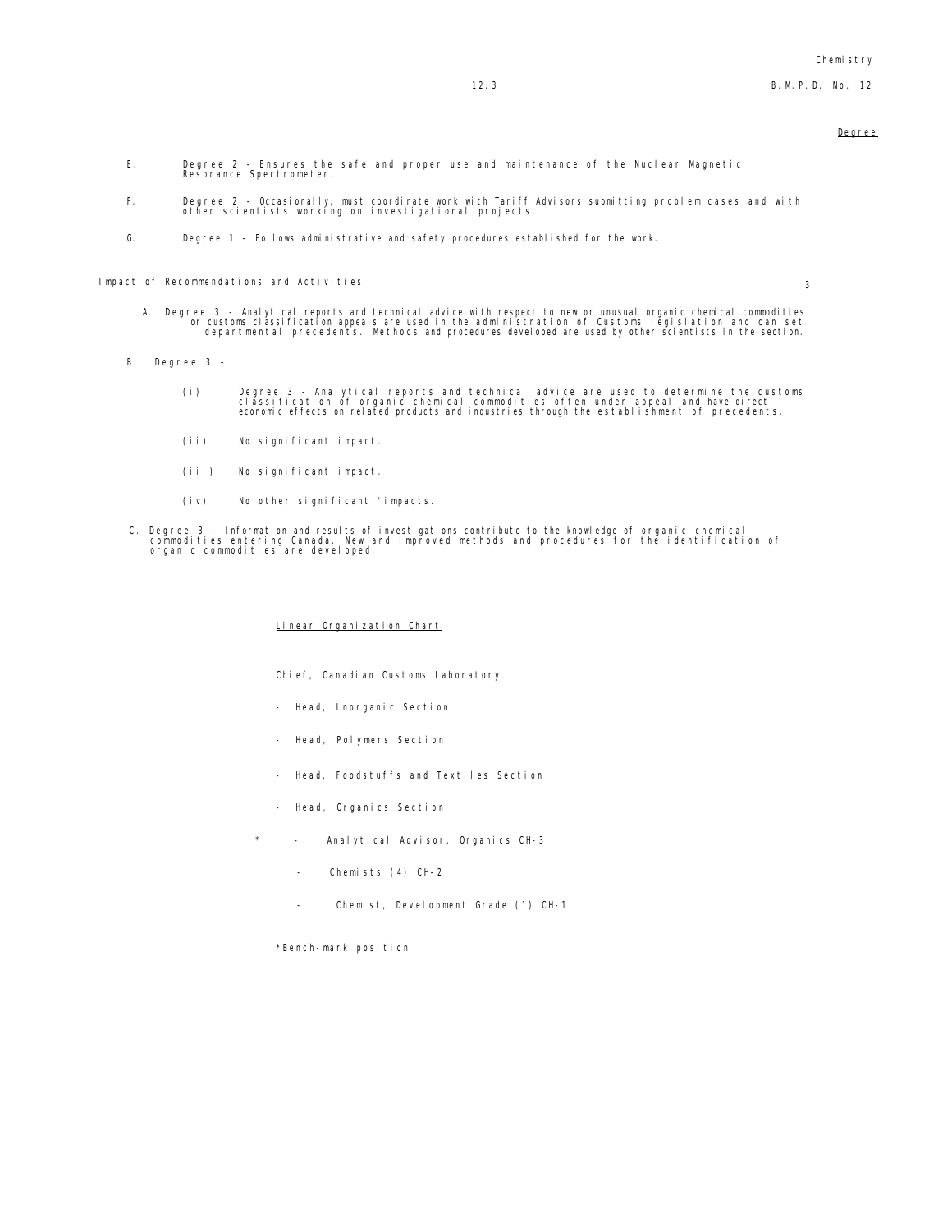Degree

E. Degree 2 - Ensures the safe and proper use and maintenance of the Nuclear Magnetic Resonance Spectrometer.

F. Degree 2 - Occasionally, must coordinate work with Tariff Advisors submitting problem cases and with other scientists working on investigational projects.

G. Degree 1 - Follows administrative and safety procedures established for the work.

## Impact of Recommendations and Activities

3

A. Degree 3 - Analytical reports and technical advice with respect to new or unusual organic chemical commodities or customs classification appeals are used in the administration of Customs legislation and can set departmental precedents. Methods and procedures developed are used by other scientists in the section.

B. Degree 3 -

(i) Degree 3 - Analytical reports and technical advice are used to determine the customs classification of organic chemical commodities often under appeal and have direct economic effects on related products and industries through the establishment of precedents.

(ii) No significant impact.

(iii) No significant impact.

(iv) No other significant 'impacts.

C. Degree 3 - Information and results of investigations contribute to the knowledge of organic chemical commodities entering Canada. New and improved methods and procedures for the identification of organic commodities are developed.

## Linear Organization Chart

Chief, Canadian Customs Laboratory

- Head, Inorganic Section
- Head, Polymers Section
- Head, Foodstuffs and Textiles Section
- Head, Organics Section
  - \* - Analytical Advisor, Organics CH-3
    - Chemists (4) CH-2
    - Chemist, Development Grade (1) CH-1

*Bench-mark position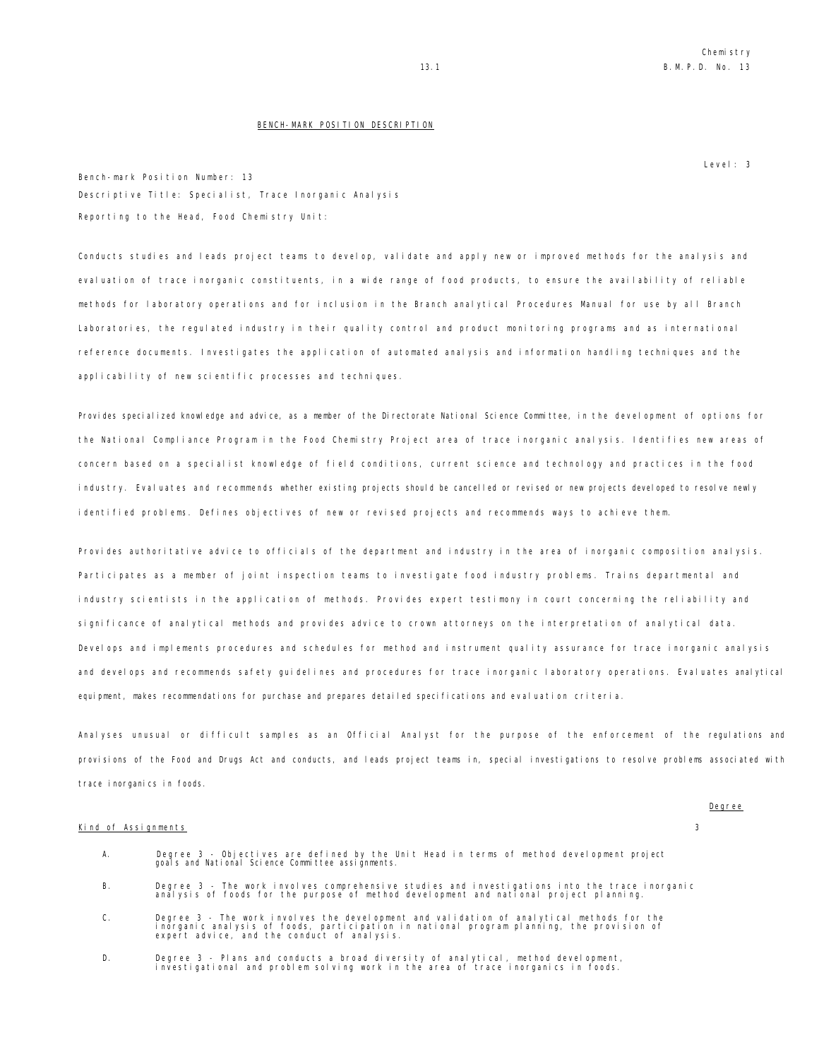## BENCH-MARK POSITION DESCRIPTION

Level: 3

Bench-mark Position Number: 13

Descriptive Title: Specialist, Trace Inorganic Analysis

Reporting to the Head, Food Chemistry Unit:

Conducts studies and leads project teams to develop, validate and apply new or improved methods for the analysis and evaluation of trace inorganic constituents, in a wide range of food products, to ensure the availability of reliable methods for laboratory operations and for inclusion in the Branch analytical Procedures Manual for use by all Branch Laboratories, the regulated industry in their quality control and product monitoring programs and as international reference documents. Investigates the application of automated analysis and information handling techniques and the applicability of new scientific processes and techniques.

Provides specialized knowledge and advice, as a member of the Directorate National Science Committee, in the development of options for the National Compliance Program in the Food Chemistry Project area of trace inorganic analysis. Identifies new areas of concern based on a specialist knowledge of field conditions, current science and technology and practices in the food industry. Evaluates and recommends whether existing projects should be cancelled or revised or new projects developed to resolve newly identified problems. Defines objectives of new or revised projects and recommends ways to achieve them.

Provides authoritative advice to officials of the department and industry in the area of inorganic composition analysis. Participates as a member of joint inspection teams to investigate food industry problems. Trains departmental and industry scientists in the application of methods. Provides expert testimony in court concerning the reliability and significance of analytical methods and provides advice to crown attorneys on the interpretation of analytical data. Develops and implements procedures and schedules for method and instrument quality assurance for trace inorganic analysis and develops and recommends safety guidelines and procedures for trace inorganic laboratory operations. Evaluates analytical equipment, makes recommendations for purchase and prepares detailed specifications and evaluation criteria.

Analyses unusual or difficult samples as an Official Analyst for the purpose of the enforcement of the regulations and provisions of the Food and Drugs Act and conducts, and leads project teams in, special investigations to resolve problems associated with trace inorganics in foods.

| Kind of Assignments | Degree |
|---|---|
| | 3 |

A. Degree 3 - Objectives are defined by the Unit Head in terms of method development project goals and National Science Committee assignments.

B. Degree 3 - The work involves comprehensive studies and investigations into the trace inorganic analysis of foods for the purpose of method development and national project planning.

C. Degree 3 - The work involves the development and validation of analytical methods for the inorganic analysis of foods, participation in national program planning, the provision of expert advice, and the conduct of analysis.

D. Degree 3 - Plans and conducts a broad diversity of analytical, method development, investigational and problem solving work in the area of trace inorganics in foods.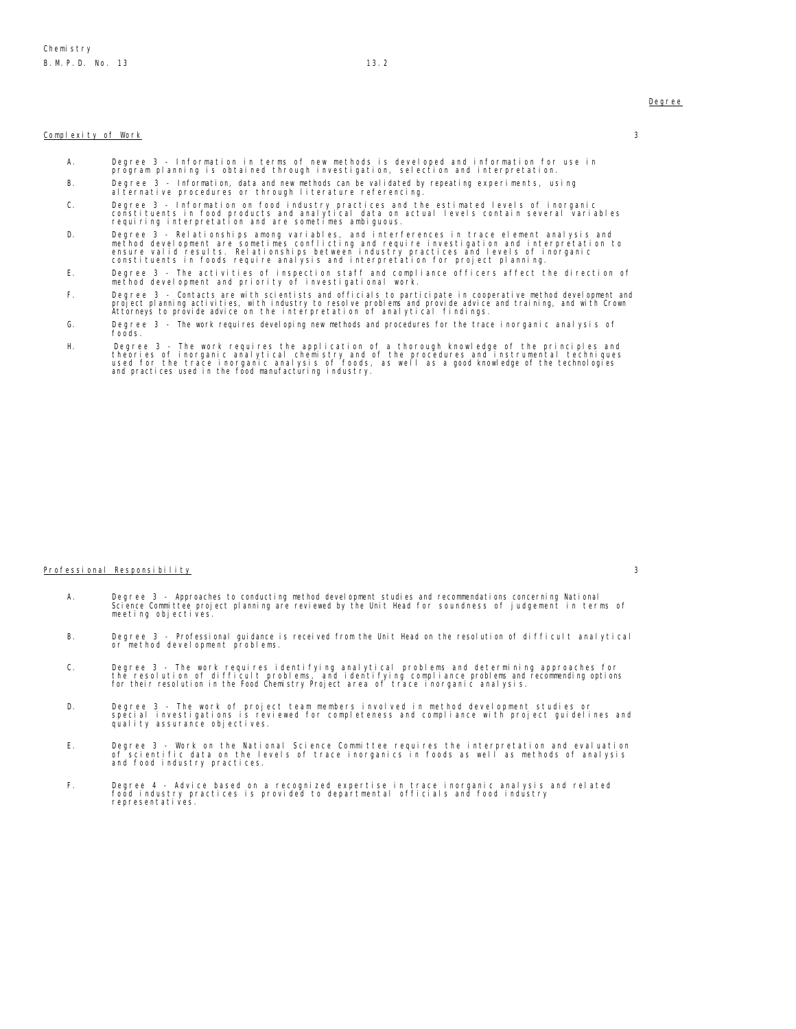Degree

**Complexity of Work** 3

A. Degree 3 - Information in terms of new methods is developed and information for use in program planning is obtained through investigation, selection and interpretation.

B. Degree 3 - Information, data and new methods can be validated by repeating experiments, using alternative procedures or through literature referencing.

C. Degree 3 - Information on food industry practices and the estimated levels of inorganic constituents in food products and analytical data on actual levels contain several variables requiring interpretation and are sometimes ambiguous.

D. Degree 3 - Relationships among variables, and interferences in trace element analysis and method development are sometimes conflicting and require investigation and interpretation to ensure valid results. Relationships between industry practices and levels of inorganic constituents in foods require analysis and interpretation for project planning.

E. Degree 3 - The activities of inspection staff and compliance officers affect the direction of method development and priority of investigational work.

F. Degree 3 - Contacts are with scientists and officials to participate in cooperative method development and project planning activities, with industry to resolve problems and provide advice and training, and with Crown Attorneys to provide advice on the interpretation of analytical findings.

G. Degree 3 - The work requires developing new methods and procedures for the trace inorganic analysis of foods.

H. Degree 3 - The work requires the application of a thorough knowledge of the principles and theories of inorganic analytical chemistry and of the procedures and instrumental techniques used for the trace inorganic analysis of foods, as well as a good knowledge of the technologies and practices used in the food manufacturing industry.

**Professional Responsibility** 3

A. Degree 3 - Approaches to conducting method development studies and recommendations concerning National Science Committee project planning are reviewed by the Unit Head for soundness of judgement in terms of meeting objectives.

B. Degree 3 - Professional guidance is received from the Unit Head on the resolution of difficult analytical or method development problems.

C. Degree 3 - The work requires identifying analytical problems and determining approaches for the resolution of difficult problems, and identifying compliance problems and recommending options for their resolution in the Food Chemistry Project area of trace inorganic analysis.

D. Degree 3 - The work of project team members involved in method development studies or special investigations is reviewed for completeness and compliance with project guidelines and quality assurance objectives.

E. Degree 3 - Work on the National Science Committee requires the interpretation and evaluation of scientific data on the levels of trace inorganics in foods as well as methods of analysis and food industry practices.

F. Degree 4 - Advice based on a recognized expertise in trace inorganic analysis and related food industry practices is provided to departmental officials and food industry representatives.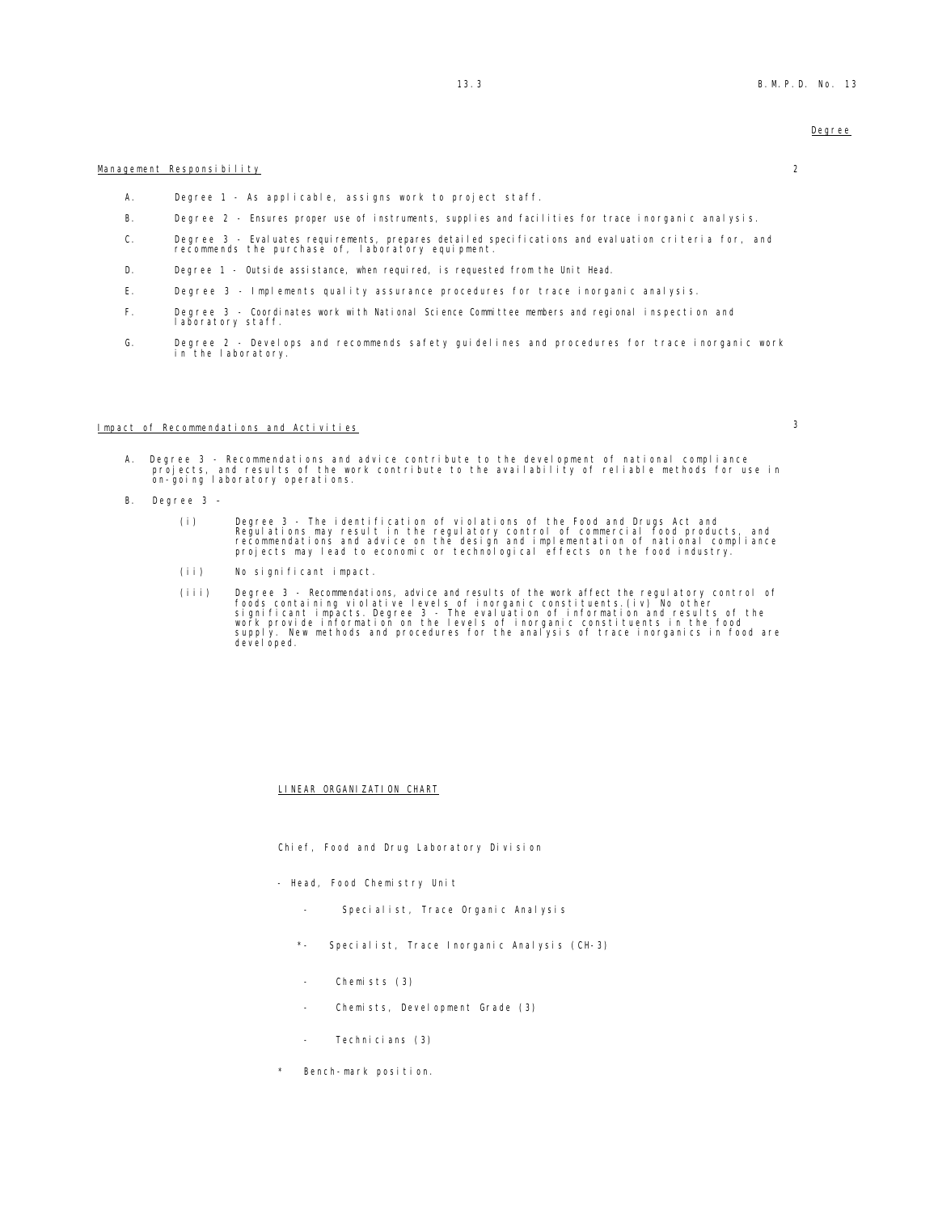Degree

Management Responsibility 2

A. Degree 1 - As applicable, assigns work to project staff.

B. Degree 2 - Ensures proper use of instruments, supplies and facilities for trace inorganic analysis.

C. Degree 3 - Evaluates requirements, prepares detailed specifications and evaluation criteria for, and recommends the purchase of, laboratory equipment.

D. Degree 1 - Outside assistance, when required, is requested from the Unit Head.

E. Degree 3 - Implements quality assurance procedures for trace inorganic analysis.

F. Degree 3 - Coordinates work with National Science Committee members and regional inspection and laboratory staff.

G. Degree 2 - Develops and recommends safety guidelines and procedures for trace inorganic work in the laboratory.

Impact of Recommendations and Activities 3

A. Degree 3 - Recommendations and advice contribute to the development of national compliance projects, and results of the work contribute to the availability of reliable methods for use in on-going laboratory operations.

B. Degree 3 -

(i) Degree 3 - The identification of violations of the Food and Drugs Act and Regulations may result in the regulatory control of commercial food products, and recommendations and advice on the design and implementation of national compliance projects may lead to economic or technological effects on the food industry.

(ii) No significant impact.

(iii) Degree 3 - Recommendations, advice and results of the work affect the regulatory control of foods containing violative levels of inorganic constituents.(iv) No other significant impacts. Degree 3 - The evaluation of information and results of the work provide information on the levels of inorganic constituents in the food supply. New methods and procedures for the analysis of trace inorganics in food are developed.

LINEAR ORGANIZATION CHART

Chief, Food and Drug Laboratory Division

- Head, Food Chemistry Unit
  - Specialist, Trace Organic Analysis
  - *- Specialist, Trace Inorganic Analysis (CH-3)
    - Chemists (3)
    - Chemists, Development Grade (3)
    - Technicians (3)

\* Bench-mark position.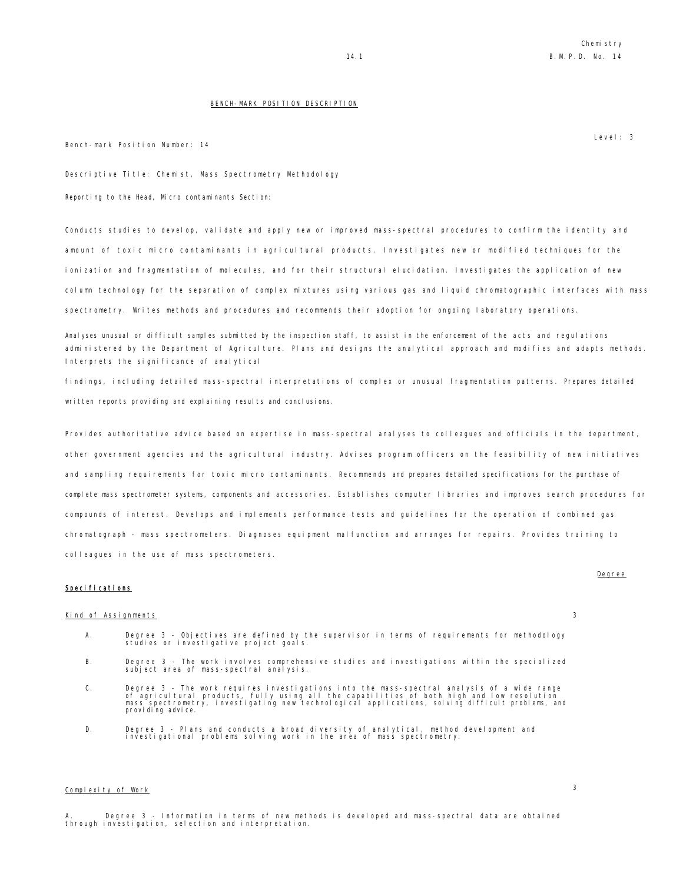## BENCH-MARK POSITION DESCRIPTION

Level: 3

Bench-mark Position Number: 14

Descriptive Title: Chemist, Mass Spectrometry Methodology

Reporting to the Head, Micro contaminants Section:

Conducts studies to develop, validate and apply new or improved mass-spectral procedures to confirm the identity and amount of toxic micro contaminants in agricultural products. Investigates new or modified techniques for the ionization and fragmentation of molecules, and for their structural elucidation. Investigates the application of new column technology for the separation of complex mixtures using various gas and liquid chromatographic interfaces with mass spectrometry. Writes methods and procedures and recommends their adoption for ongoing laboratory operations.

Analyses unusual or difficult samples submitted by the inspection staff, to assist in the enforcement of the acts and regulations administered by the Department of Agriculture. Plans and designs the analytical approach and modifies and adapts methods. Interprets the significance of analytical findings, including detailed mass-spectral interpretations of complex or unusual fragmentation patterns. Prepares detailed written reports providing and explaining results and conclusions.

Provides authoritative advice based on expertise in mass-spectral analyses to colleagues and officials in the department, other government agencies and the agricultural industry. Advises program officers on the feasibility of new initiatives and sampling requirements for toxic micro contaminants. Recommends and prepares detailed specifications for the purchase of complete mass spectrometer systems, components and accessories. Establishes computer libraries and improves search procedures for compounds of interest. Develops and implements performance tests and guidelines for the operation of combined gas chromatograph - mass spectrometers. Diagnoses equipment malfunction and arranges for repairs. Provides training to colleagues in the use of mass spectrometers.

**Specifications** — Degree

Kind of Assignments — 3

A. Degree 3 - Objectives are defined by the supervisor in terms of requirements for methodology studies or investigative project goals.

B. Degree 3 - The work involves comprehensive studies and investigations within the specialized subject area of mass-spectral analysis.

C. Degree 3 - The work requires investigations into the mass-spectral analysis of a wide range of agricultural products, fully using all the capabilities of both high and low resolution mass spectrometry, investigating new technological applications, solving difficult problems, and providing advice.

D. Degree 3 - Plans and conducts a broad diversity of analytical, method development and investigational problems solving work in the area of mass spectrometry.

Complexity of Work — 3

A. Degree 3 - Information in terms of new methods is developed and mass-spectral data are obtained through investigation, selection and interpretation.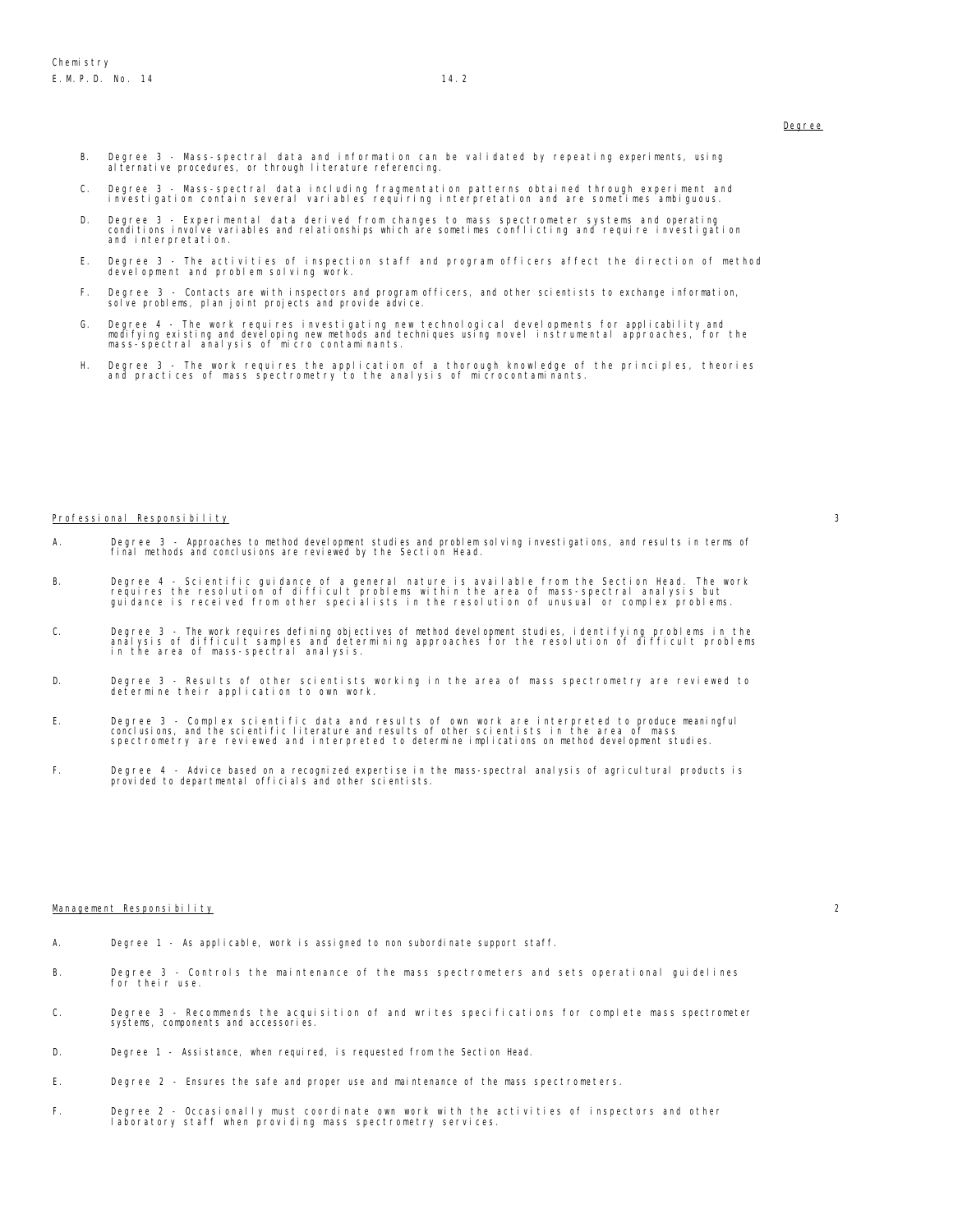Degree

B. Degree 3 - Mass-spectral data and information can be validated by repeating experiments, using alternative procedures, or through literature referencing.

C. Degree 3 - Mass-spectral data including fragmentation patterns obtained through experiment and investigation contain several variables requiring interpretation and are sometimes ambiguous.

D. Degree 3 - Experimental data derived from changes to mass spectrometer systems and operating conditions involve variables and relationships which are sometimes conflicting and require investigation and interpretation.

E. Degree 3 - The activities of inspection staff and program officers affect the direction of method development and problem solving work.

F. Degree 3 - Contacts are with inspectors and program officers, and other scientists to exchange information, solve problems, plan joint projects and provide advice.

G. Degree 4 - The work requires investigating new technological developments for applicability and modifying existing and developing new methods and techniques using novel instrumental approaches, for the mass-spectral analysis of micro contaminants.

H. Degree 3 - The work requires the application of a thorough knowledge of the principles, theories and practices of mass spectrometry to the analysis of microcontaminants.

## Professional Responsibility 3

A. Degree 3 - Approaches to method development studies and problem solving investigations, and results in terms of final methods and conclusions are reviewed by the Section Head.

B. Degree 4 - Scientific guidance of a general nature is available from the Section Head. The work requires the resolution of difficult problems within the area of mass-spectral analysis but guidance is received from other specialists in the resolution of unusual or complex problems.

C. Degree 3 - The work requires defining objectives of method development studies, identifying problems in the analysis of difficult samples and determining approaches for the resolution of difficult problems in the area of mass-spectral analysis.

D. Degree 3 - Results of other scientists working in the area of mass spectrometry are reviewed to determine their application to own work.

E. Degree 3 - Complex scientific data and results of own work are interpreted to produce meaningful conclusions, and the scientific literature and results of other scientists in the area of mass spectrometry are reviewed and interpreted to determine implications on method development studies.

F. Degree 4 - Advice based on a recognized expertise in the mass-spectral analysis of agricultural products is provided to departmental officials and other scientists.

## Management Responsibility 2

A. Degree 1 - As applicable, work is assigned to non subordinate support staff.

B. Degree 3 - Controls the maintenance of the mass spectrometers and sets operational guidelines for their use.

C. Degree 3 - Recommends the acquisition of and writes specifications for complete mass spectrometer systems, components and accessories.

D. Degree 1 - Assistance, when required, is requested from the Section Head.

E. Degree 2 - Ensures the safe and proper use and maintenance of the mass spectrometers.

F. Degree 2 - Occasionally must coordinate own work with the activities of inspectors and other laboratory staff when providing mass spectrometry services.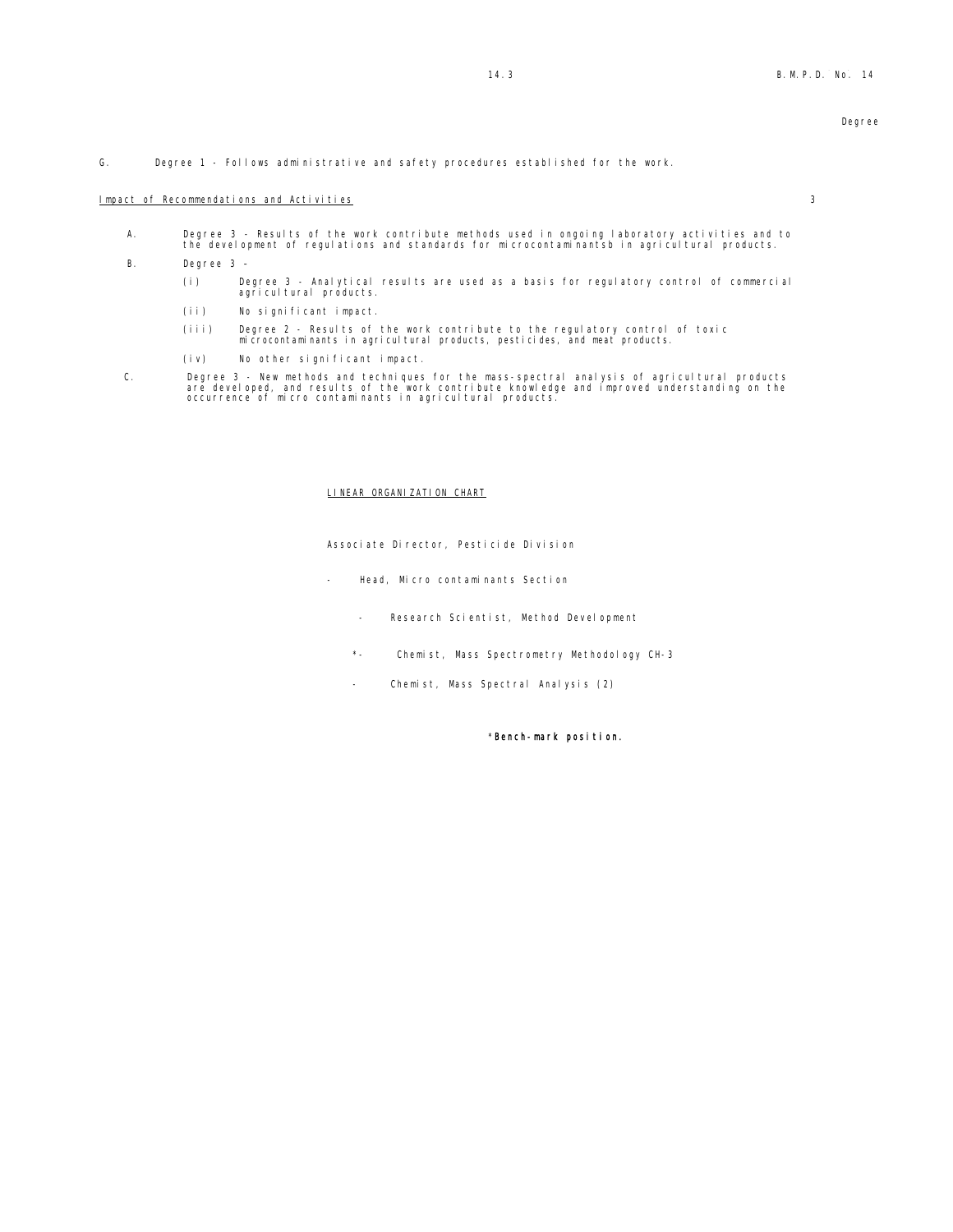Degree

G. Degree 1 - Follows administrative and safety procedures established for the work.

Impact of Recommendations and Activities 3

A. Degree 3 - Results of the work contribute methods used in ongoing laboratory activities and to the development of regulations and standards for microcontaminantsb in agricultural products.

B. Degree 3 -

(i) Degree 3 - Analytical results are used as a basis for regulatory control of commercial agricultural products.

(ii) No significant impact.

(iii) Degree 2 - Results of the work contribute to the regulatory control of toxic microcontaminants in agricultural products, pesticides, and meat products.

(iv) No other significant impact.

C. Degree 3 - New methods and techniques for the mass-spectral analysis of agricultural products are developed, and results of the work contribute knowledge and improved understanding on the occurrence of micro contaminants in agricultural products.

## LINEAR ORGANIZATION CHART

Associate Director, Pesticide Division

- Head, Micro contaminants Section
    - Research Scientist, Method Development
        - *- Chemist, Mass Spectrometry Methodology CH-3
        - Chemist, Mass Spectral Analysis (2)

**\*Bench-mark position.**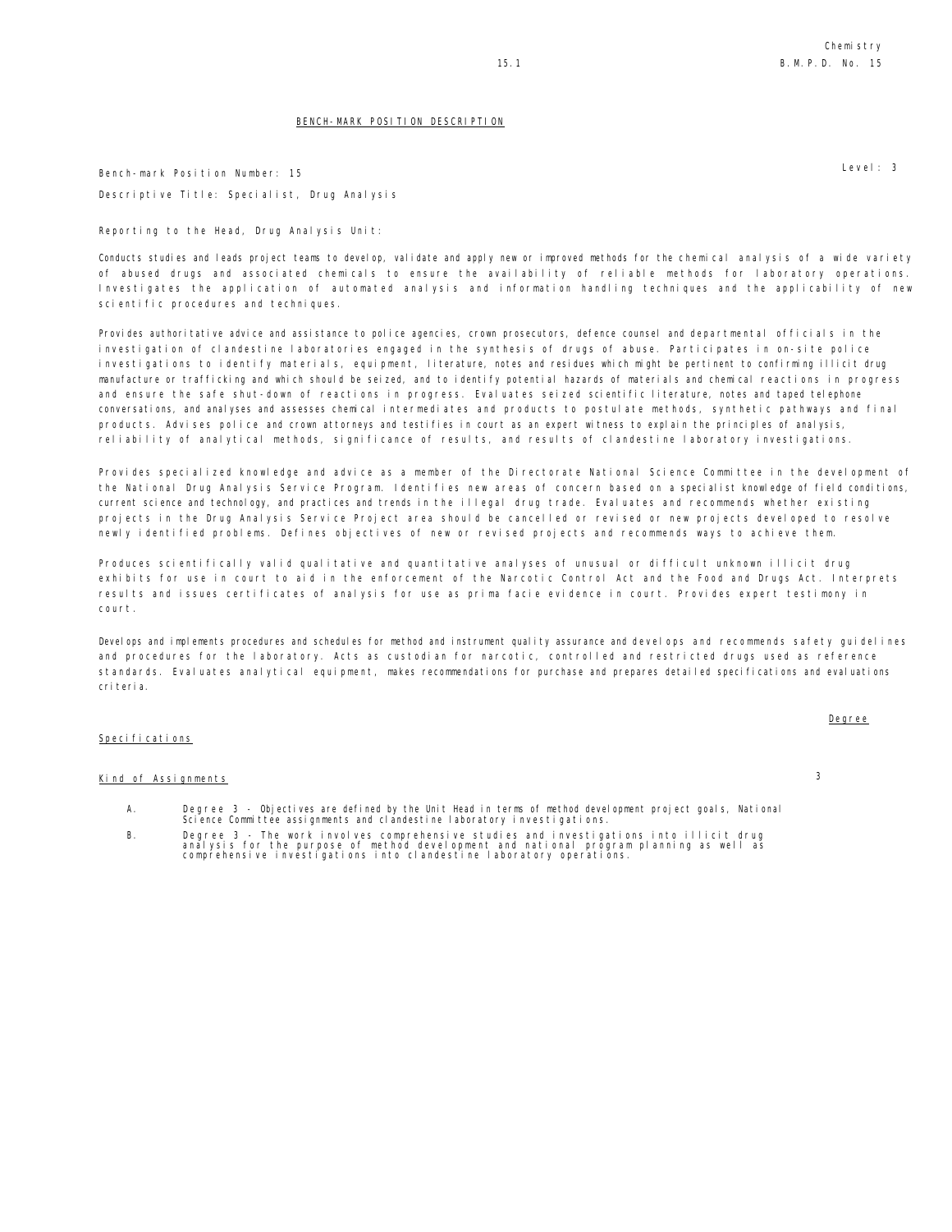## BENCH-MARK POSITION DESCRIPTION

Bench-mark Position Number: 15

Level: 3

Descriptive Title: Specialist, Drug Analysis

Reporting to the Head, Drug Analysis Unit:

Conducts studies and leads project teams to develop, validate and apply new or improved methods for the chemical analysis of a wide variety of abused drugs and associated chemicals to ensure the availability of reliable methods for laboratory operations. Investigates the application of automated analysis and information handling techniques and the applicability of new scientific procedures and techniques.

Provides authoritative advice and assistance to police agencies, crown prosecutors, defence counsel and departmental officials in the investigation of clandestine laboratories engaged in the synthesis of drugs of abuse. Participates in on-site police investigations to identify materials, equipment, literature, notes and residues which might be pertinent to confirming illicit drug manufacture or trafficking and which should be seized, and to identify potential hazards of materials and chemical reactions in progress and ensure the safe shut-down of reactions in progress. Evaluates seized scientific literature, notes and taped telephone conversations, and analyses and assesses chemical intermediates and products to postulate methods, synthetic pathways and final products. Advises police and crown attorneys and testifies in court as an expert witness to explain the principles of analysis, reliability of analytical methods, significance of results, and results of clandestine laboratory investigations.

Provides specialized knowledge and advice as a member of the Directorate National Science Committee in the development of the National Drug Analysis Service Program. Identifies new areas of concern based on a specialist knowledge of field conditions, current science and technology, and practices and trends in the illegal drug trade. Evaluates and recommends whether existing projects in the Drug Analysis Service Project area should be cancelled or revised or new projects developed to resolve newly identified problems. Defines objectives of new or revised projects and recommends ways to achieve them.

Produces scientifically valid qualitative and quantitative analyses of unusual or difficult unknown illicit drug exhibits for use in court to aid in the enforcement of the Narcotic Control Act and the Food and Drugs Act. Interprets results and issues certificates of analysis for use as prima facie evidence in court. Provides expert testimony in court.

Develops and implements procedures and schedules for method and instrument quality assurance and develops and recommends safety guidelines and procedures for the laboratory. Acts as custodian for narcotic, controlled and restricted drugs used as reference standards. Evaluates analytical equipment, makes recommendations for purchase and prepares detailed specifications and evaluations criteria.

| Specifications | Degree |
|---|---|
| Kind of Assignments | 3 |

A. Degree 3 - Objectives are defined by the Unit Head in terms of method development project goals, National Science Committee assignments and clandestine laboratory investigations.

B. Degree 3 - The work involves comprehensive studies and investigations into illicit drug analysis for the purpose of method development and national program planning as well as comprehensive investigations into clandestine laboratory operations.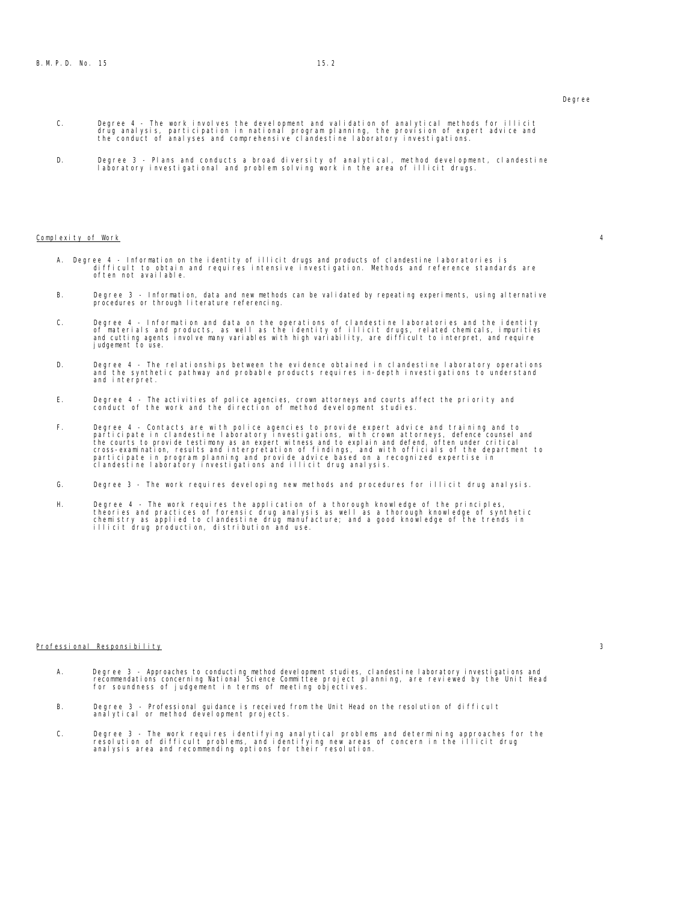Degree

C. Degree 4 - The work involves the development and validation of analytical methods for illicit drug analysis, participation in national program planning, the provision of expert advice and the conduct of analyses and comprehensive clandestine laboratory investigations.

D. Degree 3 - Plans and conducts a broad diversity of analytical, method development, clandestine laboratory investigational and problem solving work in the area of illicit drugs.

<u>Complexity of Work</u> 4

A. Degree 4 - Information on the identity of illicit drugs and products of clandestine laboratories is difficult to obtain and requires intensive investigation. Methods and reference standards are often not available.

B. Degree 3 - Information, data and new methods can be validated by repeating experiments, using alternative procedures or through literature referencing.

C. Degree 4 - Information and data on the operations of clandestine laboratories and the identity of materials and products, as well as the identity of illicit drugs, related chemicals, impurities and cutting agents involve many variables with high variability, are difficult to interpret, and require judgement to use.

D. Degree 4 - The relationships between the evidence obtained in clandestine laboratory operations and the synthetic pathway and probable products requires in-depth investigations to understand and interpret.

E. Degree 4 - The activities of police agencies, crown attorneys and courts affect the priority and conduct of the work and the direction of method development studies.

F. Degree 4 - Contacts are with police agencies to provide expert advice and training and to participate in clandestine laboratory investigations, with crown attorneys, defence counsel and the courts to provide testimony as an expert witness and to explain and defend, often under critical cross-examination, results and interpretation of findings, and with officials of the department to participate in program planning and provide advice based on a recognized expertise in clandestine laboratory investigations and illicit drug analysis.

G. Degree 3 - The work requires developing new methods and procedures for illicit drug analysis.

H. Degree 4 - The work requires the application of a thorough knowledge of the principles, theories and practices of forensic drug analysis as well as a thorough knowledge of synthetic chemistry as applied to clandestine drug manufacture; and a good knowledge of the trends in illicit drug production, distribution and use.

<u>Professional Responsibility</u> 3

A. Degree 3 - Approaches to conducting method development studies, clandestine laboratory investigations and recommendations concerning National Science Committee project planning, are reviewed by the Unit Head for soundness of judgement in terms of meeting objectives.

B. Degree 3 - Professional guidance is received from the Unit Head on the resolution of difficult analytical or method development projects.

C. Degree 3 - The work requires identifying analytical problems and determining approaches for the resolution of difficult problems, and identifying new areas of concern in the illicit drug analysis area and recommending options for their resolution.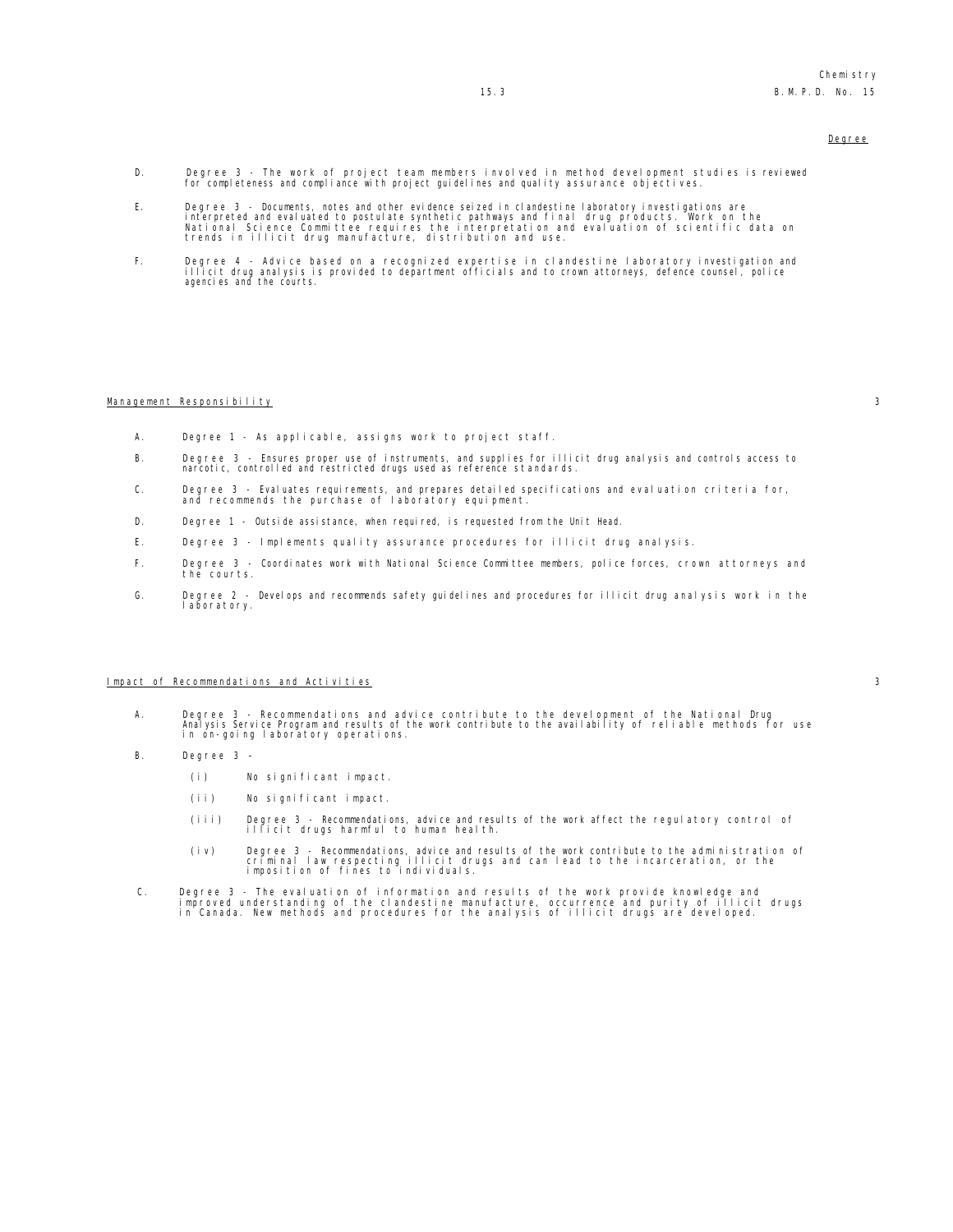Degree

D. Degree 3 - The work of project team members involved in method development studies is reviewed for completeness and compliance with project guidelines and quality assurance objectives.

E. Degree 3 - Documents, notes and other evidence seized in clandestine laboratory investigations are interpreted and evaluated to postulate synthetic pathways and final drug products. Work on the National Science Committee requires the interpretation and evaluation of scientific data on trends in illicit drug manufacture, distribution and use.

F. Degree 4 - Advice based on a recognized expertise in clandestine laboratory investigation and illicit drug analysis is provided to department officials and to crown attorneys, defence counsel, police agencies and the courts.

<u>Management Responsibility</u> 3

A. Degree 1 - As applicable, assigns work to project staff.

B. Degree 3 - Ensures proper use of instruments, and supplies for illicit drug analysis and controls access to narcotic, controlled and restricted drugs used as reference standards.

C. Degree 3 - Evaluates requirements, and prepares detailed specifications and evaluation criteria for, and recommends the purchase of laboratory equipment.

D. Degree 1 - Outside assistance, when required, is requested from the Unit Head.

E. Degree 3 - Implements quality assurance procedures for illicit drug analysis.

F. Degree 3 - Coordinates work with National Science Committee members, police forces, crown attorneys and the courts.

G. Degree 2 - Develops and recommends safety guidelines and procedures for illicit drug analysis work in the laboratory.

<u>Impact of Recommendations and Activities</u> 3

A. Degree 3 - Recommendations and advice contribute to the development of the National Drug Analysis Service Program and results of the work contribute to the availability of reliable methods for use in on-going laboratory operations.

B. Degree 3 -

(i) No significant impact.

(ii) No significant impact.

(iii) Degree 3 - Recommendations, advice and results of the work affect the regulatory control of illicit drugs harmful to human health.

(iv) Degree 3 - Recommendations, advice and results of the work contribute to the administration of criminal law respecting illicit drugs and can lead to the incarceration, or the imposition of fines to individuals.

C. Degree 3 - The evaluation of information and results of the work provide knowledge and improved understanding of the clandestine manufacture, occurrence and purity of illicit drugs in Canada. New methods and procedures for the analysis of illicit drugs are developed.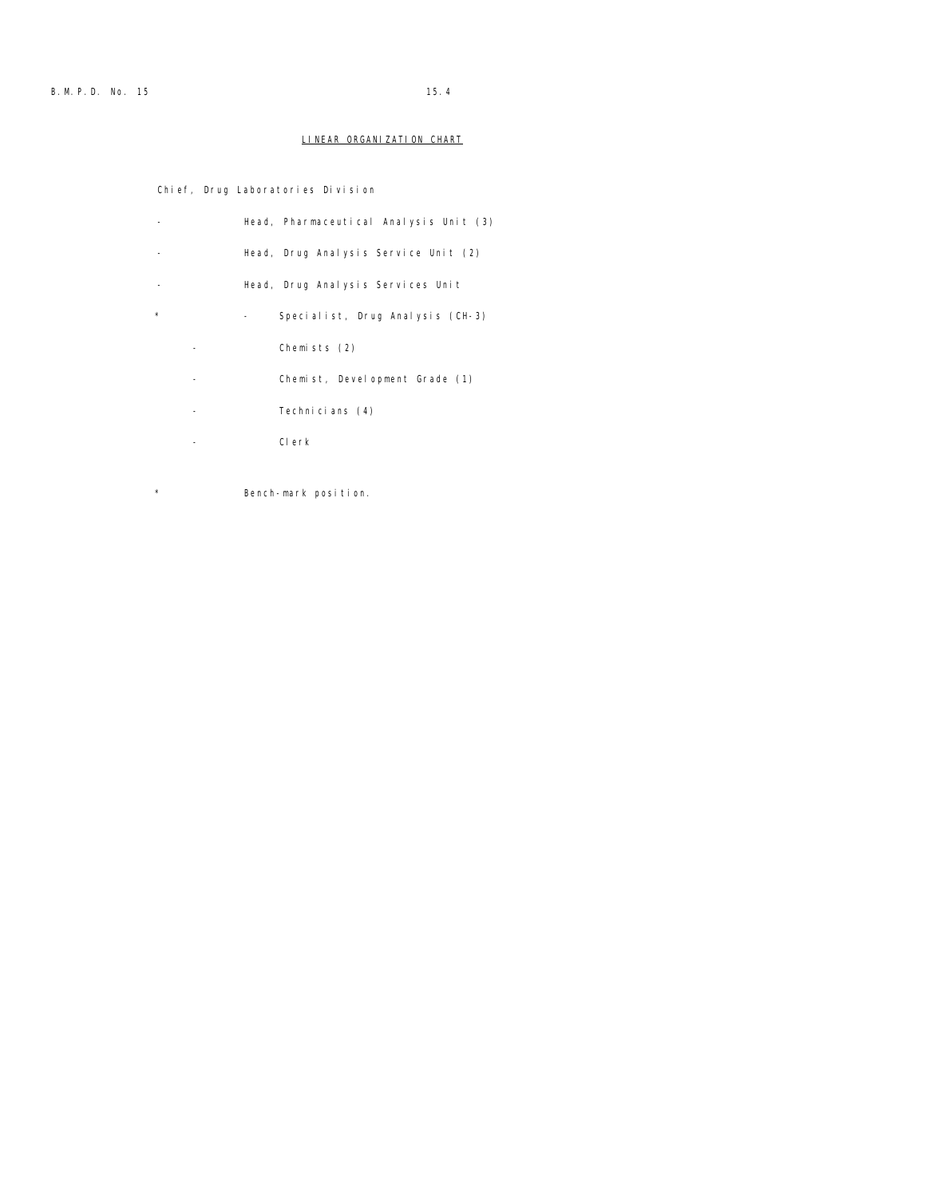## LINEAR ORGANIZATION CHART

Chief, Drug Laboratories Division

- Head, Pharmaceutical Analysis Unit (3)
- Head, Drug Analysis Service Unit (2)
- Head, Drug Analysis Services Unit
  - \* Specialist, Drug Analysis (CH-3)
  - Chemists (2)
  - Chemist, Development Grade (1)
  - Technicians (4)
  - Clerk

\* Bench-mark position.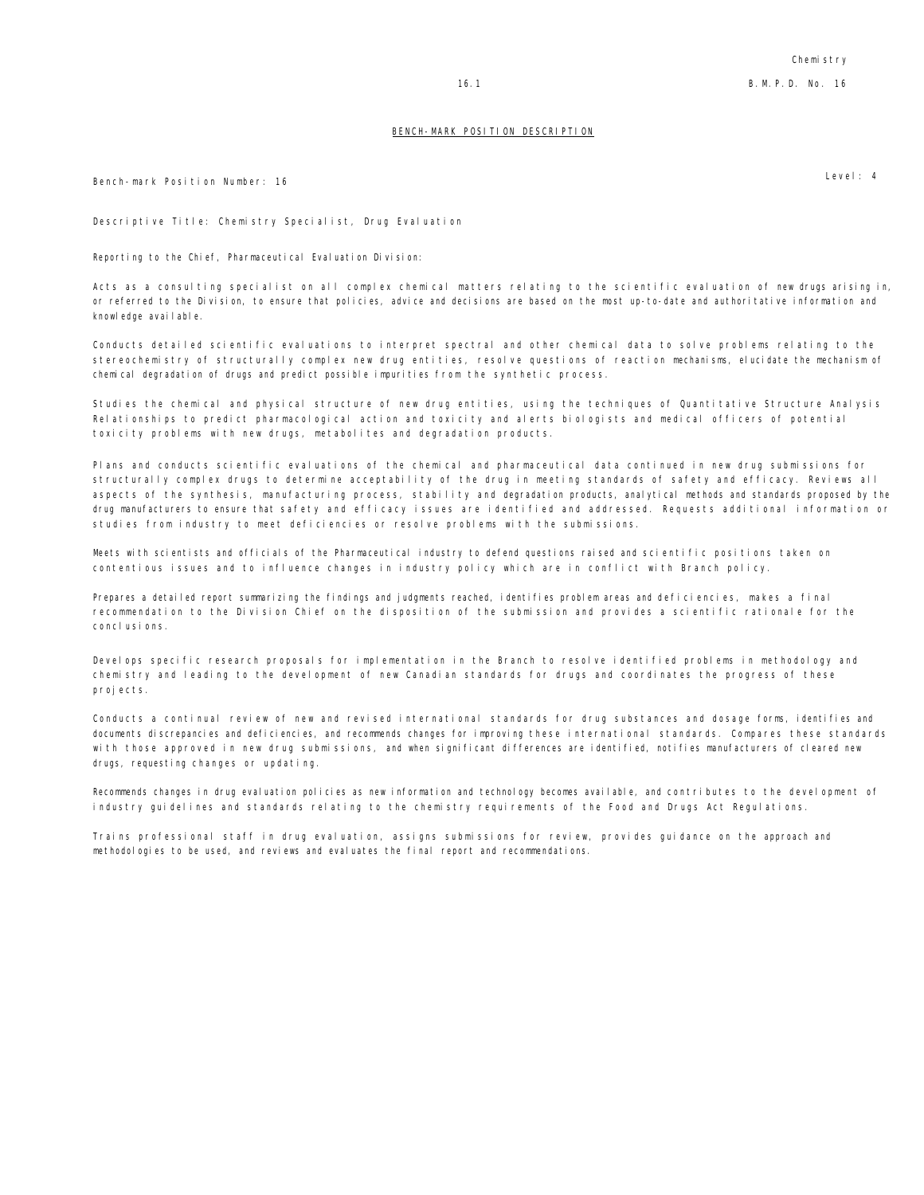## BENCH-MARK POSITION DESCRIPTION

Bench-mark Position Number: 16

Level: 4

Descriptive Title: Chemistry Specialist, Drug Evaluation

Reporting to the Chief, Pharmaceutical Evaluation Division:

Acts as a consulting specialist on all complex chemical matters relating to the scientific evaluation of new drugs arising in, or referred to the Division, to ensure that policies, advice and decisions are based on the most up-to-date and authoritative information and knowledge available.

Conducts detailed scientific evaluations to interpret spectral and other chemical data to solve problems relating to the stereochemistry of structurally complex new drug entities, resolve questions of reaction mechanisms, elucidate the mechanism of chemical degradation of drugs and predict possible impurities from the synthetic process.

Studies the chemical and physical structure of new drug entities, using the techniques of Quantitative Structure Analysis Relationships to predict pharmacological action and toxicity and alerts biologists and medical officers of potential toxicity problems with new drugs, metabolites and degradation products.

Plans and conducts scientific evaluations of the chemical and pharmaceutical data continued in new drug submissions for structurally complex drugs to determine acceptability of the drug in meeting standards of safety and efficacy. Reviews all aspects of the synthesis, manufacturing process, stability and degradation products, analytical methods and standards proposed by the drug manufacturers to ensure that safety and efficacy issues are identified and addressed. Requests additional information or studies from industry to meet deficiencies or resolve problems with the submissions.

Meets with scientists and officials of the Pharmaceutical industry to defend questions raised and scientific positions taken on contentious issues and to influence changes in industry policy which are in conflict with Branch policy.

Prepares a detailed report summarizing the findings and judgments reached, identifies problem areas and deficiencies, makes a final recommendation to the Division Chief on the disposition of the submission and provides a scientific rationale for the conclusions.

Develops specific research proposals for implementation in the Branch to resolve identified problems in methodology and chemistry and leading to the development of new Canadian standards for drugs and coordinates the progress of these projects.

Conducts a continual review of new and revised international standards for drug substances and dosage forms, identifies and documents discrepancies and deficiencies, and recommends changes for improving these international standards. Compares these standards with those approved in new drug submissions, and when significant differences are identified, notifies manufacturers of cleared new drugs, requesting changes or updating.

Recommends changes in drug evaluation policies as new information and technology becomes available, and contributes to the development of industry guidelines and standards relating to the chemistry requirements of the Food and Drugs Act Regulations.

Trains professional staff in drug evaluation, assigns submissions for review, provides guidance on the approach and methodologies to be used, and reviews and evaluates the final report and recommendations.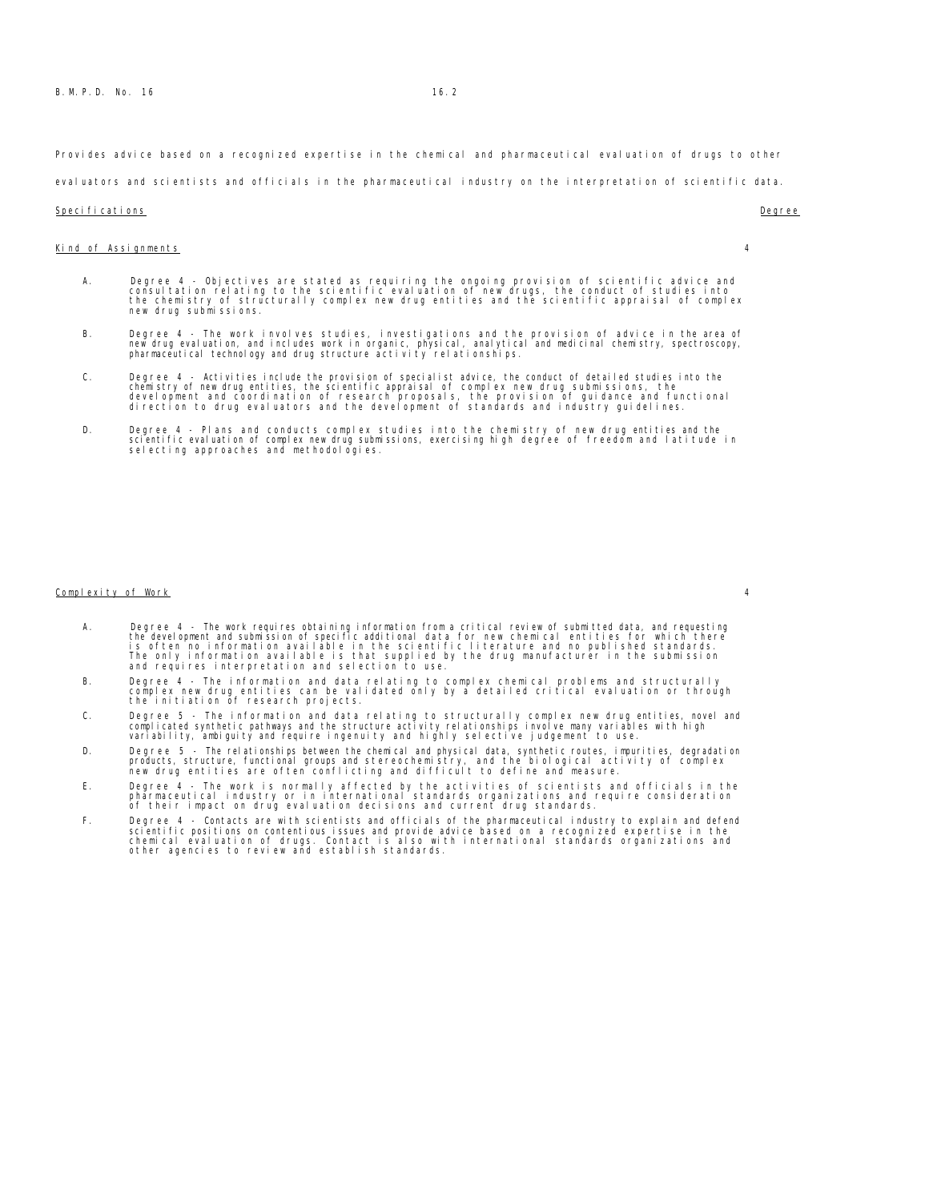Provides advice based on a recognized expertise in the chemical and pharmaceutical evaluation of drugs to other evaluators and scientists and officials in the pharmaceutical industry on the interpretation of scientific data.

| Specifications | Degree |
|---|---|
| Kind of Assignments | 4 |

A. Degree 4 - Objectives are stated as requiring the ongoing provision of scientific advice and consultation relating to the scientific evaluation of new drugs, the conduct of studies into the chemistry of structurally complex new drug entities and the scientific appraisal of complex new drug submissions.

B. Degree 4 - The work involves studies, investigations and the provision of advice in the area of new drug evaluation, and includes work in organic, physical, analytical and medicinal chemistry, spectroscopy, pharmaceutical technology and drug structure activity relationships.

C. Degree 4 - Activities include the provision of specialist advice, the conduct of detailed studies into the chemistry of new drug entities, the scientific appraisal of complex new drug submissions, the development and coordination of research proposals, the provision of guidance and functional direction to drug evaluators and the development of standards and industry guidelines.

D. Degree 4 - Plans and conducts complex studies into the chemistry of new drug entities and the scientific evaluation of complex new drug submissions, exercising high degree of freedom and latitude in selecting approaches and methodologies.

| Specifications | Degree |
|---|---|
| Complexity of Work | 4 |

A. Degree 4 - The work requires obtaining information from a critical review of submitted data, and requesting the development and submission of specific additional data for new chemical entities for which there is often no information available in the scientific literature and no published standards. The only information available is that supplied by the drug manufacturer in the submission and requires interpretation and selection to use.

B. Degree 4 - The information and data relating to complex chemical problems and structurally complex new drug entities can be validated only by a detailed critical evaluation or through the initiation of research projects.

C. Degree 5 - The information and data relating to structurally complex new drug entities, novel and complicated synthetic pathways and the structure activity relationships involve many variables with high variability, ambiguity and require ingenuity and highly selective judgement to use.

D. Degree 5 - The relationships between the chemical and physical data, synthetic routes, impurities, degradation products, structure, functional groups and stereochemistry, and the biological activity of complex new drug entities are often conflicting and difficult to define and measure.

E. Degree 4 - The work is normally affected by the activities of scientists and officials in the pharmaceutical industry or in international standards organizations and require consideration of their impact on drug evaluation decisions and current drug standards.

F. Degree 4 - Contacts are with scientists and officials of the pharmaceutical industry to explain and defend scientific positions on contentious issues and provide advice based on a recognized expertise in the chemical evaluation of drugs. Contact is also with international standards organizations and other agencies to review and establish standards.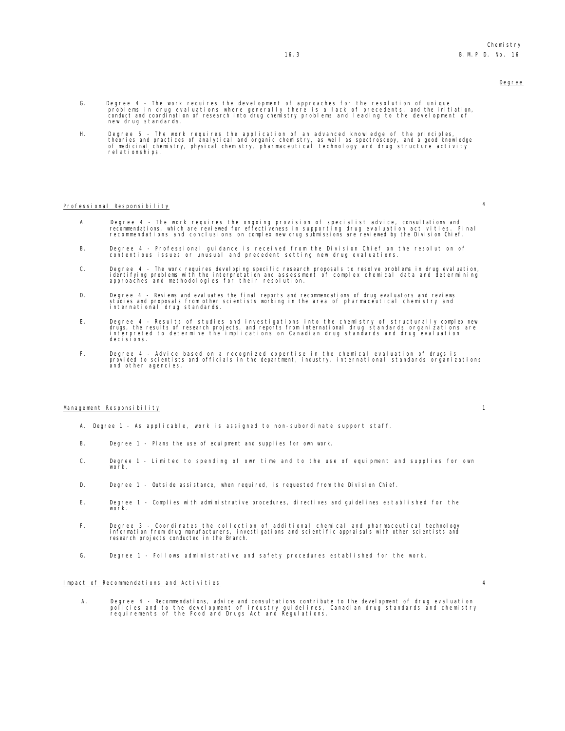Degree

G. Degree 4 - The work requires the development of approaches for the resolution of unique problems in drug evaluations where generally there is a lack of precedents, and the initiation, conduct and coordination of research into drug chemistry problems and leading to the development of new drug standards.

H. Degree 5 - The work requires the application of an advanced knowledge of the principles, theories and practices of analytical and organic chemistry, as well as spectroscopy, and a good knowledge of medicinal chemistry, physical chemistry, pharmaceutical technology and drug structure activity relationships.

Professional Responsibility 4

A. Degree 4 - The work requires the ongoing provision of specialist advice, consultations and recommendations, which are reviewed for effectiveness in supporting drug evaluation activities. Final recommendations and conclusions on complex new drug submissions are reviewed by the Division Chief.

B. Degree 4 - Professional guidance is received from the Division Chief on the resolution of contentious issues or unusual and precedent setting new drug evaluations.

C. Degree 4 - The work requires developing specific research proposals to resolve problems in drug evaluation, identifying problems with the interpretation and assessment of complex chemical data and determining approaches and methodologies for their resolution.

D. Degree 4 - Reviews and evaluates the final reports and recommendations of drug evaluators and reviews studies and proposals from other scientists working in the area of pharmaceutical chemistry and international drug standards.

E. Degree 4 - Results of studies and investigations into the chemistry of structurally complex new drugs, the results of research projects, and reports from international drug standards organizations are interpreted to determine the implications on Canadian drug standards and drug evaluation decisions.

F. Degree 4 - Advice based on a recognized expertise in the chemical evaluation of drugs is provided to scientists and officials in the department, industry, international standards organizations and other agencies.

Management Responsibility 1

A. Degree 1 - As applicable, work is assigned to non-subordinate support staff.

B. Degree 1 - Plans the use of equipment and supplies for own work.

C. Degree 1 - Limited to spending of own time and to the use of equipment and supplies for own work.

D. Degree 1 - Outside assistance, when required, is requested from the Division Chief.

E. Degree 1 - Complies with administrative procedures, directives and guidelines established for the work.

F. Degree 3 - Coordinates the collection of additional chemical and pharmaceutical technology information from drug manufacturers, investigations and scientific appraisals with other scientists and research projects conducted in the Branch.

G. Degree 1 - Follows administrative and safety procedures established for the work.

Impact of Recommendations and Activities 4

A. Degree 4 - Recommendations, advice and consultations contribute to the development of drug evaluation policies and to the development of industry guidelines, Canadian drug standards and chemistry requirements of the Food and Drugs Act and Regulations.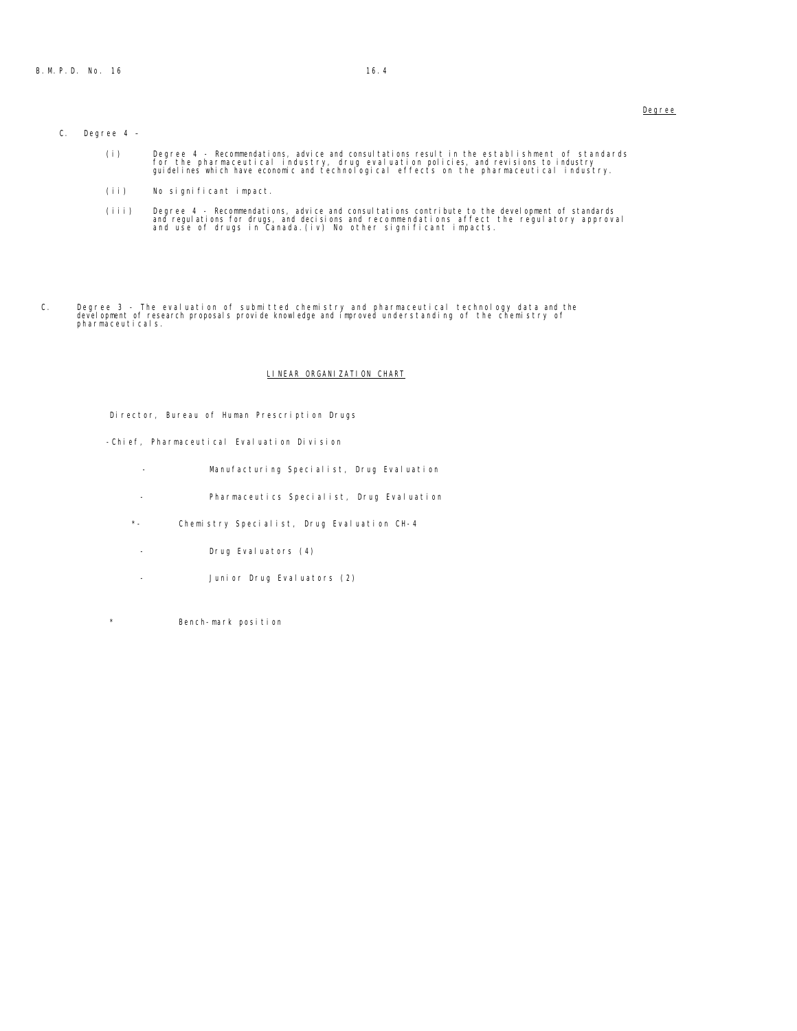Degree

C. Degree 4 -

(i) Degree 4 - Recommendations, advice and consultations result in the establishment of standards for the pharmaceutical industry, drug evaluation policies, and revisions to industry guidelines which have economic and technological effects on the pharmaceutical industry.

(ii) No significant impact.

(iii) Degree 4 - Recommendations, advice and consultations contribute to the development of standards and regulations for drugs, and decisions and recommendations affect the regulatory approval and use of drugs in Canada.(iv) No other significant impacts.

C. Degree 3 - The evaluation of submitted chemistry and pharmaceutical technology data and the development of research proposals provide knowledge and improved understanding of the chemistry of pharmaceuticals.

## LINEAR ORGANIZATION CHART

Director, Bureau of Human Prescription Drugs

-Chief, Pharmaceutical Evaluation Division

- Manufacturing Specialist, Drug Evaluation
- Pharmaceutics Specialist, Drug Evaluation
- *- Chemistry Specialist, Drug Evaluation CH-4
- Drug Evaluators (4)
- Junior Drug Evaluators (2)

\* Bench-mark position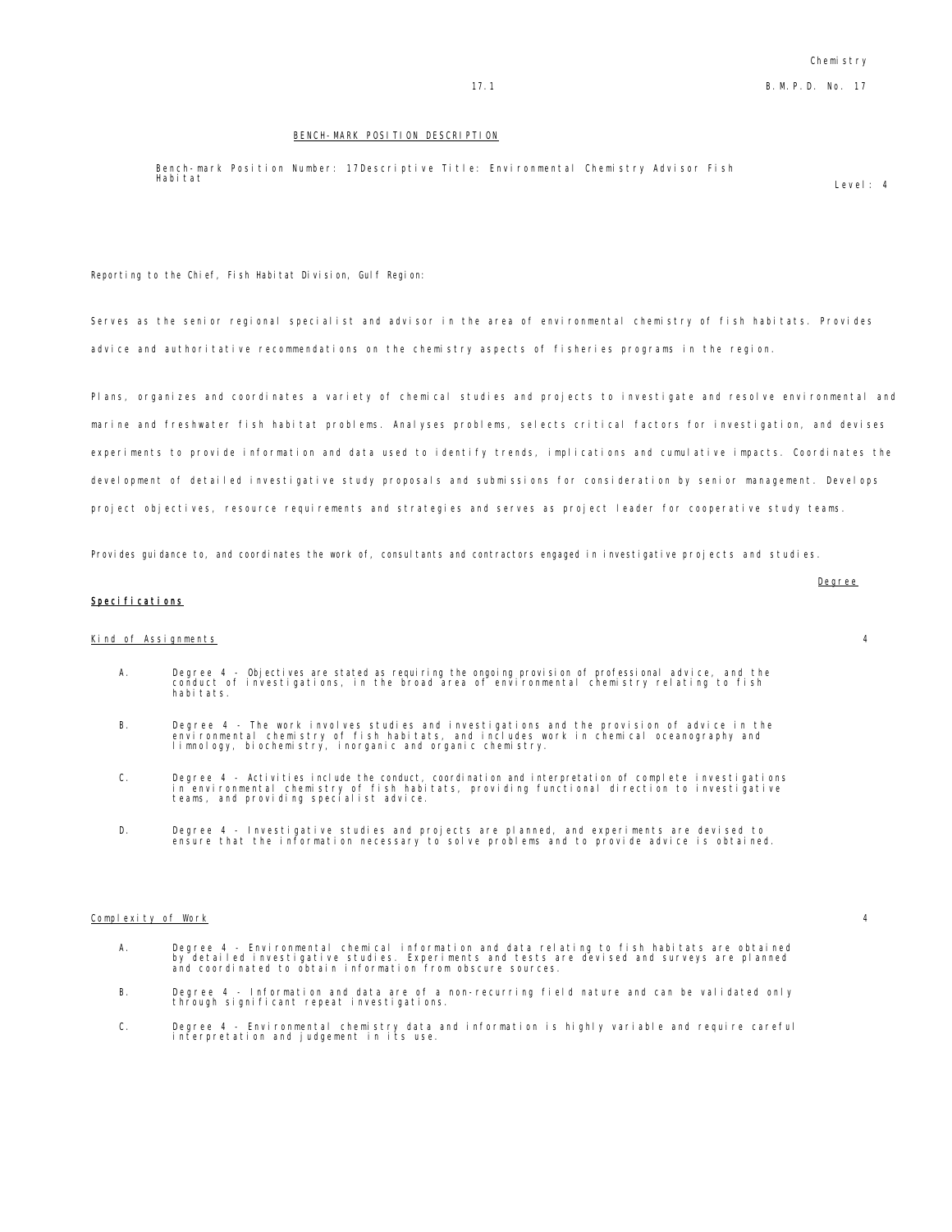## BENCH-MARK POSITION DESCRIPTION

Bench-mark Position Number: 17 Descriptive Title: Environmental Chemistry Advisor Fish Habitat

Level: 4

Reporting to the Chief, Fish Habitat Division, Gulf Region:

Serves as the senior regional specialist and advisor in the area of environmental chemistry of fish habitats. Provides advice and authoritative recommendations on the chemistry aspects of fisheries programs in the region.

Plans, organizes and coordinates a variety of chemical studies and projects to investigate and resolve environmental and marine and freshwater fish habitat problems. Analyses problems, selects critical factors for investigation, and devises experiments to provide information and data used to identify trends, implications and cumulative impacts. Coordinates the development of detailed investigative study proposals and submissions for consideration by senior management. Develops project objectives, resource requirements and strategies and serves as project leader for cooperative study teams.

Provides guidance to, and coordinates the work of, consultants and contractors engaged in investigative projects and studies.

**Specifications** — Degree

Kind of Assignments — 4

A. Degree 4 - Objectives are stated as requiring the ongoing provision of professional advice, and the conduct of investigations, in the broad area of environmental chemistry relating to fish habitats.

B. Degree 4 - The work involves studies and investigations and the provision of advice in the environmental chemistry of fish habitats, and includes work in chemical oceanography and limnology, biochemistry, inorganic and organic chemistry.

C. Degree 4 - Activities include the conduct, coordination and interpretation of complete investigations in environmental chemistry of fish habitats, providing functional direction to investigative teams, and providing specialist advice.

D. Degree 4 - Investigative studies and projects are planned, and experiments are devised to ensure that the information necessary to solve problems and to provide advice is obtained.

Complexity of Work — 4

A. Degree 4 - Environmental chemical information and data relating to fish habitats are obtained by detailed investigative studies. Experiments and tests are devised and surveys are planned and coordinated to obtain information from obscure sources.

B. Degree 4 - Information and data are of a non-recurring field nature and can be validated only through significant repeat investigations.

C. Degree 4 - Environmental chemistry data and information is highly variable and require careful interpretation and judgement in its use.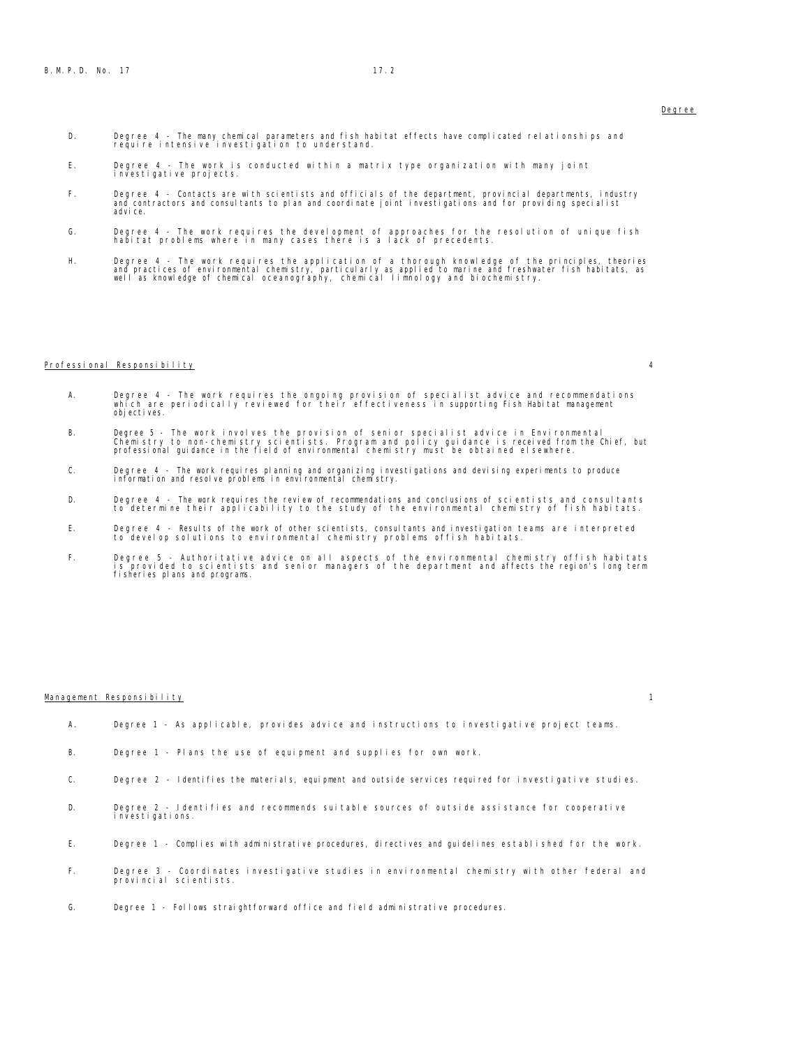Degree

D. Degree 4 - The many chemical parameters and fish habitat effects have complicated relationships and require intensive investigation to understand.

E. Degree 4 - The work is conducted within a matrix type organization with many joint investigative projects.

F. Degree 4 - Contacts are with scientists and officials of the department, provincial departments, industry and contractors and consultants to plan and coordinate joint investigations and for providing specialist advice.

G. Degree 4 - The work requires the development of approaches for the resolution of unique fish habitat problems where in many cases there is a lack of precedents.

H. Degree 4 - The work requires the application of a thorough knowledge of the principles, theories and practices of environmental chemistry, particularly as applied to marine and freshwater fish habitats, as well as knowledge of chemical oceanography, chemical limnology and biochemistry.

Professional Responsibility 4

A. Degree 4 - The work requires the ongoing provision of specialist advice and recommendations which are periodically reviewed for their effectiveness in supporting Fish Habitat management objectives.

B. Degree 5 - The work involves the provision of senior specialist advice in Environmental Chemistry to non-chemistry scientists. Program and policy guidance is received from the Chief, but professional guidance in the field of environmental chemistry must be obtained elsewhere.

C. Degree 4 - The work requires planning and organizing investigations and devising experiments to produce information and resolve problems in environmental chemistry.

D. Degree 4 - The work requires the review of recommendations and conclusions of scientists and consultants to determine their applicability to the study of the environmental chemistry of fish habitats.

E. Degree 4 - Results of the work of other scientists, consultants and investigation teams are interpreted to develop solutions to environmental chemistry problems offish habitats.

F. Degree 5 - Authoritative advice on all aspects of the environmental chemistry offish habitats is provided to scientists and senior managers of the department and affects the region's long term fisheries plans and programs.

Management Responsibility 1

A. Degree 1 - As applicable, provides advice and instructions to investigative project teams.

B. Degree 1 - Plans the use of equipment and supplies for own work.

C. Degree 2 - Identifies the materials, equipment and outside services required for investigative studies.

D. Degree 2 - Identifies and recommends suitable sources of outside assistance for cooperative investigations.

E. Degree 1 - Complies with administrative procedures, directives and guidelines established for the work.

F. Degree 3 - Coordinates investigative studies in environmental chemistry with other federal and provincial scientists.

G. Degree 1 - Follows straightforward office and field administrative procedures.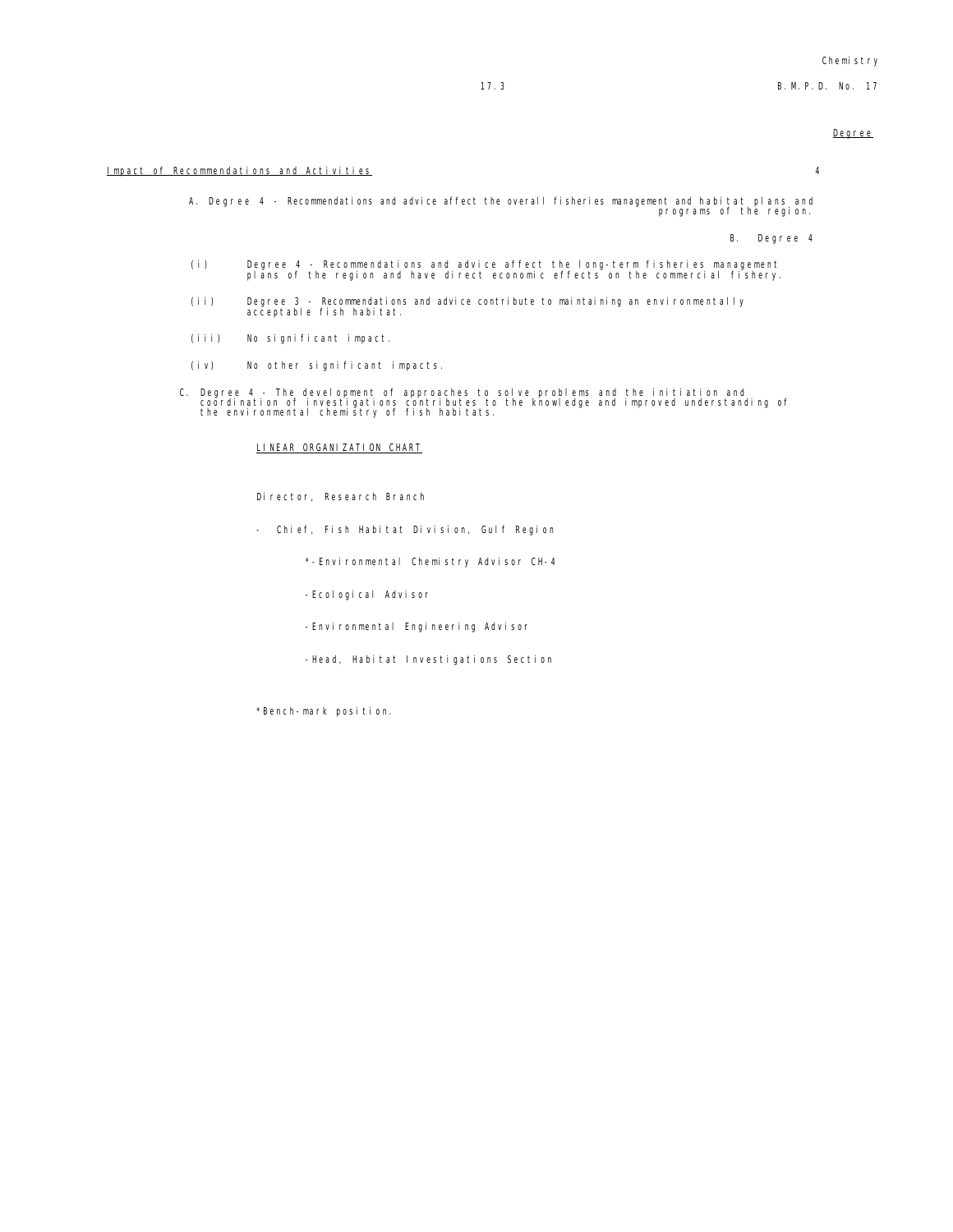<u>Degree</u>

<u>Impact of Recommendations and Activities</u> 4

A. Degree 4 - Recommendations and advice affect the overall fisheries management and habitat plans and programs of the region.

B. Degree 4

(i) Degree 4 - Recommendations and advice affect the long-term fisheries management plans of the region and have direct economic effects on the commercial fishery.

(ii) Degree 3 - Recommendations and advice contribute to maintaining an environmentally acceptable fish habitat.

(iii) No significant impact.

(iv) No other significant impacts.

C. Degree 4 - The development of approaches to solve problems and the initiation and coordination of investigations contributes to the knowledge and improved understanding of the environmental chemistry of fish habitats.

<u>LINEAR ORGANIZATION CHART</u>

Director, Research Branch

- Chief, Fish Habitat Division, Gulf Region

  *-Environmental Chemistry Advisor CH-4

  -Ecological Advisor

  -Environmental Engineering Advisor

  -Head, Habitat Investigations Section

*Bench-mark position.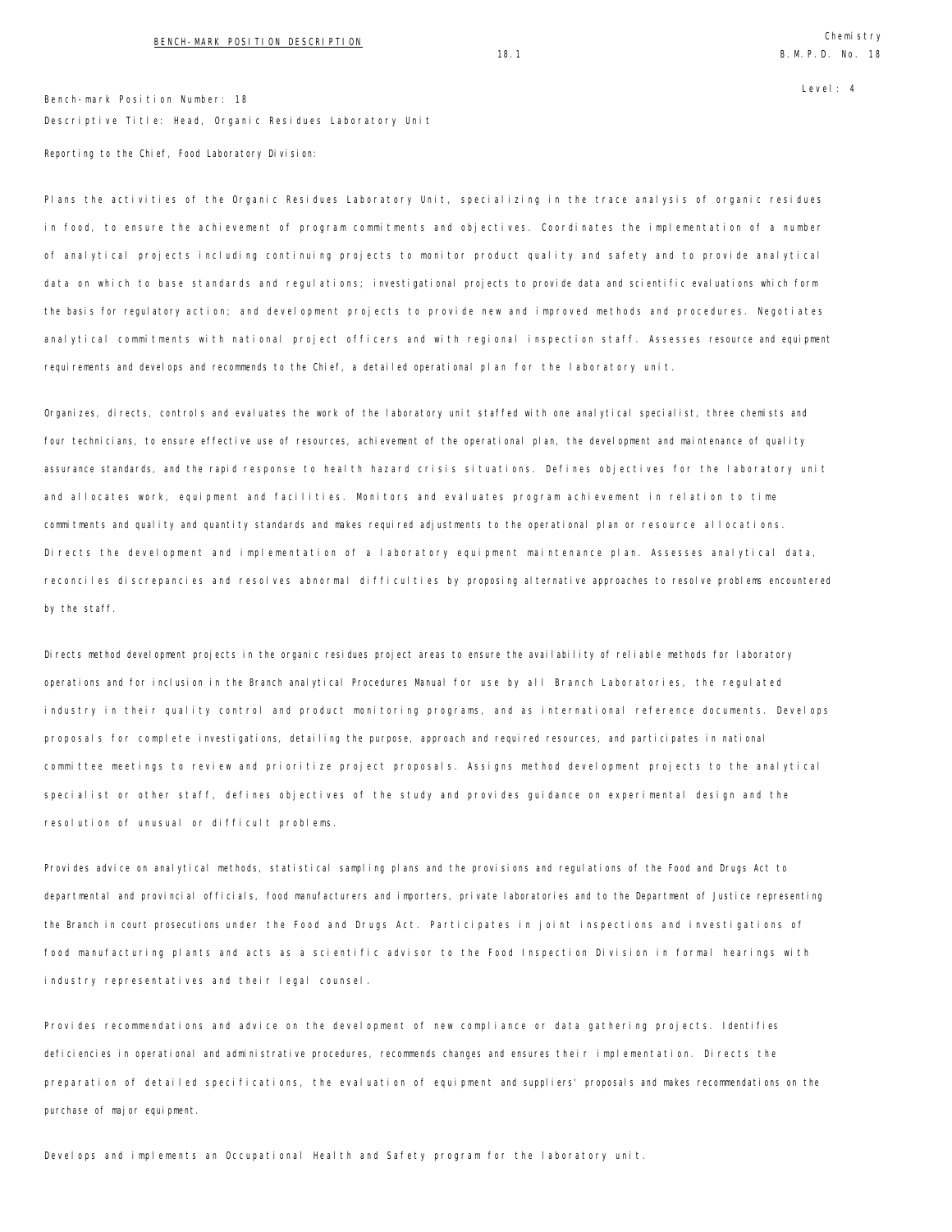Bench-mark Position Number: 18

Level: 4

Descriptive Title: Head, Organic Residues Laboratory Unit

Reporting to the Chief, Food Laboratory Division:

Plans the activities of the Organic Residues Laboratory Unit, specializing in the trace analysis of organic residues in food, to ensure the achievement of program commitments and objectives. Coordinates the implementation of a number of analytical projects including continuing projects to monitor product quality and safety and to provide analytical data on which to base standards and regulations; investigational projects to provide data and scientific evaluations which form the basis for regulatory action; and development projects to provide new and improved methods and procedures. Negotiates analytical commitments with national project officers and with regional inspection staff. Assesses resource and equipment requirements and develops and recommends to the Chief, a detailed operational plan for the laboratory unit.

Organizes, directs, controls and evaluates the work of the laboratory unit staffed with one analytical specialist, three chemists and four technicians, to ensure effective use of resources, achievement of the operational plan, the development and maintenance of quality assurance standards, and the rapid response to health hazard crisis situations. Defines objectives for the laboratory unit and allocates work, equipment and facilities. Monitors and evaluates program achievement in relation to time commitments and quality and quantity standards and makes required adjustments to the operational plan or resource allocations. Directs the development and implementation of a laboratory equipment maintenance plan. Assesses analytical data, reconciles discrepancies and resolves abnormal difficulties by proposing alternative approaches to resolve problems encountered by the staff.

Directs method development projects in the organic residues project areas to ensure the availability of reliable methods for laboratory operations and for inclusion in the Branch analytical Procedures Manual for use by all Branch Laboratories, the regulated industry in their quality control and product monitoring programs, and as international reference documents. Develops proposals for complete investigations, detailing the purpose, approach and required resources, and participates in national committee meetings to review and prioritize project proposals. Assigns method development projects to the analytical specialist or other staff, defines objectives of the study and provides guidance on experimental design and the resolution of unusual or difficult problems.

Provides advice on analytical methods, statistical sampling plans and the provisions and regulations of the Food and Drugs Act to departmental and provincial officials, food manufacturers and importers, private laboratories and to the Department of Justice representing the Branch in court prosecutions under the Food and Drugs Act. Participates in joint inspections and investigations of food manufacturing plants and acts as a scientific advisor to the Food Inspection Division in formal hearings with industry representatives and their legal counsel.

Provides recommendations and advice on the development of new compliance or data gathering projects. Identifies deficiencies in operational and administrative procedures, recommends changes and ensures their implementation. Directs the preparation of detailed specifications, the evaluation of equipment and suppliers' proposals and makes recommendations on the purchase of major equipment.

Develops and implements an Occupational Health and Safety program for the laboratory unit.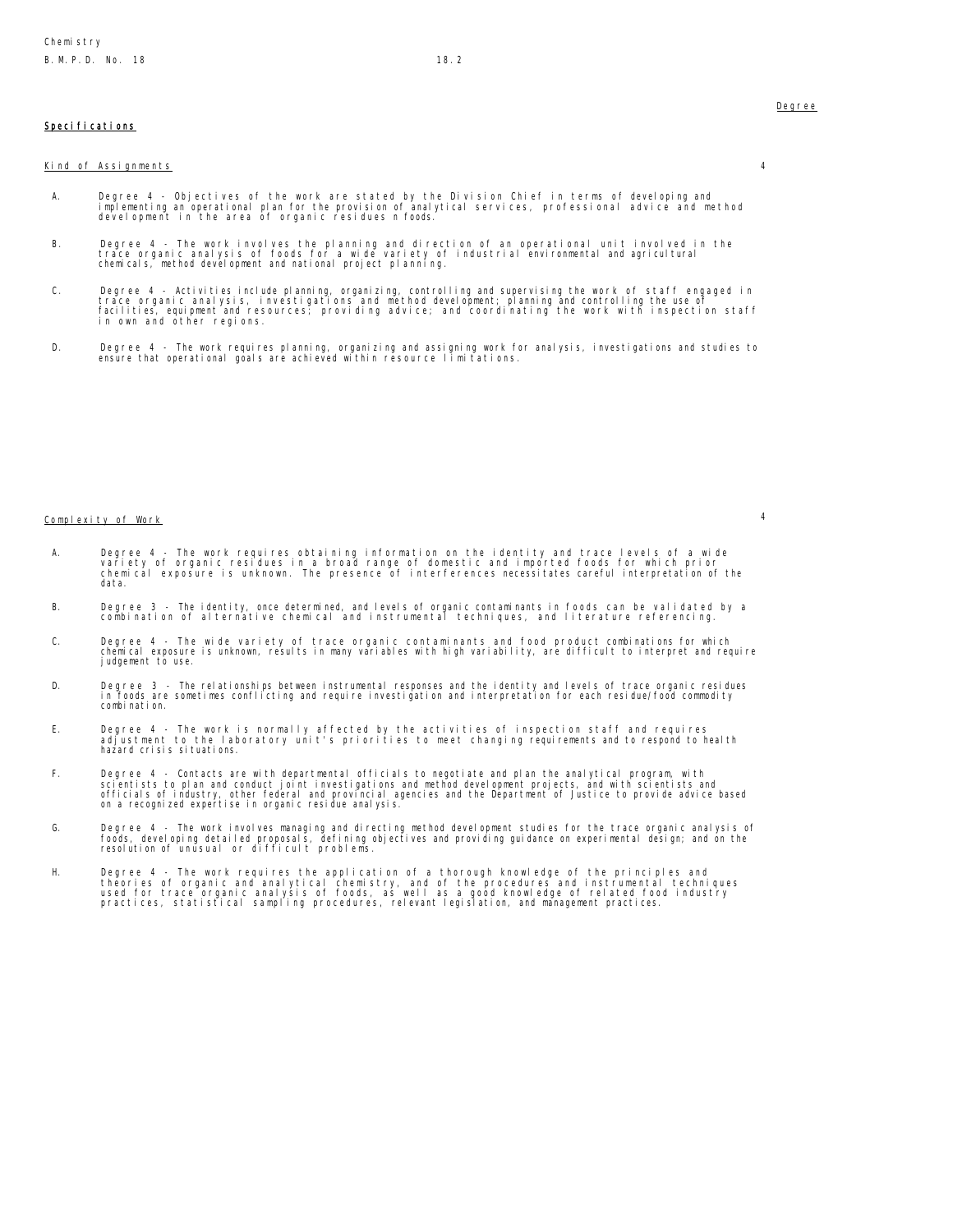Degree

**Specifications**

Kind of Assignments 4

A. Degree 4 - Objectives of the work are stated by the Division Chief in terms of developing and implementing an operational plan for the provision of analytical services, professional advice and method development in the area of organic residues n foods.

B. Degree 4 - The work involves the planning and direction of an operational unit involved in the trace organic analysis of foods for a wide variety of industrial environmental and agricultural chemicals, method development and national project planning.

C. Degree 4 - Activities include planning, organizing, controlling and supervising the work of staff engaged in trace organic analysis, investigations and method development; planning and controlling the use of facilities, equipment and resources; providing advice; and coordinating the work with inspection staff in own and other regions.

D. Degree 4 - The work requires planning, organizing and assigning work for analysis, investigations and studies to ensure that operational goals are achieved within resource limitations.

Complexity of Work 4

A. Degree 4 - The work requires obtaining information on the identity and trace levels of a wide variety of organic residues in a broad range of domestic and imported foods for which prior chemical exposure is unknown. The presence of interferences necessitates careful interpretation of the data.

B. Degree 3 - The identity, once determined, and levels of organic contaminants in foods can be validated by a combination of alternative chemical and instrumental techniques, and literature referencing.

C. Degree 4 - The wide variety of trace organic contaminants and food product combinations for which chemical exposure is unknown, results in many variables with high variability, are difficult to interpret and require judgement to use.

D. Degree 3 - The relationships between instrumental responses and the identity and levels of trace organic residues in foods are sometimes conflicting and require investigation and interpretation for each residue/food commodity combination.

E. Degree 4 - The work is normally affected by the activities of inspection staff and requires adjustment to the laboratory unit's priorities to meet changing requirements and to respond to health hazard crisis situations.

F. Degree 4 - Contacts are with departmental officials to negotiate and plan the analytical program, with scientists to plan and conduct joint investigations and method development projects, and with scientists and officials of industry, other federal and provincial agencies and the Department of Justice to provide advice based on a recognized expertise in organic residue analysis.

G. Degree 4 - The work involves managing and directing method development studies for the trace organic analysis of foods, developing detailed proposals, defining objectives and providing guidance on experimental design; and on the resolution of unusual or difficult problems.

H. Degree 4 - The work requires the application of a thorough knowledge of the principles and theories of organic and analytical chemistry, and of the procedures and instrumental techniques used for trace organic analysis of foods, as well as a good knowledge of related food industry practices, statistical sampling procedures, relevant legislation, and management practices.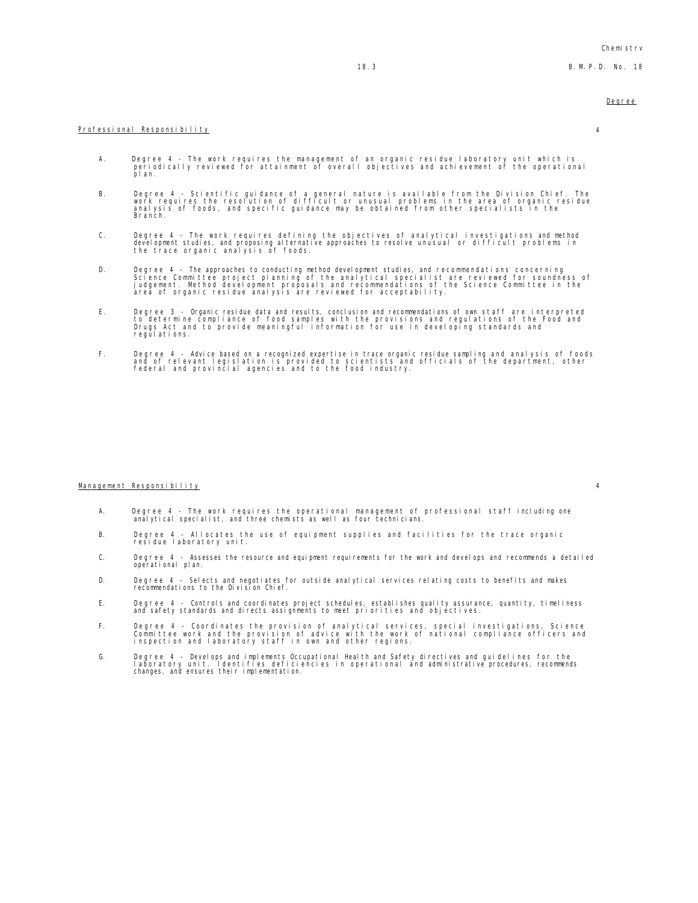Degree

Professional Responsibility 4

A. Degree 4 - The work requires the management of an organic residue laboratory unit which is periodically reviewed for attainment of overall objectives and achievement of the operational plan.

B. Degree 4 - Scientific guidance of a general nature is available from the Division Chief. The work requires the resolution of difficult or unusual problems in the area of organic residue analysis of foods, and specific guidance may be obtained from other specialists in the Branch.

C. Degree 4 - The work requires defining the objectives of analytical investigations and method development studies, and proposing alternative approaches to resolve unusual or difficult problems in the trace organic analysis of foods.

D. Degree 4 - The approaches to conducting method development studies, and recommendations concerning Science Committee project planning of the analytical specialist are reviewed for soundness of judgement. Method development proposals and recommendations of the Science Committee in the area of organic residue analysis are reviewed for acceptability.

E. Degree 3 - Organic residue data and results, conclusion and recommendations of own staff are interpreted to determine compliance of food samples with the provisions and regulations of the Food and Drugs Act and to provide meaningful information for use in developing standards and regulations.

F. Degree 4 - Advice based on a recognized expertise in trace organic residue sampling and analysis of foods and of relevant legislation is provided to scientists and officials of the department, other federal and provincial agencies and to the food industry.

Management Responsibility 4

A. Degree 4 - The work requires the operational management of professional staff including one analytical specialist, and three chemists as well as four technicians.

B. Degree 4 - Allocates the use of equipment supplies and facilities for the trace organic residue laboratory unit.

C. Degree 4 - Assesses the resource and equipment requirements for the work and develops and recommends a detailed operational plan.

D. Degree 4 - Selects and negotiates for outside analytical services relating costs to benefits and makes recommendations to the Division Chief.

E. Degree 4 - Controls and coordinates project schedules, establishes quality assurance, quantity, timeliness and safety standards and directs assignments to meet priorities and objectives.

F. Degree 4 - Coordinates the provision of analytical services, special investigations, Science Committee work and the provision of advice with the work of national compliance officers and inspection and laboratory staff in own and other regions.

G. Degree 4 - Develops and implements Occupational Health and Safety directives and guidelines for the laboratory unit. Identifies deficiencies in operational and administrative procedures, recommends changes, and ensures their implementation.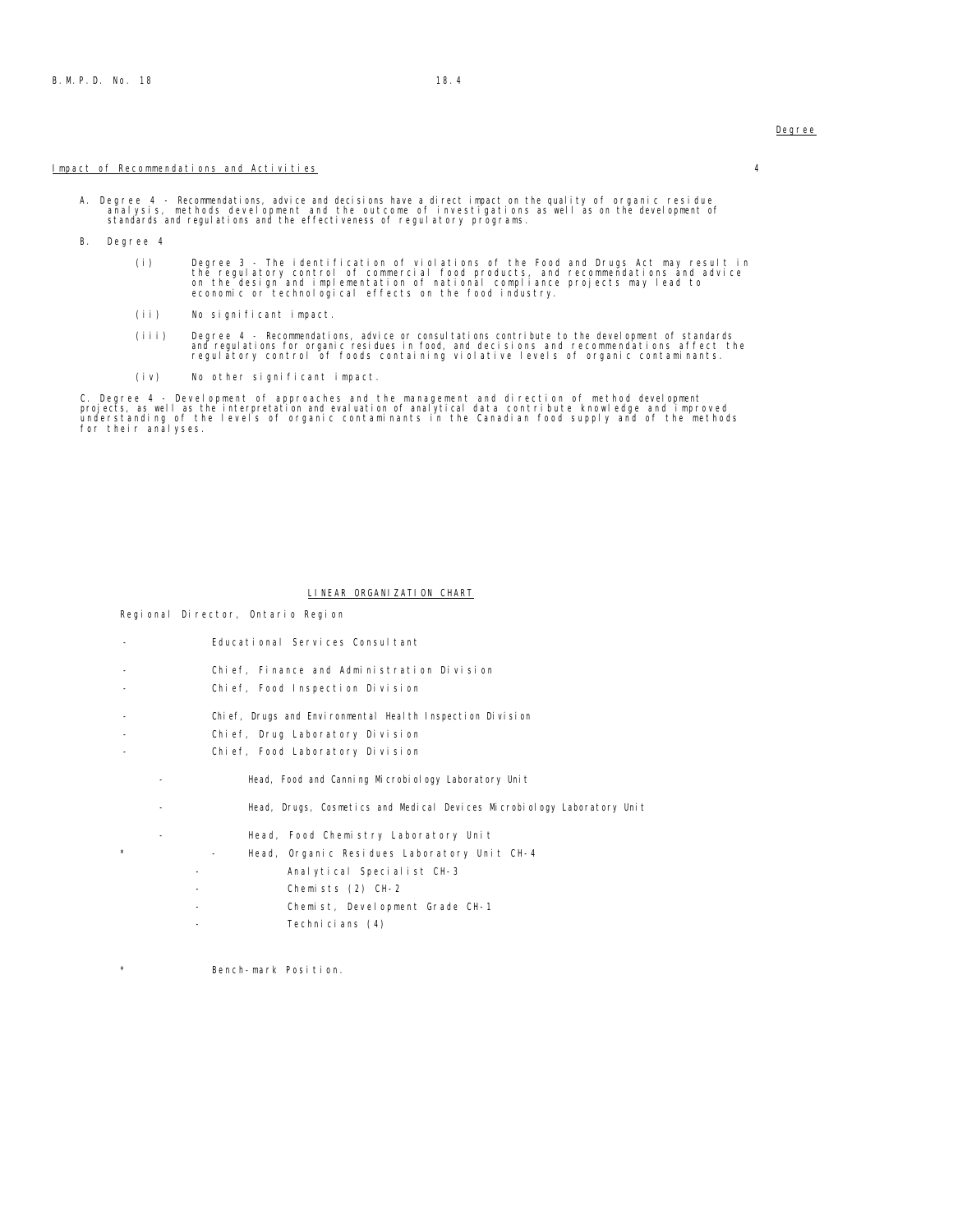Degree

Impact of Recommendations and Activities 4

A. Degree 4 - Recommendations, advice and decisions have a direct impact on the quality of organic residue analysis, methods development and the outcome of investigations as well as on the development of standards and regulations and the effectiveness of regulatory programs.

B. Degree 4

(i) Degree 3 - The identification of violations of the Food and Drugs Act may result in the regulatory control of commercial food products, and recommendations and advice on the design and implementation of national compliance projects may lead to economic or technological effects on the food industry.

(ii) No significant impact.

(iii) Degree 4 - Recommendations, advice or consultations contribute to the development of standards and regulations for organic residues in food, and decisions and recommendations affect the regulatory control of foods containing violative levels of organic contaminants.

(iv) No other significant impact.

C. Degree 4 - Development of approaches and the management and direction of method development projects, as well as the interpretation and evaluation of analytical data contribute knowledge and improved understanding of the levels of organic contaminants in the Canadian food supply and of the methods for their analyses.

LINEAR ORGANIZATION CHART

Regional Director, Ontario Region

- Educational Services Consultant
- Chief, Finance and Administration Division
- Chief, Food Inspection Division
- Chief, Drugs and Environmental Health Inspection Division
- Chief, Drug Laboratory Division
- Chief, Food Laboratory Division
  - Head, Food and Canning Microbiology Laboratory Unit
  - Head, Drugs, Cosmetics and Medical Devices Microbiology Laboratory Unit
  - Head, Food Chemistry Laboratory Unit
  - \* Head, Organic Residues Laboratory Unit CH-4
    - Analytical Specialist CH-3
    - Chemists (2) CH-2
    - Chemist, Development Grade CH-1
    - Technicians (4)

\* Bench-mark Position.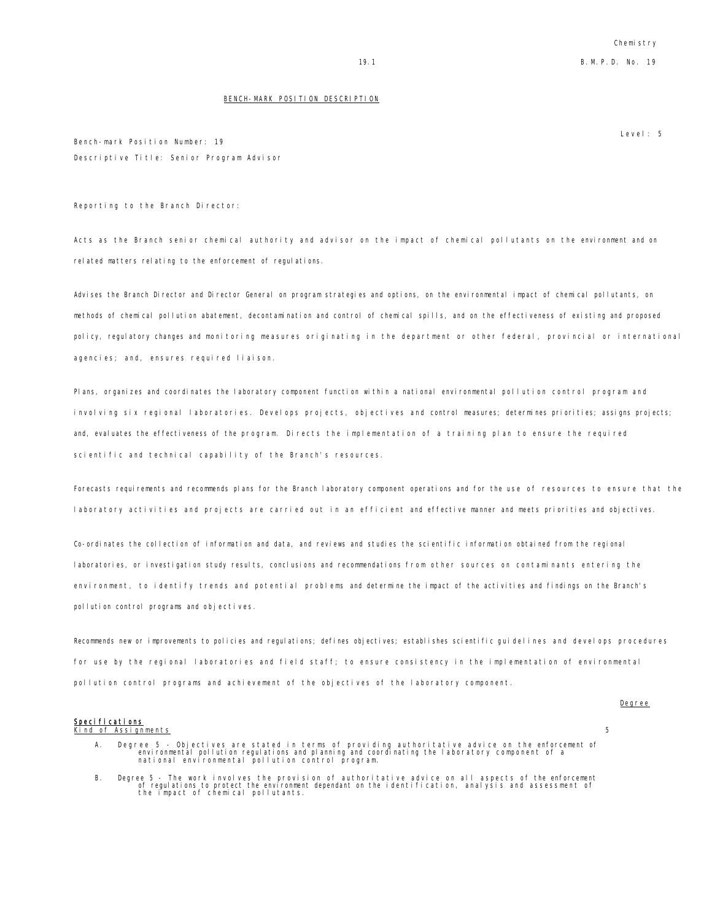## BENCH-MARK POSITION DESCRIPTION

Level: 5

Bench-mark Position Number: 19

Descriptive Title: Senior Program Advisor

Reporting to the Branch Director:

Acts as the Branch senior chemical authority and advisor on the impact of chemical pollutants on the environment and on related matters relating to the enforcement of regulations.

Advises the Branch Director and Director General on program strategies and options, on the environmental impact of chemical pollutants, on methods of chemical pollution abatement, decontamination and control of chemical spills, and on the effectiveness of existing and proposed policy, regulatory changes and monitoring measures originating in the department or other federal, provincial or international agencies; and, ensures required liaison.

Plans, organizes and coordinates the laboratory component function within a national environmental pollution control program and involving six regional laboratories. Develops projects, objectives and control measures; determines priorities; assigns projects; and, evaluates the effectiveness of the program. Directs the implementation of a training plan to ensure the required scientific and technical capability of the Branch's resources.

Forecasts requirements and recommends plans for the Branch laboratory component operations and for the use of resources to ensure that the laboratory activities and projects are carried out in an efficient and effective manner and meets priorities and objectives.

Co-ordinates the collection of information and data, and reviews and studies the scientific information obtained from the regional laboratories, or investigation study results, conclusions and recommendations from other sources on contaminants entering the environment, to identify trends and potential problems and determine the impact of the activities and findings on the Branch's pollution control programs and objectives.

Recommends new or improvements to policies and regulations; defines objectives; establishes scientific guidelines and develops procedures for use by the regional laboratories and field staff; to ensure consistency in the implementation of environmental pollution control programs and achievement of the objectives of the laboratory component.

| **Specifications** | Degree |
|---|---|
| Kind of Assignments | 5 |

A. Degree 5 - Objectives are stated in terms of providing authoritative advice on the enforcement of environmental pollution regulations and planning and coordinating the laboratory component of a national environmental pollution control program.

B. Degree 5 - The work involves the provision of authoritative advice on all aspects of the enforcement of regulations to protect the environment dependant on the identification, analysis and assessment of the impact of chemical pollutants.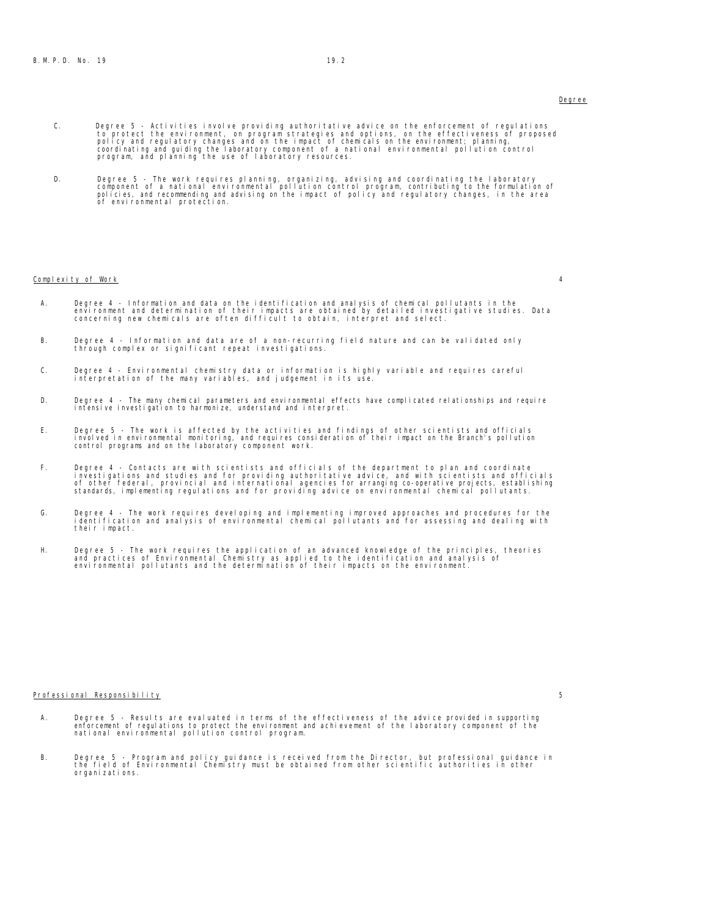Degree

C. Degree 5 - Activities involve providing authoritative advice on the enforcement of regulations to protect the environment, on program strategies and options, on the effectiveness of proposed policy and regulatory changes and on the impact of chemicals on the environment; planning, coordinating and guiding the laboratory component of a national environmental pollution control program, and planning the use of laboratory resources.

D. Degree 5 - The work requires planning, organizing, advising and coordinating the laboratory component of a national environmental pollution control program, contributing to the formulation of policies, and recommending and advising on the impact of policy and regulatory changes, in the area of environmental protection.

Complexity of Work — 4

A. Degree 4 - Information and data on the identification and analysis of chemical pollutants in the environment and determination of their impacts are obtained by detailed investigative studies. Data concerning new chemicals are often difficult to obtain, interpret and select.

B. Degree 4 - Information and data are of a non-recurring field nature and can be validated only through complex or significant repeat investigations.

C. Degree 4 - Environmental chemistry data or information is highly variable and requires careful interpretation of the many variables, and judgement in its use.

D. Degree 4 - The many chemical parameters and environmental effects have complicated relationships and require intensive investigation to harmonize, understand and interpret.

E. Degree 5 - The work is affected by the activities and findings of other scientists and officials involved in environmental monitoring, and requires consideration of their impact on the Branch's pollution control programs and on the laboratory component work.

F. Degree 4 - Contacts are with scientists and officials of the department to plan and coordinate investigations and studies and for providing authoritative advice, and with scientists and officials of other federal, provincial and international agencies for arranging co-operative projects, establishing standards, implementing regulations and for providing advice on environmental chemical pollutants.

G. Degree 4 - The work requires developing and implementing improved approaches and procedures for the identification and analysis of environmental chemical pollutants and for assessing and dealing with their impact.

H. Degree 5 - The work requires the application of an advanced knowledge of the principles, theories and practices of Environmental Chemistry as applied to the identification and analysis of environmental pollutants and the determination of their impacts on the environment.

Professional Responsibility — 5

A. Degree 5 - Results are evaluated in terms of the effectiveness of the advice provided in supporting enforcement of regulations to protect the environment and achievement of the laboratory component of the national environmental pollution control program.

B. Degree 5 - Program and policy guidance is received from the Director, but professional guidance in the field of Environmental Chemistry must be obtained from other scientific authorities in other organizations.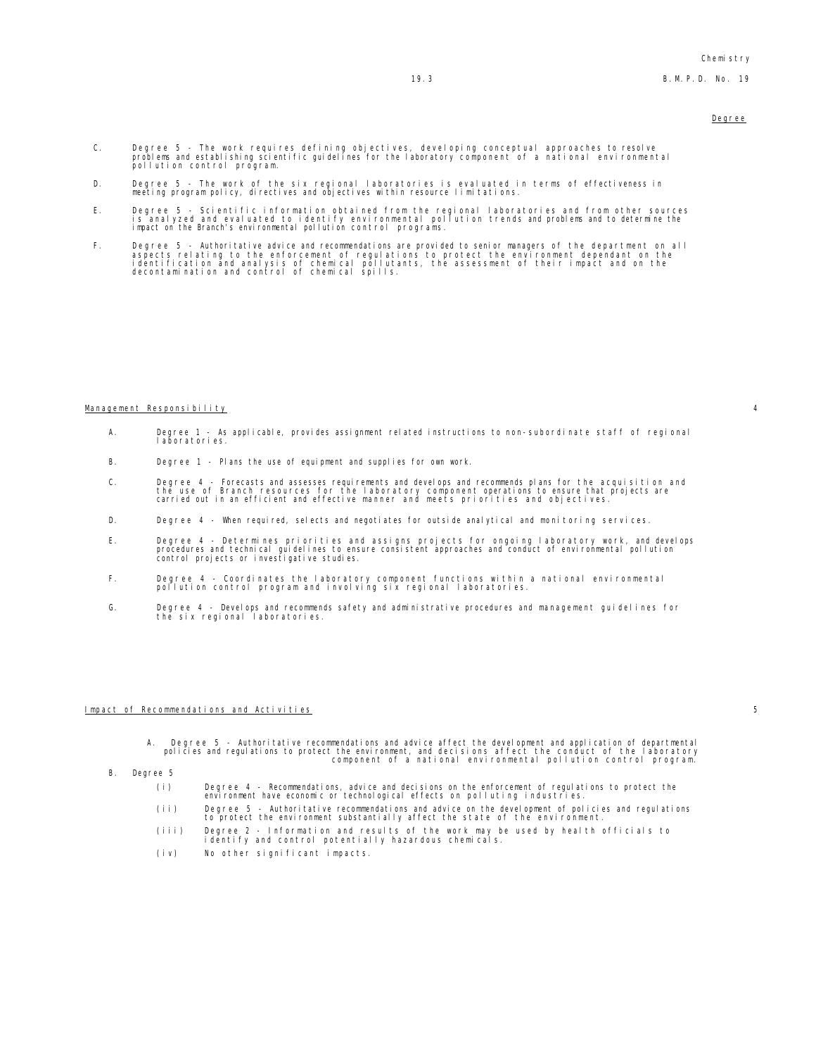Degree

C. Degree 5 - The work requires defining objectives, developing conceptual approaches to resolve problems and establishing scientific guidelines for the laboratory component of a national environmental pollution control program.

D. Degree 5 - The work of the six regional laboratories is evaluated in terms of effectiveness in meeting program policy, directives and objectives within resource limitations.

E. Degree 5 - Scientific information obtained from the regional laboratories and from other sources is analyzed and evaluated to identify environmental pollution trends and problems and to determine the impact on the Branch's environmental pollution control programs.

F. Degree 5 - Authoritative advice and recommendations are provided to senior managers of the department on all aspects relating to the enforcement of regulations to protect the environment dependant on the identification and analysis of chemical pollutants, the assessment of their impact and on the decontamination and control of chemical spills.

## Management Responsibility — 4

A. Degree 1 - As applicable, provides assignment related instructions to non-subordinate staff of regional laboratories.

B. Degree 1 - Plans the use of equipment and supplies for own work.

C. Degree 4 - Forecasts and assesses requirements and develops and recommends plans for the acquisition and the use of Branch resources for the laboratory component operations to ensure that projects are carried out in an efficient and effective manner and meets priorities and objectives.

D. Degree 4 - When required, selects and negotiates for outside analytical and monitoring services.

E. Degree 4 - Determines priorities and assigns projects for ongoing laboratory work, and develops procedures and technical guidelines to ensure consistent approaches and conduct of environmental pollution control projects or investigative studies.

F. Degree 4 - Coordinates the laboratory component functions within a national environmental pollution control program and involving six regional laboratories.

G. Degree 4 - Develops and recommends safety and administrative procedures and management guidelines for the six regional laboratories.

## Impact of Recommendations and Activities — 5

A. Degree 5 - Authoritative recommendations and advice affect the development and application of departmental policies and regulations to protect the environment, and decisions affect the conduct of the laboratory component of a national environmental pollution control program.

B. Degree 5

- (i) Degree 4 - Recommendations, advice and decisions on the enforcement of regulations to protect the environment have economic or technological effects on polluting industries.
- (ii) Degree 5 - Authoritative recommendations and advice on the development of policies and regulations to protect the environment substantially affect the state of the environment.
- (iii) Degree 2 - Information and results of the work may be used by health officials to identify and control potentially hazardous chemicals.
- (iv) No other significant impacts.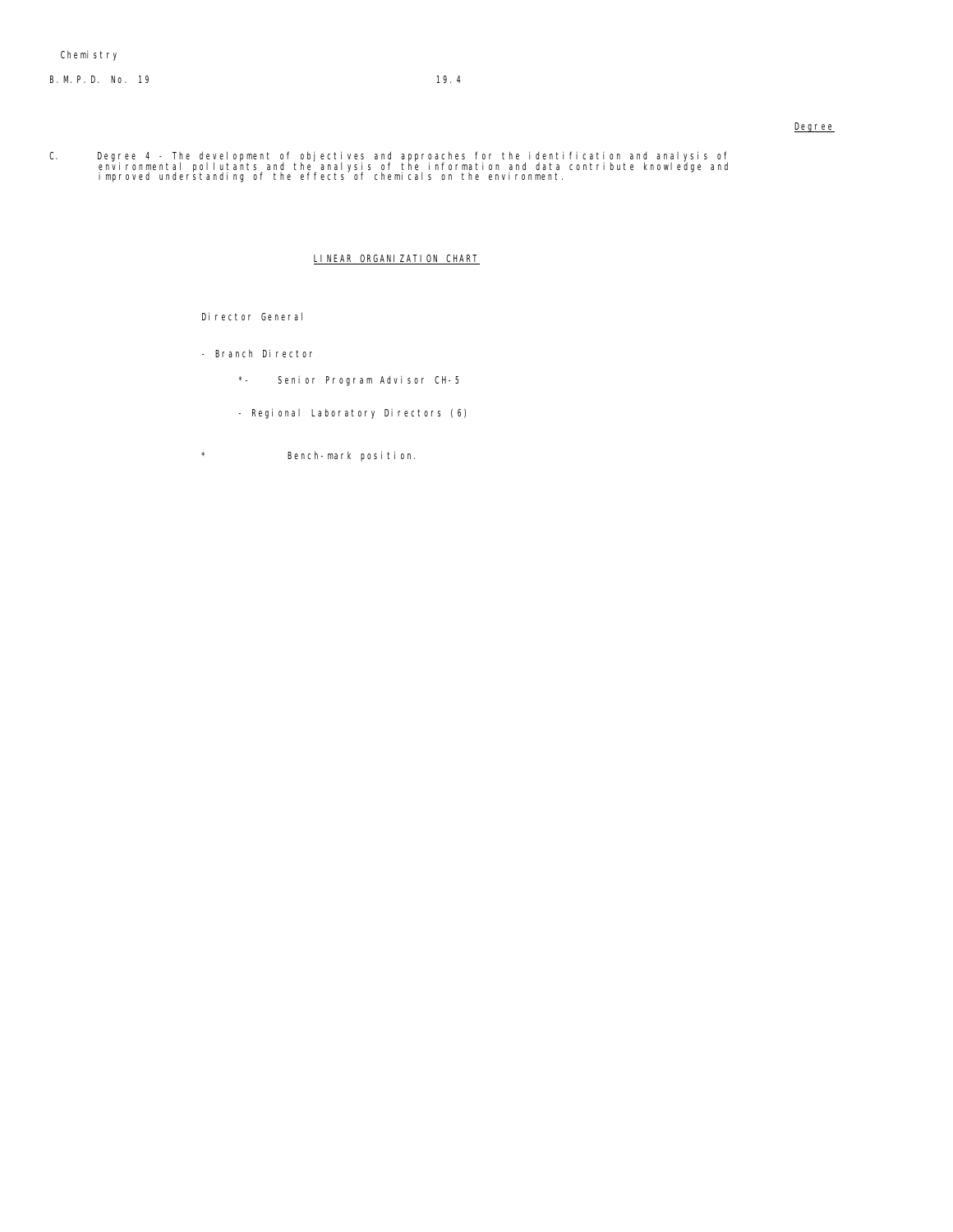Degree

C. Degree 4 - The development of objectives and approaches for the identification and analysis of environmental pollutants and the analysis of the information and data contribute knowledge and improved understanding of the effects of chemicals on the environment.

LINEAR ORGANIZATION CHART

Director General

- Branch Director

  *- Senior Program Advisor CH-5

  - Regional Laboratory Directors (6)

* Bench-mark position.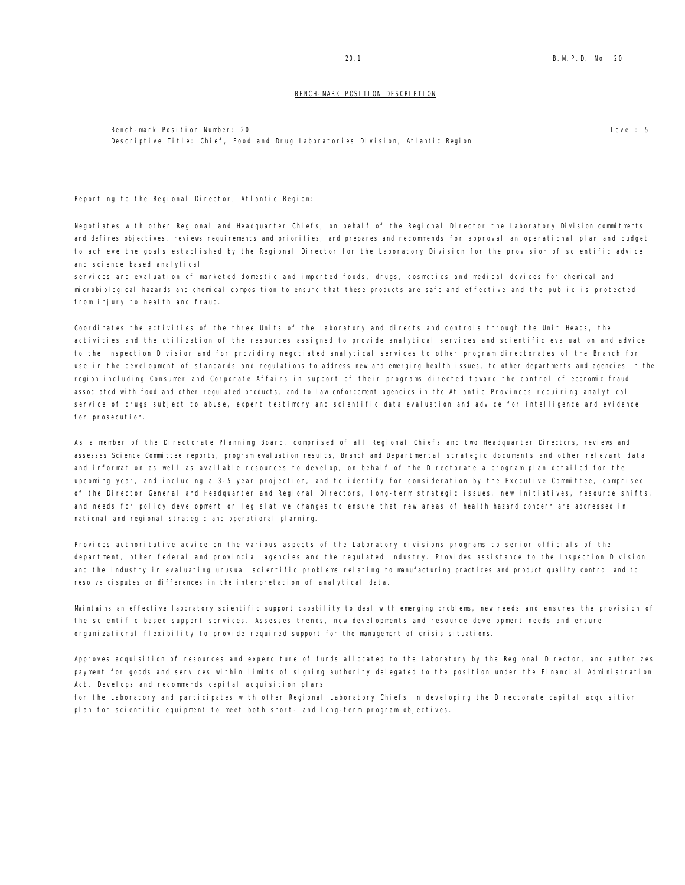## BENCH-MARK POSITION DESCRIPTION

Bench-mark Position Number: 20 Level: 5

Descriptive Title: Chief, Food and Drug Laboratories Division, Atlantic Region

Reporting to the Regional Director, Atlantic Region:

Negotiates with other Regional and Headquarter Chiefs, on behalf of the Regional Director the Laboratory Division commitments and defines objectives, reviews requirements and priorities, and prepares and recommends for approval an operational plan and budget to achieve the goals established by the Regional Director for the Laboratory Division for the provision of scientific advice and science based analytical services and evaluation of marketed domestic and imported foods, drugs, cosmetics and medical devices for chemical and microbiological hazards and chemical composition to ensure that these products are safe and effective and the public is protected from injury to health and fraud.

Coordinates the activities of the three Units of the Laboratory and directs and controls through the Unit Heads, the activities and the utilization of the resources assigned to provide analytical services and scientific evaluation and advice to the Inspection Division and for providing negotiated analytical services to other program directorates of the Branch for use in the development of standards and regulations to address new and emerging health issues, to other departments and agencies in the region including Consumer and Corporate Affairs in support of their programs directed toward the control of economic fraud associated with food and other regulated products, and to law enforcement agencies in the Atlantic Provinces requiring analytical service of drugs subject to abuse, expert testimony and scientific data evaluation and advice for intelligence and evidence for prosecution.

As a member of the Directorate Planning Board, comprised of all Regional Chiefs and two Headquarter Directors, reviews and assesses Science Committee reports, program evaluation results, Branch and Departmental strategic documents and other relevant data and information as well as available resources to develop, on behalf of the Directorate a program plan detailed for the upcoming year, and including a 3-5 year projection, and to identify for consideration by the Executive Committee, comprised of the Director General and Headquarter and Regional Directors, long-term strategic issues, new initiatives, resource shifts, and needs for policy development or legislative changes to ensure that new areas of health hazard concern are addressed in national and regional strategic and operational planning.

Provides authoritative advice on the various aspects of the Laboratory divisions programs to senior officials of the department, other federal and provincial agencies and the regulated industry. Provides assistance to the Inspection Division and the industry in evaluating unusual scientific problems relating to manufacturing practices and product quality control and to resolve disputes or differences in the interpretation of analytical data.

Maintains an effective laboratory scientific support capability to deal with emerging problems, new needs and ensures the provision of the scientific based support services. Assesses trends, new developments and resource development needs and ensure organizational flexibility to provide required support for the management of crisis situations.

Approves acquisition of resources and expenditure of funds allocated to the Laboratory by the Regional Director, and authorizes payment for goods and services within limits of signing authority delegated to the position under the Financial Administration Act. Develops and recommends capital acquisition plans for the Laboratory and participates with other Regional Laboratory Chiefs in developing the Directorate capital acquisition plan for scientific equipment to meet both short- and long-term program objectives.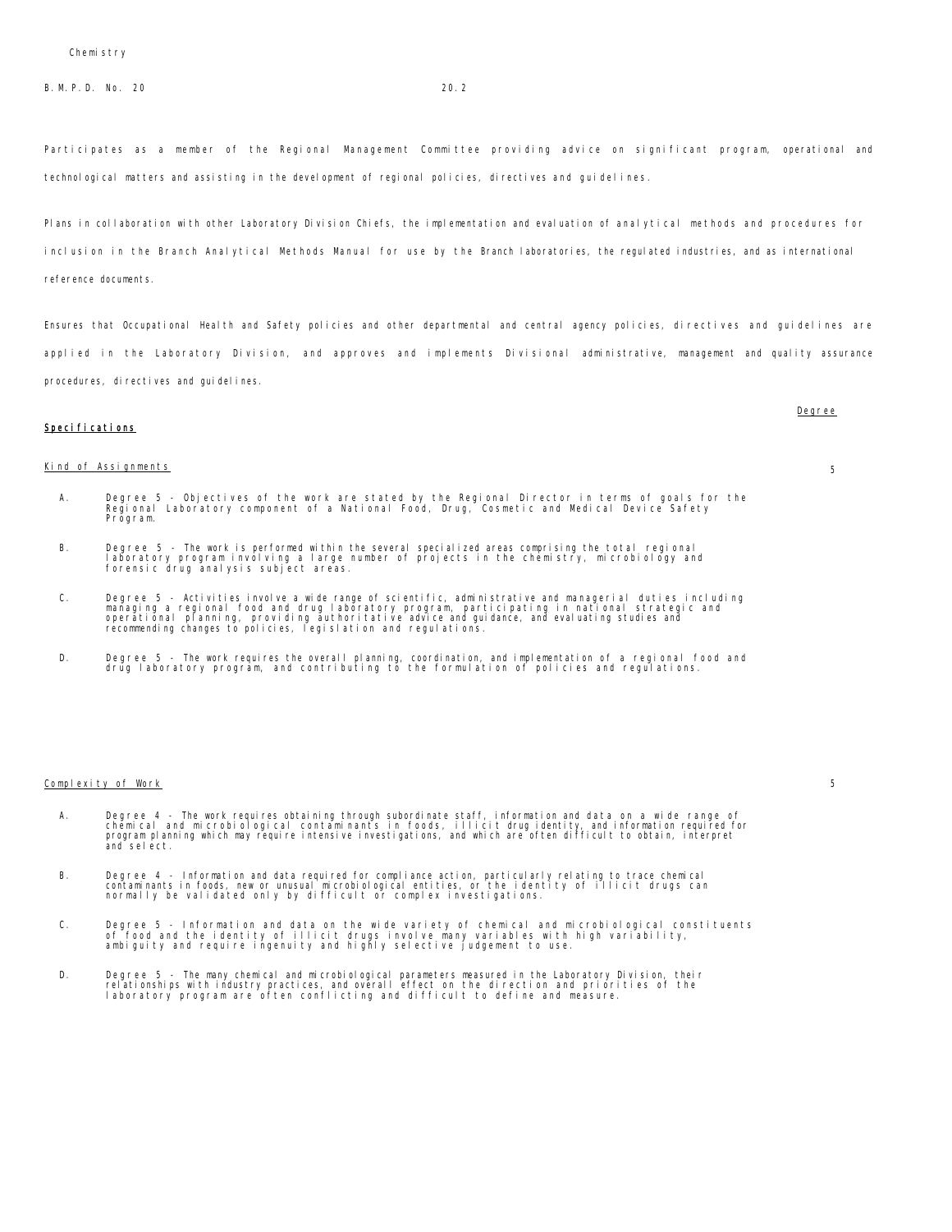Participates as a member of the Regional Management Committee providing advice on significant program, operational and technological matters and assisting in the development of regional policies, directives and guidelines.

Plans in collaboration with other Laboratory Division Chiefs, the implementation and evaluation of analytical methods and procedures for inclusion in the Branch Analytical Methods Manual for use by the Branch laboratories, the regulated industries, and as international reference documents.

Ensures that Occupational Health and Safety policies and other departmental and central agency policies, directives and guidelines are applied in the Laboratory Division, and approves and implements Divisional administrative, management and quality assurance procedures, directives and guidelines.

**Specifications** — Degree

Kind of Assignments — 5

A. Degree 5 - Objectives of the work are stated by the Regional Director in terms of goals for the Regional Laboratory component of a National Food, Drug, Cosmetic and Medical Device Safety Program.

B. Degree 5 - The work is performed within the several specialized areas comprising the total regional laboratory program involving a large number of projects in the chemistry, microbiology and forensic drug analysis subject areas.

C. Degree 5 - Activities involve a wide range of scientific, administrative and managerial duties including managing a regional food and drug laboratory program, participating in national strategic and operational planning, providing authoritative advice and guidance, and evaluating studies and recommending changes to policies, legislation and regulations.

D. Degree 5 - The work requires the overall planning, coordination, and implementation of a regional food and drug laboratory program, and contributing to the formulation of policies and regulations.

Complexity of Work — 5

A. Degree 4 - The work requires obtaining through subordinate staff, information and data on a wide range of chemical and microbiological contaminants in foods, illicit drug identity, and information required for program planning which may require intensive investigations, and which are often difficult to obtain, interpret and select.

B. Degree 4 - Information and data required for compliance action, particularly relating to trace chemical contaminants in foods, new or unusual microbiological entities, or the identity of illicit drugs can normally be validated only by difficult or complex investigations.

C. Degree 5 - Information and data on the wide variety of chemical and microbiological constituents of food and the identity of illicit drugs involve many variables with high variability, ambiguity and require ingenuity and highly selective judgement to use.

D. Degree 5 - The many chemical and microbiological parameters measured in the Laboratory Division, their relationships with industry practices, and overall effect on the direction and priorities of the laboratory program are often conflicting and difficult to define and measure.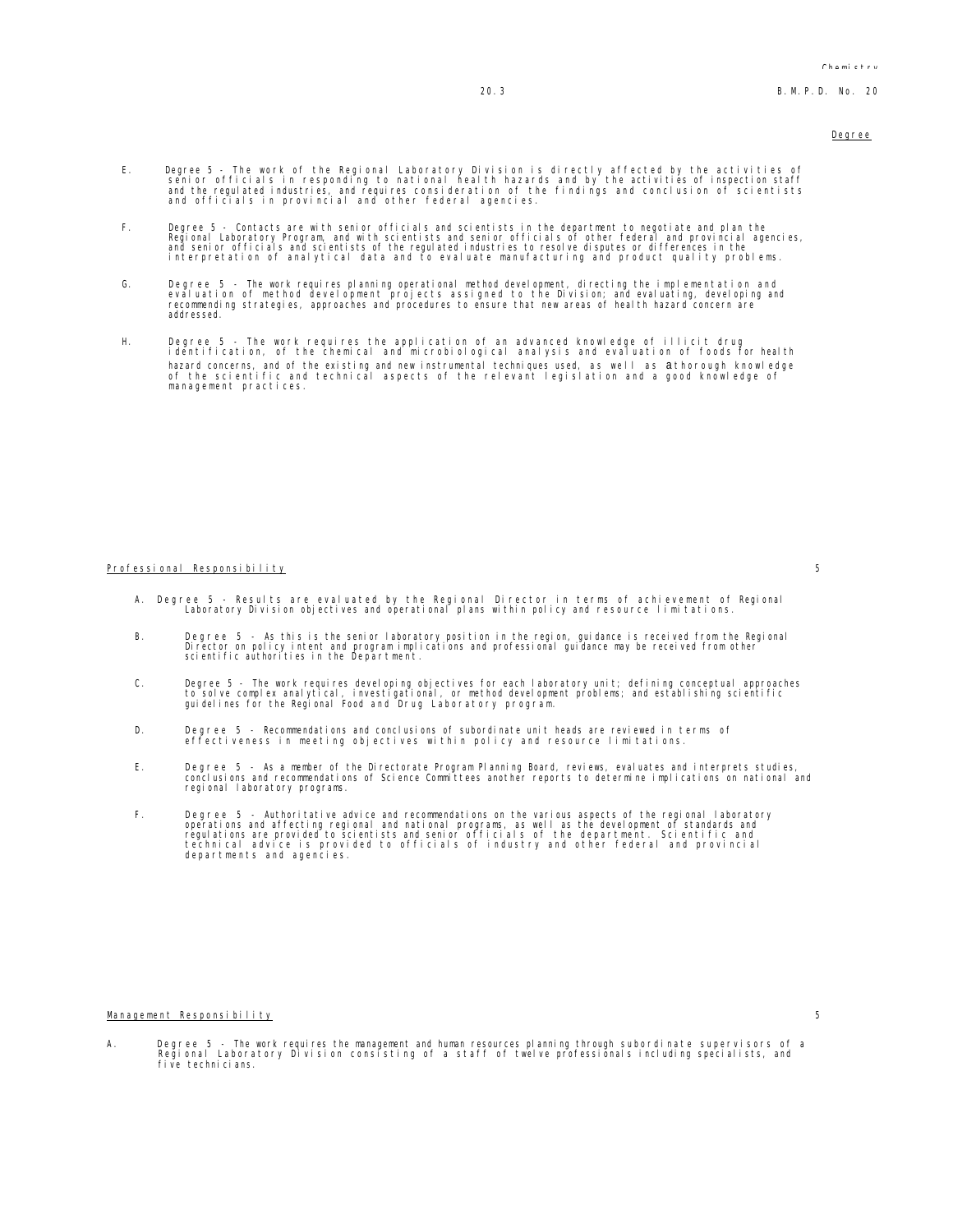Degree

E. Degree 5 - The work of the Regional Laboratory Division is directly affected by the activities of senior officials in responding to national health hazards and by the activities of inspection staff and the regulated industries, and requires consideration of the findings and conclusion of scientists and officials in provincial and other federal agencies.

F. Degree 5 - Contacts are with senior officials and scientists in the department to negotiate and plan the Regional Laboratory Program, and with scientists and senior officials of other federal and provincial agencies, and senior officials and scientists of the regulated industries to resolve disputes or differences in the interpretation of analytical data and to evaluate manufacturing and product quality problems.

G. Degree 5 - The work requires planning operational method development, directing the implementation and evaluation of method development projects assigned to the Division; and evaluating, developing and recommending strategies, approaches and procedures to ensure that new areas of health hazard concern are addressed.

H. Degree 5 - The work requires the application of an advanced knowledge of illicit drug identification, of the chemical and microbiological analysis and evaluation of foods for health hazard concerns, and of the existing and new instrumental techniques used, as well as a thorough knowledge of the scientific and technical aspects of the relevant legislation and a good knowledge of management practices.

Professional Responsibility 5

A. Degree 5 - Results are evaluated by the Regional Director in terms of achievement of Regional Laboratory Division objectives and operational plans within policy and resource limitations.

B. Degree 5 - As this is the senior laboratory position in the region, guidance is received from the Regional Director on policy intent and program implications and professional guidance may be received from other scientific authorities in the Department.

C. Degree 5 - The work requires developing objectives for each laboratory unit; defining conceptual approaches to solve complex analytical, investigational, or method development problems; and establishing scientific guidelines for the Regional Food and Drug Laboratory program.

D. Degree 5 - Recommendations and conclusions of subordinate unit heads are reviewed in terms of effectiveness in meeting objectives within policy and resource limitations.

E. Degree 5 - As a member of the Directorate Program Planning Board, reviews, evaluates and interprets studies, conclusions and recommendations of Science Committees another reports to determine implications on national and regional laboratory programs.

F. Degree 5 - Authoritative advice and recommendations on the various aspects of the regional laboratory operations and affecting regional and national programs, as well as the development of standards and regulations are provided to scientists and senior officials of the department. Scientific and technical advice is provided to officials of industry and other federal and provincial departments and agencies.

Management Responsibility 5

A. Degree 5 - The work requires the management and human resources planning through subordinate supervisors of a Regional Laboratory Division consisting of a staff of twelve professionals including specialists, and five technicians.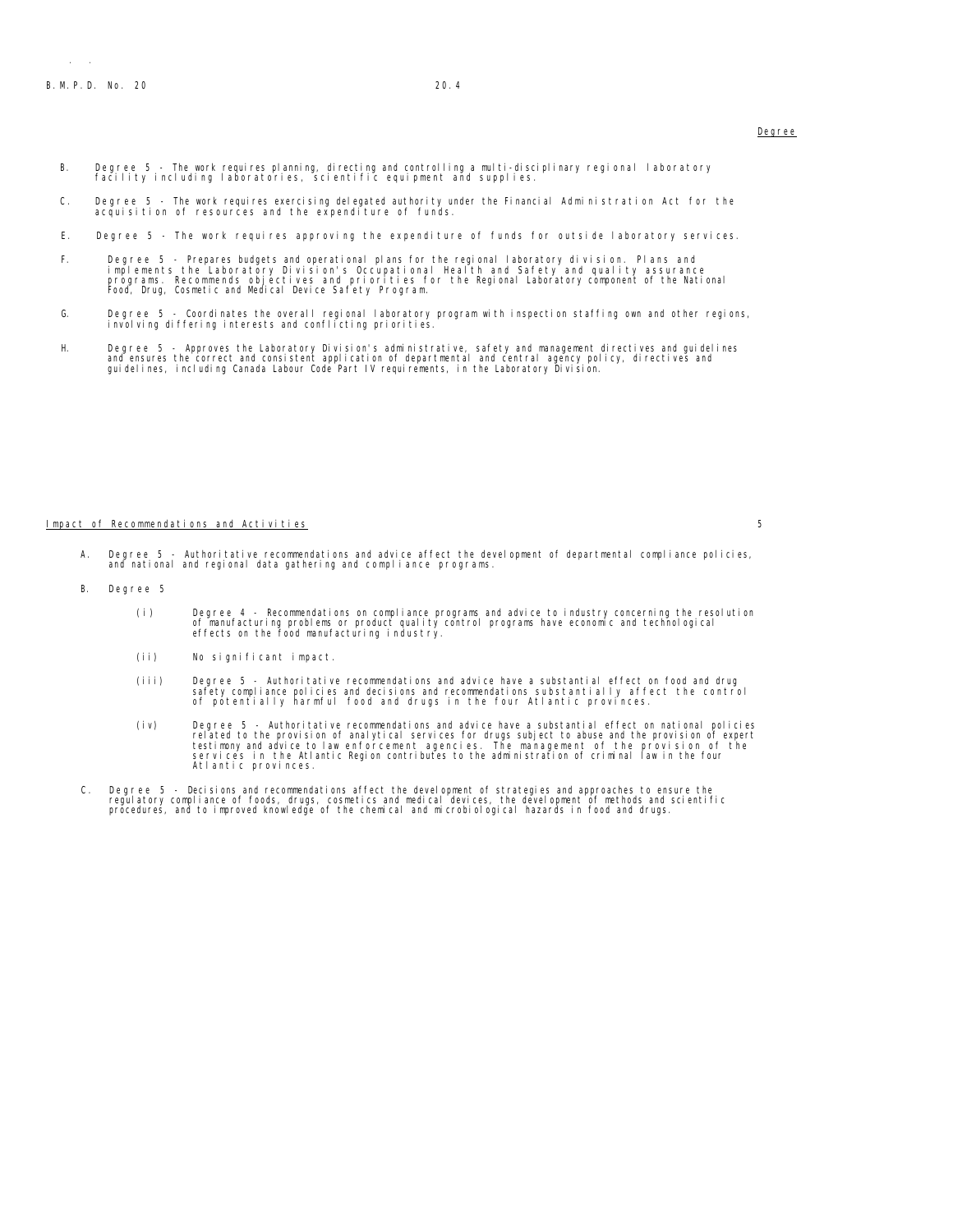Degree

B. Degree 5 - The work requires planning, directing and controlling a multi-disciplinary regional laboratory facility including laboratories, scientific equipment and supplies.

C. Degree 5 - The work requires exercising delegated authority under the Financial Administration Act for the acquisition of resources and the expenditure of funds.

E. Degree 5 - The work requires approving the expenditure of funds for outside laboratory services.

F. Degree 5 - Prepares budgets and operational plans for the regional laboratory division. Plans and implements the Laboratory Division's Occupational Health and Safety and quality assurance programs. Recommends objectives and priorities for the Regional Laboratory component of the National Food, Drug, Cosmetic and Medical Device Safety Program.

G. Degree 5 - Coordinates the overall regional laboratory program with inspection staffing own and other regions, involving differing interests and conflicting priorities.

H. Degree 5 - Approves the Laboratory Division's administrative, safety and management directives and guidelines and ensures the correct and consistent application of departmental and central agency policy, directives and guidelines, including Canada Labour Code Part IV requirements, in the Laboratory Division.

## Impact of Recommendations and Activities 5

A. Degree 5 - Authoritative recommendations and advice affect the development of departmental compliance policies, and national and regional data gathering and compliance programs.

B. Degree 5

(i) Degree 4 - Recommendations on compliance programs and advice to industry concerning the resolution of manufacturing problems or product quality control programs have economic and technological effects on the food manufacturing industry.

(ii) No significant impact.

(iii) Degree 5 - Authoritative recommendations and advice have a substantial effect on food and drug safety compliance policies and decisions and recommendations substantially affect the control of potentially harmful food and drugs in the four Atlantic provinces.

(iv) Degree 5 - Authoritative recommendations and advice have a substantial effect on national policies related to the provision of analytical services for drugs subject to abuse and the provision of expert testimony and advice to law enforcement agencies. The management of the provision of the services in the Atlantic Region contributes to the administration of criminal law in the four Atlantic provinces.

C. Degree 5 - Decisions and recommendations affect the development of strategies and approaches to ensure the regulatory compliance of foods, drugs, cosmetics and medical devices, the development of methods and scientific procedures, and to improved knowledge of the chemical and microbiological hazards in food and drugs.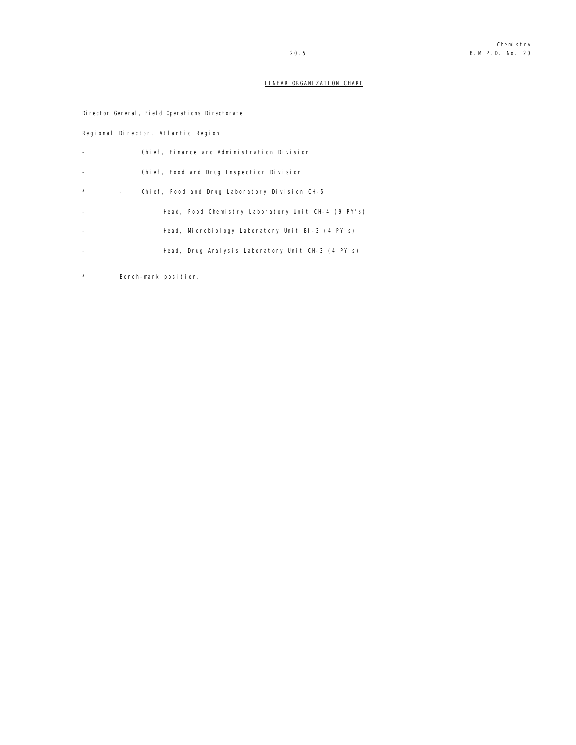## LINEAR ORGANIZATION CHART

Director General, Field Operations Directorate

Regional Director, Atlantic Region

- Chief, Finance and Administration Division

- Chief, Food and Drug Inspection Division

\* - Chief, Food and Drug Laboratory Division CH-5

- Head, Food Chemistry Laboratory Unit CH-4 (9 PY's)

- Head, Microbiology Laboratory Unit BI-3 (4 PY's)

- Head, Drug Analysis Laboratory Unit CH-3 (4 PY's)

\* Bench-mark position.